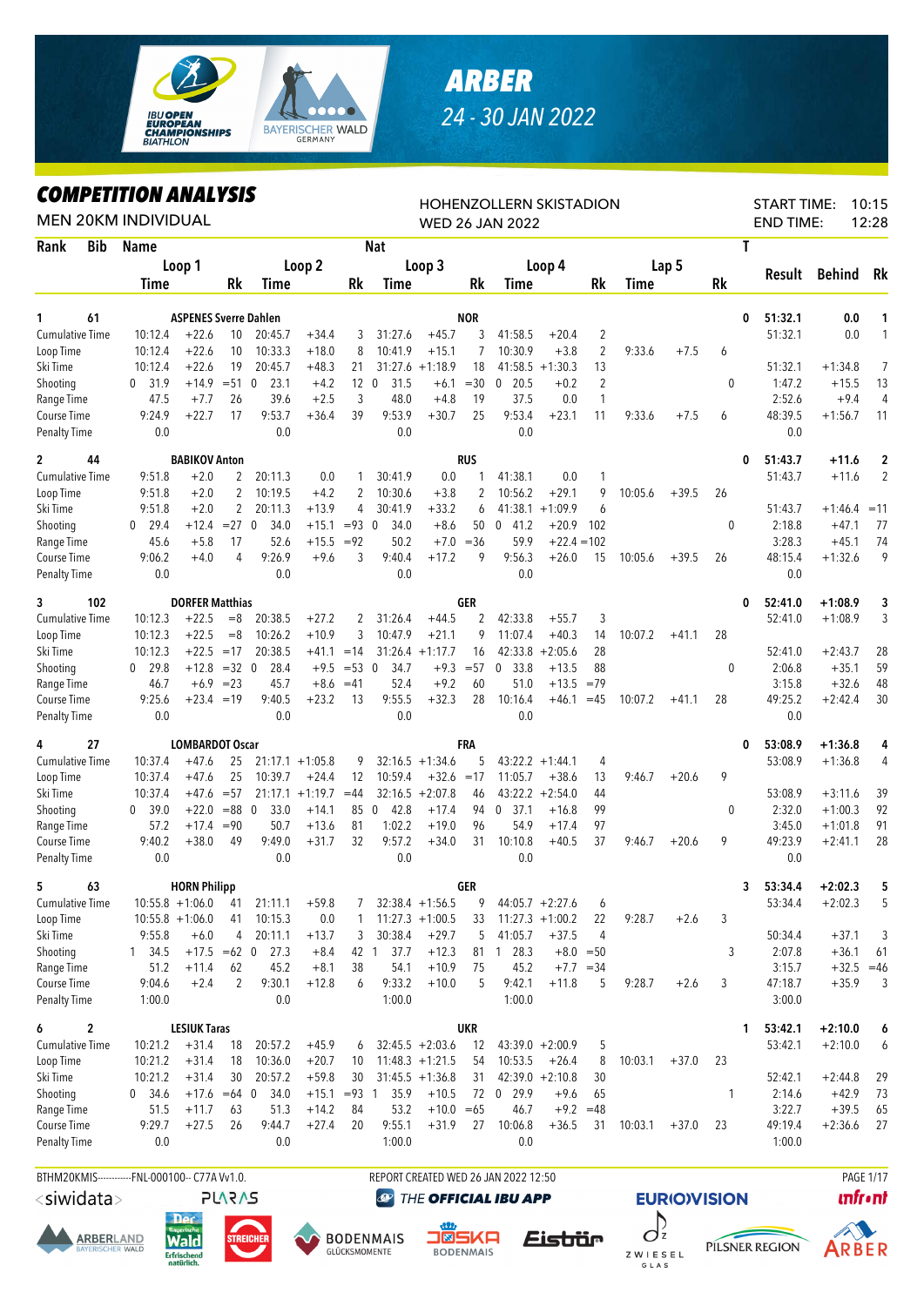# ARBER

24 - 30 JAN 2022

IBU OPEN EUROPEAN CHAMPIONSHIPS BIATHLON

## COMPETITION ANALYSIS

MEN 20KM INDIVIDUAL

HOHENZOLLERN SKISTADION
WED 26 JAN 2022

START TIME: 10:15
END TIME: 12:28

| Rank | Bib | Name | | | Nat | | | | | | | | | | T | Result | Behind | Rk |
|---|---|---|---|---|---|---|---|---|---|---|---|---|---|---|---|---|---|---|
| | | Loop 1 | | | Loop 2 | | | Loop 3 | | | Loop 4 | | | Lap 5 | | | | |
| | | Time | | Rk | Time | | Rk | Time | | Rk | Time | | Rk | Time | | Rk | | |
| 1 | 61 | ASPENES Sverre Dahlen | | | NOR | | | | | | | | | | 0 | 51:32.1 | 0.0 | 1 |
| Cumulative Time | | 10:12.4 | +22.6 | 10 | 20:45.7 | +34.4 | 3 | 31:27.6 | +45.7 | 3 | 41:58.5 | +20.4 | 2 | | | 51:32.1 | 0.0 | 1 |
| Loop Time | | 10:12.4 | +22.6 | 10 | 10:33.3 | +18.0 | 8 | 10:41.9 | +15.1 | 7 | 10:30.9 | +3.8 | 2 | 9:33.6 | +7.5 | 6 | | |
| Ski Time | | 10:12.4 | +22.6 | 19 | 20:45.7 | +48.3 | 21 | 31:27.6 | +1:18.9 | 18 | 41:58.5 | +1:30.3 | 13 | | | 51:32.1 | +1:34.8 | 7 |
| Shooting | | 0 31.9 | +14.9 | =51 | 0 23.1 | +4.2 | 12 | 0 31.5 | +6.1 | =30 | 0 20.5 | +0.2 | 2 | | 0 | 1:47.2 | +15.5 | 13 |
| Range Time | | 47.5 | +7.7 | 26 | 39.6 | +2.5 | 3 | 48.0 | +4.8 | 19 | 37.5 | 0.0 | 1 | | | 2:52.6 | +9.4 | 4 |
| Course Time | | 9:24.9 | +22.7 | 17 | 9:53.7 | +36.4 | 39 | 9:53.9 | +30.7 | 25 | 9:53.4 | +23.1 | 11 | 9:33.6 | +7.5 | 6 | 48:39.5 | +1:56.7 | 11 |
| Penalty Time | | 0.0 | | | 0.0 | | | 0.0 | | | 0.0 | | | | | 0.0 | | |
| 2 | 44 | BABIKOV Anton | | | RUS | | | | | | | | | | 0 | 51:43.7 | +11.6 | 2 |
| Cumulative Time | | 9:51.8 | +2.0 | 2 | 20:11.3 | 0.0 | 1 | 30:41.9 | 0.0 | 1 | 41:38.1 | 0.0 | 1 | | | 51:43.7 | +11.6 | 2 |
| Loop Time | | 9:51.8 | +2.0 | 2 | 10:19.5 | +4.2 | 2 | 10:30.6 | +3.8 | 2 | 10:56.2 | +29.1 | 9 | 10:05.6 | +39.5 | 26 | | |
| Ski Time | | 9:51.8 | +2.0 | 2 | 20:11.3 | +13.9 | 4 | 30:41.9 | +33.2 | 6 | 41:38.1 | +1:09.9 | 6 | | | 51:43.7 | +1:46.4 | =11 |
| Shooting | | 0 29.4 | +12.4 | =27 | 0 34.0 | +15.1 | =93 | 0 34.0 | +8.6 | 50 | 0 41.2 | +20.9 | 102 | | 0 | 2:18.8 | +47.1 | 77 |
| Range Time | | 45.6 | +5.8 | 17 | 52.6 | +15.5 | =92 | 50.2 | +7.0 | =36 | 59.9 | +22.4 | =102 | | | 3:28.3 | +45.1 | 74 |
| Course Time | | 9:06.2 | +4.0 | 4 | 9:26.9 | +9.6 | 3 | 9:40.4 | +17.2 | 9 | 9:56.3 | +26.0 | 15 | 10:05.6 | +39.5 | 26 | 48:15.4 | +1:32.6 | 9 |
| Penalty Time | | 0.0 | | | 0.0 | | | 0.0 | | | 0.0 | | | | | 0.0 | | |
| 3 | 102 | DORFER Matthias | | | GER | | | | | | | | | | 0 | 52:41.0 | +1:08.9 | 3 |
| Cumulative Time | | 10:12.3 | +22.5 | =8 | 20:38.5 | +27.2 | 2 | 31:26.4 | +44.5 | 2 | 42:33.8 | +55.7 | 3 | | | 52:41.0 | +1:08.9 | 3 |
| Loop Time | | 10:12.3 | +22.5 | =8 | 10:26.2 | +10.9 | 3 | 10:47.9 | +21.1 | 9 | 11:07.4 | +40.3 | 14 | 10:07.2 | +41.1 | 28 | | |
| Ski Time | | 10:12.3 | +22.5 | =17 | 20:38.5 | +41.1 | =14 | 31:26.4 | +1:17.7 | 16 | 42:33.8 | +2:05.6 | 28 | | | 52:41.0 | +2:43.7 | 28 |
| Shooting | | 0 29.8 | +12.8 | =32 | 0 28.4 | +9.5 | =53 | 0 34.7 | +9.3 | =57 | 0 33.8 | +13.5 | 88 | | 0 | 2:06.8 | +35.1 | 59 |
| Range Time | | 46.7 | +6.9 | =23 | 45.7 | +8.6 | =41 | 52.4 | +9.2 | 60 | 51.0 | +13.5 | =79 | | | 3:15.8 | +32.6 | 48 |
| Course Time | | 9:25.6 | +23.4 | =19 | 9:40.5 | +23.2 | 13 | 9:55.5 | +32.3 | 28 | 10:16.4 | +46.1 | =45 | 10:07.2 | +41.1 | 28 | 49:25.2 | +2:42.4 | 30 |
| Penalty Time | | 0.0 | | | 0.0 | | | 0.0 | | | 0.0 | | | | | 0.0 | | |
| 4 | 27 | LOMBARDOT Oscar | | | FRA | | | | | | | | | | 0 | 53:08.9 | +1:36.8 | 4 |
| Cumulative Time | | 10:37.4 | +47.6 | 25 | 21:17.1 | +1:05.8 | 9 | 32:16.5 | +1:34.6 | 5 | 43:22.2 | +1:44.1 | 4 | | | 53:08.9 | +1:36.8 | 4 |
| Loop Time | | 10:37.4 | +47.6 | 25 | 10:39.7 | +24.4 | 12 | 10:59.4 | +32.6 | =17 | 11:05.7 | +38.6 | 13 | 9:46.7 | +20.6 | 9 | | |
| Ski Time | | 10:37.4 | +47.6 | =57 | 21:17.1 | +1:19.7 | =44 | 32:16.5 | +2:07.8 | 46 | 43:22.2 | +2:54.0 | 44 | | | 53:08.9 | +3:11.6 | 39 |
| Shooting | | 0 39.0 | +22.0 | =88 | 0 33.0 | +14.1 | 85 | 0 42.8 | +17.4 | 94 | 0 37.1 | +16.8 | 99 | | 0 | 2:32.0 | +1:00.3 | 92 |
| Range Time | | 57.2 | +17.4 | =90 | 50.7 | +13.6 | 81 | 1:02.2 | +19.0 | 96 | 54.9 | +17.4 | 97 | | | 3:45.0 | +1:01.8 | 91 |
| Course Time | | 9:40.2 | +38.0 | 49 | 9:49.0 | +31.7 | 32 | 9:57.2 | +34.0 | 31 | 10:10.8 | +40.5 | 37 | 9:46.7 | +20.6 | 9 | 49:23.9 | +2:41.1 | 28 |
| Penalty Time | | 0.0 | | | 0.0 | | | 0.0 | | | 0.0 | | | | | 0.0 | | |
| 5 | 63 | HORN Philipp | | | GER | | | | | | | | | | 3 | 53:34.4 | +2:02.3 | 5 |
| Cumulative Time | | 10:55.8 | +1:06.0 | 41 | 21:11.1 | +59.8 | 7 | 32:38.4 | +1:56.5 | 9 | 44:05.7 | +2:27.6 | 6 | | | 53:34.4 | +2:02.3 | 5 |
| Loop Time | | 10:55.8 | +1:06.0 | 41 | 10:15.3 | 0.0 | 1 | 11:27.3 | +1:00.5 | 33 | 11:27.3 | +1:00.2 | 22 | 9:28.7 | +2.6 | 3 | | |
| Ski Time | | 9:55.8 | +6.0 | 4 | 20:11.1 | +13.7 | 3 | 30:38.4 | +29.7 | 5 | 41:05.7 | +37.5 | 4 | | | 50:34.4 | +37.1 | 3 |
| Shooting | | 1 34.5 | +17.5 | =62 | 0 27.3 | +8.4 | 42 | 1 37.7 | +12.3 | 81 | 1 28.3 | +8.0 | =50 | | 3 | 2:07.8 | +36.1 | 61 |
| Range Time | | 51.2 | +11.4 | 62 | 45.2 | +8.1 | 38 | 54.1 | +10.9 | 75 | 45.2 | +7.7 | =34 | | | 3:15.7 | +32.5 | =46 |
| Course Time | | 9:04.6 | +2.4 | 2 | 9:30.1 | +12.8 | 6 | 9:33.2 | +10.0 | 5 | 9:42.1 | +11.8 | 5 | 9:28.7 | +2.6 | 3 | 47:18.7 | +35.9 | 3 |
| Penalty Time | | 1:00.0 | | | 0.0 | | | 1:00.0 | | | 1:00.0 | | | | | 3:00.0 | | |
| 6 | 2 | LESIUK Taras | | | UKR | | | | | | | | | | 1 | 53:42.1 | +2:10.0 | 6 |
| Cumulative Time | | 10:21.2 | +31.4 | 18 | 20:57.2 | +45.9 | 6 | 32:45.5 | +2:03.6 | 12 | 43:39.0 | +2:00.9 | 5 | | | 53:42.1 | +2:10.0 | 6 |
| Loop Time | | 10:21.2 | +31.4 | 18 | 10:36.0 | +20.7 | 10 | 11:48.3 | +1:21.5 | 54 | 10:53.5 | +26.4 | 8 | 10:03.1 | +37.0 | 23 | | |
| Ski Time | | 10:21.2 | +31.4 | 30 | 20:57.2 | +59.8 | 30 | 31:45.5 | +1:36.8 | 31 | 42:39.0 | +2:10.8 | 30 | | | 52:42.1 | +2:44.8 | 29 |
| Shooting | | 0 34.6 | +17.6 | =64 | 0 34.0 | +15.1 | =93 | 1 35.9 | +10.5 | 72 | 0 29.9 | +9.6 | 65 | | 1 | 2:14.6 | +42.9 | 73 |
| Range Time | | 51.5 | +11.7 | 63 | 51.3 | +14.2 | 84 | 53.2 | +10.0 | =65 | 46.7 | +9.2 | =48 | | | 3:22.7 | +39.5 | 65 |
| Course Time | | 9:29.7 | +27.5 | 26 | 9:44.7 | +27.4 | 20 | 9:55.1 | +31.9 | 27 | 10:06.8 | +36.5 | 31 | 10:03.1 | +37.0 | 23 | 49:19.4 | +2:36.6 | 27 |
| Penalty Time | | 0.0 | | | 0.0 | | | 1:00.0 | | | 0.0 | | | | | 1:00.0 | | |

BTHM20KMIS-----------FNL-000100-- C77A Vv1.0. REPORT CREATED WED 26 JAN 2022 12:50

<siwidata> PLARAS THE OFFICIAL IBU APP EUROVISION infront

ARBERLAND BAYERISCHER WALD · Der Bayerische Wald · STREICHER · BODENMAIS GLÜCKSMOMENTE · JOSKA BODENMAIS · Eisbär · ZWIESEL GLAS · PILSNER REGION · ARBER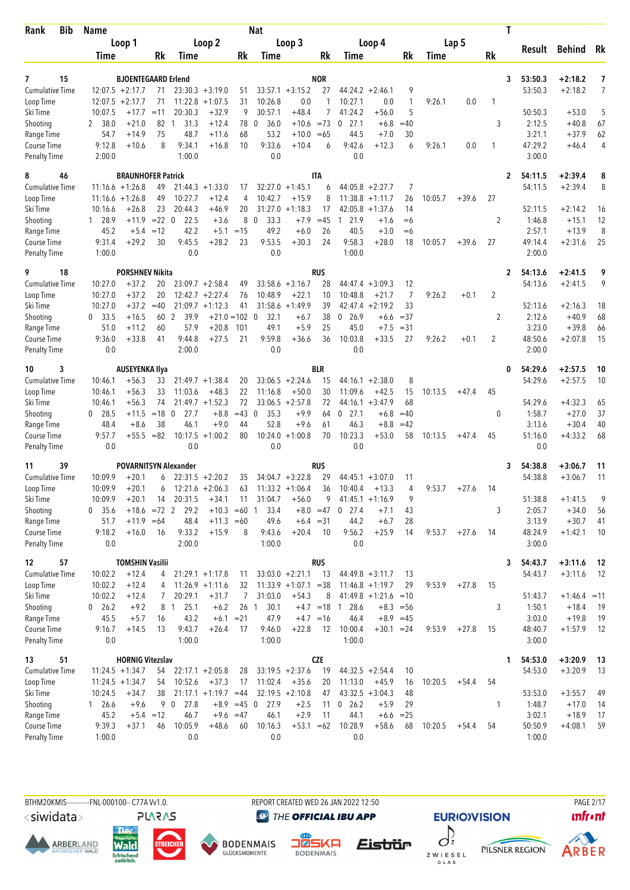| Rank | Bib | Name | | | | | | Nat | | | | | | | | | | T | Result | Behind | Rk |
|---|---|---|---|---|---|---|---|---|---|---|---|---|---|---|---|---|---|---|---|---|---|
| | | Loop 1 | | | Loop 2 | | | Loop 3 | | | Loop 4 | | | Lap 5 | | | | | | | |
| | | Time | | Rk | Time | | Rk | Time | | Rk | Time | | Rk | Time | | Rk | | | | | |
| 7 | 15 | BJOENTEGAARD Erlend | | | | | | NOR | | | | | | | | | | 3 | 53:50.3 | +2:18.2 | 7 |
| Cumulative Time | | 12:07.5 | +2:17.7 | 71 | 23:30.3 | +3:19.0 | 51 | 33:57.1 | +3:15.2 | 27 | 44:24.2 | +2:46.1 | 9 | | | | | | 53:50.3 | +2:18.2 | 7 |
| Loop Time | | 12:07.5 | +2:17.7 | 71 | 11:22.8 | +1:07.5 | 31 | 10:26.8 | 0.0 | 1 | 10:27.1 | 0.0 | 1 | 9:26.1 | 0.0 | 1 | | | | | |
| Ski Time | | 10:07.5 | +17.7 | =11 | 20:30.3 | +32.9 | 9 | 30:57.1 | +48.4 | 7 | 41:24.2 | +56.0 | 5 | | | | | | 50:50.3 | +53.0 | 5 |
| Shooting | | 2 38.0 | +21.0 | 82 | 1 31.3 | +12.4 | 78 | 0 36.0 | +10.6 | =73 | 0 27.1 | +6.8 | =40 | | | | | 3 | 2:12.5 | +40.8 | 67 |
| Range Time | | 54.7 | +14.9 | 75 | 48.7 | +11.6 | 68 | 53.2 | +10.0 | =65 | 44.5 | +7.0 | 30 | | | | | | 3:21.1 | +37.9 | 62 |
| Course Time | | 9:12.8 | +10.6 | 8 | 9:34.1 | +16.8 | 10 | 9:33.6 | +10.4 | 6 | 9:42.6 | +12.3 | 6 | 9:26.1 | 0.0 | 1 | | | 47:29.2 | +46.4 | 4 |
| Penalty Time | | 2:00.0 | | | 1:00.0 | | | 0.0 | | | 0.0 | | | | | | | | 3:00.0 | | |
| 8 | 46 | BRAUNHOFER Patrick | | | | | | ITA | | | | | | | | | | 2 | 54:11.5 | +2:39.4 | 8 |
| Cumulative Time | | 11:16.6 | +1:26.8 | 49 | 21:44.3 | +1:33.0 | 17 | 32:27.0 | +1:45.1 | 6 | 44:05.8 | +2:27.7 | 7 | | | | | | 54:11.5 | +2:39.4 | 8 |
| Loop Time | | 11:16.6 | +1:26.8 | 49 | 10:27.7 | +12.4 | 4 | 10:42.7 | +15.9 | 8 | 11:38.8 | +1:11.7 | 26 | 10:05.7 | +39.6 | 27 | | | | | |
| Ski Time | | 10:16.6 | +26.8 | 23 | 20:44.3 | +46.9 | 20 | 31:27.0 | +1:18.3 | 17 | 42:05.8 | +1:37.6 | 14 | | | | | | 52:11.5 | +2:14.2 | 16 |
| Shooting | | 1 28.9 | +11.9 | =22 | 0 22.5 | +3.6 | 8 | 0 33.3 | +7.9 | =45 | 1 21.9 | +1.6 | =6 | | | | | 2 | 1:46.8 | +15.1 | 12 |
| Range Time | | 45.2 | +5.4 | =12 | 42.2 | +5.1 | =15 | 49.2 | +6.0 | 26 | 40.5 | +3.0 | =6 | | | | | | 2:57.1 | +13.9 | 8 |
| Course Time | | 9:31.4 | +29.2 | 30 | 9:45.5 | +28.2 | 23 | 9:53.5 | +30.3 | 24 | 9:58.3 | +28.0 | 18 | 10:05.7 | +39.6 | 27 | | | 49:14.4 | +2:31.6 | 25 |
| Penalty Time | | 1:00.0 | | | 0.0 | | | 0.0 | | | 1:00.0 | | | | | | | | 2:00.0 | | |
| 9 | 18 | PORSHNEV Nikita | | | | | | RUS | | | | | | | | | | 2 | 54:13.6 | +2:41.5 | 9 |
| Cumulative Time | | 10:27.0 | +37.2 | 20 | 23:09.7 | +2:58.4 | 49 | 33:58.6 | +3:16.7 | 28 | 44:47.4 | +3:09.3 | 12 | | | | | | 54:13.6 | +2:41.5 | 9 |
| Loop Time | | 10:27.0 | +37.2 | 20 | 12:42.7 | +2:27.4 | 76 | 10:48.9 | +22.1 | 10 | 10:48.8 | +21.7 | 7 | 9:26.2 | +0.1 | 2 | | | | | |
| Ski Time | | 10:27.0 | +37.2 | =40 | 21:09.7 | +1:12.3 | 41 | 31:58.6 | +1:49.9 | 39 | 42:47.4 | +2:19.2 | 33 | | | | | | 52:13.6 | +2:16.3 | 18 |
| Shooting | | 0 33.5 | +16.5 | 60 | 2 39.9 | +21.0 | =102 | 0 32.1 | +6.7 | 38 | 0 26.9 | +6.6 | =37 | | | | | 2 | 2:12.6 | +40.9 | 68 |
| Range Time | | 51.0 | +11.2 | 60 | 57.9 | +20.8 | 101 | 49.1 | +5.9 | 25 | 45.0 | +7.5 | =31 | | | | | | 3:23.0 | +39.8 | 66 |
| Course Time | | 9:36.0 | +33.8 | 41 | 9:44.8 | +27.5 | 21 | 9:59.8 | +36.6 | 36 | 10:03.8 | +33.5 | 27 | 9:26.2 | +0.1 | 2 | | | 48:50.6 | +2:07.8 | 15 |
| Penalty Time | | 0.0 | | | 2:00.0 | | | 0.0 | | | 0.0 | | | | | | | | 2:00.0 | | |
| 10 | 3 | AUSEYENKA Ilya | | | | | | BLR | | | | | | | | | | 0 | 54:29.6 | +2:57.5 | 10 |
| Cumulative Time | | 10:46.1 | +56.3 | 33 | 21:49.7 | +1:38.4 | 20 | 33:06.5 | +2:24.6 | 15 | 44:16.1 | +2:38.0 | 8 | | | | | | 54:29.6 | +2:57.5 | 10 |
| Loop Time | | 10:46.1 | +56.3 | 33 | 11:03.6 | +48.3 | 22 | 11:16.8 | +50.0 | 30 | 11:09.6 | +42.5 | 15 | 10:13.5 | +47.4 | 45 | | | | | |
| Ski Time | | 10:46.1 | +56.3 | 74 | 21:49.7 | +1:52.3 | 72 | 33:06.5 | +2:57.8 | 72 | 44:16.1 | +3:47.9 | 68 | | | | | | 54:29.6 | +4:32.3 | 65 |
| Shooting | | 0 28.5 | +11.5 | =18 | 0 27.7 | +8.8 | =43 | 0 35.3 | +9.9 | 64 | 0 27.1 | +6.8 | =40 | | | | | 0 | 1:58.7 | +27.0 | 37 |
| Range Time | | 48.4 | +8.6 | 38 | 46.1 | +9.0 | 44 | 52.8 | +9.6 | 61 | 46.3 | +8.8 | =42 | | | | | | 3:13.6 | +30.4 | 40 |
| Course Time | | 9:57.7 | +55.5 | =82 | 10:17.5 | +1:00.2 | 80 | 10:24.0 | +1:00.8 | 70 | 10:23.3 | +53.0 | 58 | 10:13.5 | +47.4 | 45 | | | 51:16.0 | +4:33.2 | 68 |
| Penalty Time | | 0.0 | | | 0.0 | | | 0.0 | | | 0.0 | | | | | | | | 0.0 | | |
| 11 | 39 | POVARNITSYN Alexander | | | | | | RUS | | | | | | | | | | 3 | 54:38.8 | +3:06.7 | 11 |
| Cumulative Time | | 10:09.9 | +20.1 | 6 | 22:31.5 | +2:20.2 | 35 | 34:04.7 | +3:22.8 | 29 | 44:45.1 | +3:07.0 | 11 | | | | | | 54:38.8 | +3:06.7 | 11 |
| Loop Time | | 10:09.9 | +20.1 | 6 | 12:21.6 | +2:06.3 | 63 | 11:33.2 | +1:06.4 | 36 | 10:40.4 | +13.3 | 4 | 9:53.7 | +27.6 | 14 | | | | | |
| Ski Time | | 10:09.9 | +20.1 | 14 | 20:31.5 | +34.1 | 11 | 31:04.7 | +56.0 | 9 | 41:45.1 | +1:16.9 | 9 | | | | | | 51:38.8 | +1:41.5 | 9 |
| Shooting | | 0 35.6 | +18.6 | =72 | 2 29.2 | +10.3 | =60 | 1 33.4 | +8.0 | =47 | 0 27.4 | +7.1 | 43 | | | | | 3 | 2:05.7 | +34.0 | 56 |
| Range Time | | 51.7 | +11.9 | =64 | 48.4 | +11.3 | =60 | 49.6 | +6.4 | =31 | 44.2 | +6.7 | 28 | | | | | | 3:13.9 | +30.7 | 41 |
| Course Time | | 9:18.2 | +16.0 | 16 | 9:33.2 | +15.9 | 8 | 9:43.6 | +20.4 | 10 | 9:56.2 | +25.9 | 14 | 9:53.7 | +27.6 | 14 | | | 48:24.9 | +1:42.1 | 10 |
| Penalty Time | | 0.0 | | | 2:00.0 | | | 1:00.0 | | | 0.0 | | | | | | | | 3:00.0 | | |
| 12 | 57 | TOMSHIN Vasilii | | | | | | RUS | | | | | | | | | | 3 | 54:43.7 | +3:11.6 | 12 |
| Cumulative Time | | 10:02.2 | +12.4 | 4 | 21:29.1 | +1:17.8 | 11 | 33:03.0 | +2:21.1 | 13 | 44:49.8 | +3:11.7 | 13 | | | | | | 54:43.7 | +3:11.6 | 12 |
| Loop Time | | 10:02.2 | +12.4 | 4 | 11:26.9 | +1:11.6 | 32 | 11:33.9 | +1:07.1 | =38 | 11:46.8 | +1:19.7 | 29 | 9:53.9 | +27.8 | 15 | | | | | |
| Ski Time | | 10:02.2 | +12.4 | 7 | 20:29.1 | +31.7 | 7 | 31:03.0 | +54.3 | 8 | 41:49.8 | +1:21.6 | =10 | | | | | | 51:43.7 | +1:46.4 | =11 |
| Shooting | | 0 26.2 | +9.2 | 8 | 1 25.1 | +6.2 | 26 | 1 30.1 | +4.7 | =18 | 1 28.6 | +8.3 | =56 | | | | | 3 | 1:50.1 | +18.4 | 19 |
| Range Time | | 45.5 | +5.7 | 16 | 43.2 | +6.1 | =21 | 47.9 | +4.7 | =16 | 46.4 | +8.9 | =45 | | | | | | 3:03.0 | +19.8 | 19 |
| Course Time | | 9:16.7 | +14.5 | 13 | 9:43.7 | +26.4 | 17 | 9:46.0 | +22.8 | 12 | 10:00.4 | +30.1 | =24 | 9:53.9 | +27.8 | 15 | | | 48:40.7 | +1:57.9 | 12 |
| Penalty Time | | 0.0 | | | 1:00.0 | | | 1:00.0 | | | 1:00.0 | | | | | | | | 3:00.0 | | |
| 13 | 51 | HORNIG Vitezslav | | | | | | CZE | | | | | | | | | | 1 | 54:53.0 | +3:20.9 | 13 |
| Cumulative Time | | 11:24.5 | +1:34.7 | 54 | 22:17.1 | +2:05.8 | 28 | 33:19.5 | +2:37.6 | 19 | 44:32.5 | +2:54.4 | 10 | | | | | | 54:53.0 | +3:20.9 | 13 |
| Loop Time | | 11:24.5 | +1:34.7 | 54 | 10:52.6 | +37.3 | 17 | 11:02.4 | +35.6 | 20 | 11:13.0 | +45.9 | 16 | 10:20.5 | +54.4 | 54 | | | | | |
| Ski Time | | 10:24.5 | +34.7 | 38 | 21:17.1 | +1:19.7 | =44 | 32:19.5 | +2:10.8 | 47 | 43:32.5 | +3:04.3 | 48 | | | | | | 53:53.0 | +3:55.7 | 49 |
| Shooting | | 1 26.6 | +9.6 | 9 | 0 27.8 | +8.9 | =45 | 0 27.9 | +2.5 | 11 | 0 26.2 | +5.9 | 29 | | | | | 1 | 1:48.7 | +17.0 | 14 |
| Range Time | | 45.2 | +5.4 | =12 | 46.7 | +9.6 | =47 | 46.1 | +2.9 | 11 | 44.1 | +6.6 | =25 | | | | | | 3:02.1 | +18.9 | 17 |
| Course Time | | 9:39.3 | +37.1 | 46 | 10:05.9 | +48.6 | 60 | 10:16.3 | +53.1 | =62 | 10:28.9 | +58.6 | 68 | 10:20.5 | +54.4 | 54 | | | 50:50.9 | +4:08.1 | 59 |
| Penalty Time | | 1:00.0 | | | 0.0 | | | 0.0 | | | 0.0 | | | | | | | | 1:00.0 | | |

BTHM20KMIS-----------FNL-000100-- C77A Vv1.0. REPORT CREATED WED 26 JAN 2022 12:50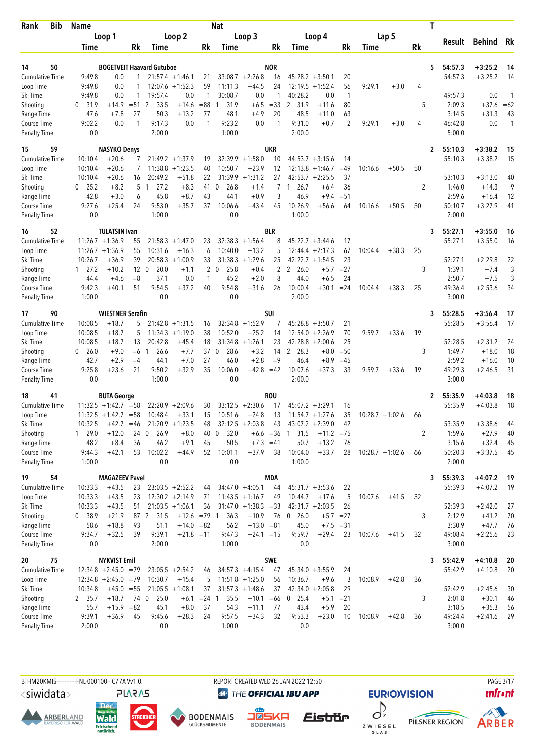| Rank | Bib | Name | | | | | Nat | | | | | | | | | | T | Result | Behind | Rk |
|---|---|---|---|---|---|---|---|---|---|---|---|---|---|---|---|---|---|---|---|---|
| | | Loop 1 | | | Loop 2 | | | Loop 3 | | | Loop 4 | | | Lap 5 | | | | | | |
| | | Time | | Rk | Time | | Rk | Time | | Rk | Time | | Rk | Time | | Rk | | | | |
| 14 | 50 | BOGETVEIT Haavard Gutuboe | | | | | NOR | | | | | | | | | | 5 | 54:57.3 | +3:25.2 | 14 |
| Cumulative Time | | 9:49.8 | 0.0 | 1 | 21:57.4 | +1:46.1 | 21 | 33:08.7 | +2:26.8 | 16 | 45:28.2 | +3:50.1 | 20 | | | | | 54:57.3 | +3:25.2 | 14 |
| Loop Time | | 9:49.8 | 0.0 | 1 | 12:07.6 | +1:52.3 | 59 | 11:11.3 | +44.5 | 24 | 12:19.5 | +1:52.4 | 56 | 9:29.1 | +3.0 | 4 | | | | |
| Ski Time | | 9:49.8 | 0.0 | 1 | 19:57.4 | 0.0 | 1 | 30:08.7 | 0.0 | 1 | 40:28.2 | 0.0 | 1 | | | | | 49:57.3 | 0.0 | 1 |
| Shooting | | 0 31.9 | +14.9 | =51 | 2 33.5 | +14.6 | =88 | 1 31.9 | +6.5 | =33 | 2 31.9 | +11.6 | 80 | | | | 5 | 2:09.3 | +37.6 | =62 |
| Range Time | | 47.6 | +7.8 | 27 | 50.3 | +13.2 | 77 | 48.1 | +4.9 | 20 | 48.5 | +11.0 | 63 | | | | | 3:14.5 | +31.3 | 43 |
| Course Time | | 9:02.2 | 0.0 | 1 | 9:17.3 | 0.0 | 1 | 9:23.2 | 0.0 | 1 | 9:31.0 | +0.7 | 2 | 9:29.1 | +3.0 | 4 | | 46:42.8 | 0.0 | 1 |
| Penalty Time | | 0.0 | | | 2:00.0 | | | 1:00.0 | | | 2:00.0 | | | | | | | 5:00.0 | | |
| 15 | 59 | NASYKO Denys | | | | | UKR | | | | | | | | | | 2 | 55:10.3 | +3:38.2 | 15 |
| Cumulative Time | | 10:10.4 | +20.6 | 7 | 21:49.2 | +1:37.9 | 19 | 32:39.9 | +1:58.0 | 10 | 44:53.7 | +3:15.6 | 14 | | | | | 55:10.3 | +3:38.2 | 15 |
| Loop Time | | 10:10.4 | +20.6 | 7 | 11:38.8 | +1:23.5 | 40 | 10:50.7 | +23.9 | 12 | 12:13.8 | +1:46.7 | =49 | 10:16.6 | +50.5 | 50 | | | | |
| Ski Time | | 10:10.4 | +20.6 | 16 | 20:49.2 | +51.8 | 22 | 31:39.9 | +1:31.2 | 27 | 42:53.7 | +2:25.5 | 37 | | | | | 53:10.3 | +3:13.0 | 40 |
| Shooting | | 0 25.2 | +8.2 | 5 | 1 27.2 | +8.3 | 41 | 0 26.8 | +1.4 | 7 | 1 26.7 | +6.4 | 36 | | | | 2 | 1:46.0 | +14.3 | 9 |
| Range Time | | 42.8 | +3.0 | 6 | 45.8 | +8.7 | 43 | 44.1 | +0.9 | 3 | 46.9 | +9.4 | =51 | | | | | 2:59.6 | +16.4 | 12 |
| Course Time | | 9:27.6 | +25.4 | 24 | 9:53.0 | +35.7 | 37 | 10:06.6 | +43.4 | 45 | 10:26.9 | +56.6 | 64 | 10:16.6 | +50.5 | 50 | | 50:10.7 | +3:27.9 | 41 |
| Penalty Time | | 0.0 | | | 1:00.0 | | | 0.0 | | | 1:00.0 | | | | | | | 2:00.0 | | |
| 16 | 52 | TULATSIN Ivan | | | | | BLR | | | | | | | | | | 3 | 55:27.1 | +3:55.0 | 16 |
| Cumulative Time | | 11:26.7 | +1:36.9 | 55 | 21:58.3 | +1:47.0 | 23 | 32:38.3 | +1:56.4 | 8 | 45:22.7 | +3:44.6 | 17 | | | | | 55:27.1 | +3:55.0 | 16 |
| Loop Time | | 11:26.7 | +1:36.9 | 55 | 10:31.6 | +16.3 | 6 | 10:40.0 | +13.2 | 5 | 12:44.4 | +2:17.3 | 67 | 10:04.4 | +38.3 | 25 | | | | |
| Ski Time | | 10:26.7 | +36.9 | 39 | 20:58.3 | +1:00.9 | 33 | 31:38.3 | +1:29.6 | 25 | 42:22.7 | +1:54.5 | 23 | | | | | 52:27.1 | +2:29.8 | 22 |
| Shooting | | 1 27.2 | +10.2 | 12 | 0 20.0 | +1.1 | 2 | 0 25.8 | +0.4 | 2 | 2 26.0 | +5.7 | =27 | | | | 3 | 1:39.1 | +7.4 | 3 |
| Range Time | | 44.4 | +4.6 | =8 | 37.1 | 0.0 | 1 | 45.2 | +2.0 | 8 | 44.0 | +6.5 | 24 | | | | | 2:50.7 | +7.5 | 3 |
| Course Time | | 9:42.3 | +40.1 | 51 | 9:54.5 | +37.2 | 40 | 9:54.8 | +31.6 | 26 | 10:00.4 | +30.1 | =24 | 10:04.4 | +38.3 | 25 | | 49:36.4 | +2:53.6 | 34 |
| Penalty Time | | 1:00.0 | | | 0.0 | | | 0.0 | | | 2:00.0 | | | | | | | 3:00.0 | | |
| 17 | 90 | WIESTNER Serafin | | | | | SUI | | | | | | | | | | 3 | 55:28.5 | +3:56.4 | 17 |
| Cumulative Time | | 10:08.5 | +18.7 | 5 | 21:42.8 | +1:31.5 | 16 | 32:34.8 | +1:52.9 | 7 | 45:28.8 | +3:50.7 | 21 | | | | | 55:28.5 | +3:56.4 | 17 |
| Loop Time | | 10:08.5 | +18.7 | 5 | 11:34.3 | +1:19.0 | 38 | 10:52.0 | +25.2 | 14 | 12:54.0 | +2:26.9 | 70 | 9:59.7 | +33.6 | 19 | | | | |
| Ski Time | | 10:08.5 | +18.7 | 13 | 20:42.8 | +45.4 | 18 | 31:34.8 | +1:26.1 | 23 | 42:28.8 | +2:00.6 | 25 | | | | | 52:28.5 | +2:31.2 | 24 |
| Shooting | | 0 26.0 | +9.0 | =6 | 1 26.6 | +7.7 | 37 | 0 28.6 | +3.2 | 14 | 2 28.3 | +8.0 | =50 | | | | 3 | 1:49.7 | +18.0 | 18 |
| Range Time | | 42.7 | +2.9 | =4 | 44.1 | +7.0 | 27 | 46.0 | +2.8 | =9 | 46.4 | +8.9 | =45 | | | | | 2:59.2 | +16.0 | 10 |
| Course Time | | 9:25.8 | +23.6 | 21 | 9:50.2 | +32.9 | 35 | 10:06.0 | +42.8 | =42 | 10:07.6 | +37.3 | 33 | 9:59.7 | +33.6 | 19 | | 49:29.3 | +2:46.5 | 31 |
| Penalty Time | | 0.0 | | | 1:00.0 | | | 0.0 | | | 2:00.0 | | | | | | | 3:00.0 | | |
| 18 | 41 | BUTA George | | | | | ROU | | | | | | | | | | 2 | 55:35.9 | +4:03.8 | 18 |
| Cumulative Time | | 11:32.5 | +1:42.7 | =58 | 22:20.9 | +2:09.6 | 30 | 33:12.5 | +2:30.6 | 17 | 45:07.2 | +3:29.1 | 16 | | | | | 55:35.9 | +4:03.8 | 18 |
| Loop Time | | 11:32.5 | +1:42.7 | =58 | 10:48.4 | +33.1 | 15 | 10:51.6 | +24.8 | 13 | 11:54.7 | +1:27.6 | 35 | 10:28.7 | +1:02.6 | 66 | | | | |
| Ski Time | | 10:32.5 | +42.7 | =46 | 21:20.9 | +1:23.5 | 48 | 32:12.5 | +2:03.8 | 43 | 43:07.2 | +2:39.0 | 42 | | | | | 53:35.9 | +3:38.6 | 44 |
| Shooting | | 1 29.0 | +12.0 | 24 | 0 26.9 | +8.0 | 40 | 0 32.0 | +6.6 | =36 | 1 31.5 | +11.2 | =75 | | | | 2 | 1:59.6 | +27.9 | 40 |
| Range Time | | 48.2 | +8.4 | 36 | 46.2 | +9.1 | 45 | 50.5 | +7.3 | =41 | 50.7 | +13.2 | 76 | | | | | 3:15.6 | +32.4 | 45 |
| Course Time | | 9:44.3 | +42.1 | 53 | 10:02.2 | +44.9 | 52 | 10:01.1 | +37.9 | 38 | 10:04.0 | +33.7 | 28 | 10:28.7 | +1:02.6 | 66 | | 50:20.3 | +3:37.5 | 45 |
| Penalty Time | | 1:00.0 | | | 0.0 | | | 0.0 | | | 1:00.0 | | | | | | | 2:00.0 | | |
| 19 | 54 | MAGAZEEV Pavel | | | | | MDA | | | | | | | | | | 3 | 55:39.3 | +4:07.2 | 19 |
| Cumulative Time | | 10:33.3 | +43.5 | 23 | 23:03.5 | +2:52.2 | 44 | 34:47.0 | +4:05.1 | 44 | 45:31.7 | +3:53.6 | 22 | | | | | 55:39.3 | +4:07.2 | 19 |
| Loop Time | | 10:33.3 | +43.5 | 23 | 12:30.2 | +2:14.9 | 71 | 11:43.5 | +1:16.7 | 49 | 10:44.7 | +17.6 | 5 | 10:07.6 | +41.5 | 32 | | | | |
| Ski Time | | 10:33.3 | +43.5 | 51 | 21:03.5 | +1:06.1 | 36 | 31:47.0 | +1:38.3 | =33 | 42:31.7 | +2:03.5 | 26 | | | | | 52:39.3 | +2:42.0 | 27 |
| Shooting | | 0 38.9 | +21.9 | 87 | 2 31.5 | +12.6 | =79 | 1 36.3 | +10.9 | 76 | 0 26.0 | +5.7 | =27 | | | | 3 | 2:12.9 | +41.2 | 70 |
| Range Time | | 58.6 | +18.8 | 93 | 51.1 | +14.0 | =82 | 56.2 | +13.0 | =81 | 45.0 | +7.5 | =31 | | | | | 3:30.9 | +47.7 | 76 |
| Course Time | | 9:34.7 | +32.5 | 39 | 9:39.1 | +21.8 | =11 | 9:47.3 | +24.1 | =15 | 9:59.7 | +29.4 | 23 | 10:07.6 | +41.5 | 32 | | 49:08.4 | +2:25.6 | 23 |
| Penalty Time | | 0.0 | | | 2:00.0 | | | 1:00.0 | | | 0.0 | | | | | | | 3:00.0 | | |
| 20 | 75 | NYKVIST Emil | | | | | SWE | | | | | | | | | | 3 | 55:42.9 | +4:10.8 | 20 |
| Cumulative Time | | 12:34.8 | +2:45.0 | =79 | 23:05.5 | +2:54.2 | 46 | 34:57.3 | +4:15.4 | 47 | 45:34.0 | +3:55.9 | 24 | | | | | 55:42.9 | +4:10.8 | 20 |
| Loop Time | | 12:34.8 | +2:45.0 | =79 | 10:30.7 | +15.4 | 5 | 11:51.8 | +1:25.0 | 56 | 10:36.7 | +9.6 | 3 | 10:08.9 | +42.8 | 36 | | | | |
| Ski Time | | 10:34.8 | +45.0 | =55 | 21:05.5 | +1:08.1 | 37 | 31:57.3 | +1:48.6 | 37 | 42:34.0 | +2:05.8 | 29 | | | | | 52:42.9 | +2:45.6 | 30 |
| Shooting | | 2 35.7 | +18.7 | 74 | 0 25.0 | +6.1 | =24 | 1 35.5 | +10.1 | =66 | 0 25.4 | +5.1 | =21 | | | | 3 | 2:01.8 | +30.1 | 46 |
| Range Time | | 55.7 | +15.9 | =82 | 45.1 | +8.0 | 37 | 54.3 | +11.1 | 77 | 43.4 | +5.9 | 20 | | | | | 3:18.5 | +35.3 | 56 |
| Course Time | | 9:39.1 | +36.9 | 45 | 9:45.6 | +28.3 | 24 | 9:57.5 | +34.3 | 32 | 9:53.3 | +23.0 | 10 | 10:08.9 | +42.8 | 36 | | 49:24.4 | +2:41.6 | 29 |
| Penalty Time | | 2:00.0 | | | 0.0 | | | 1:00.0 | | | 0.0 | | | | | | | 3:00.0 | | |

BTHM20KMIS-----------FNL-000100-- C77A Vv1.0. REPORT CREATED WED 26 JAN 2022 12:50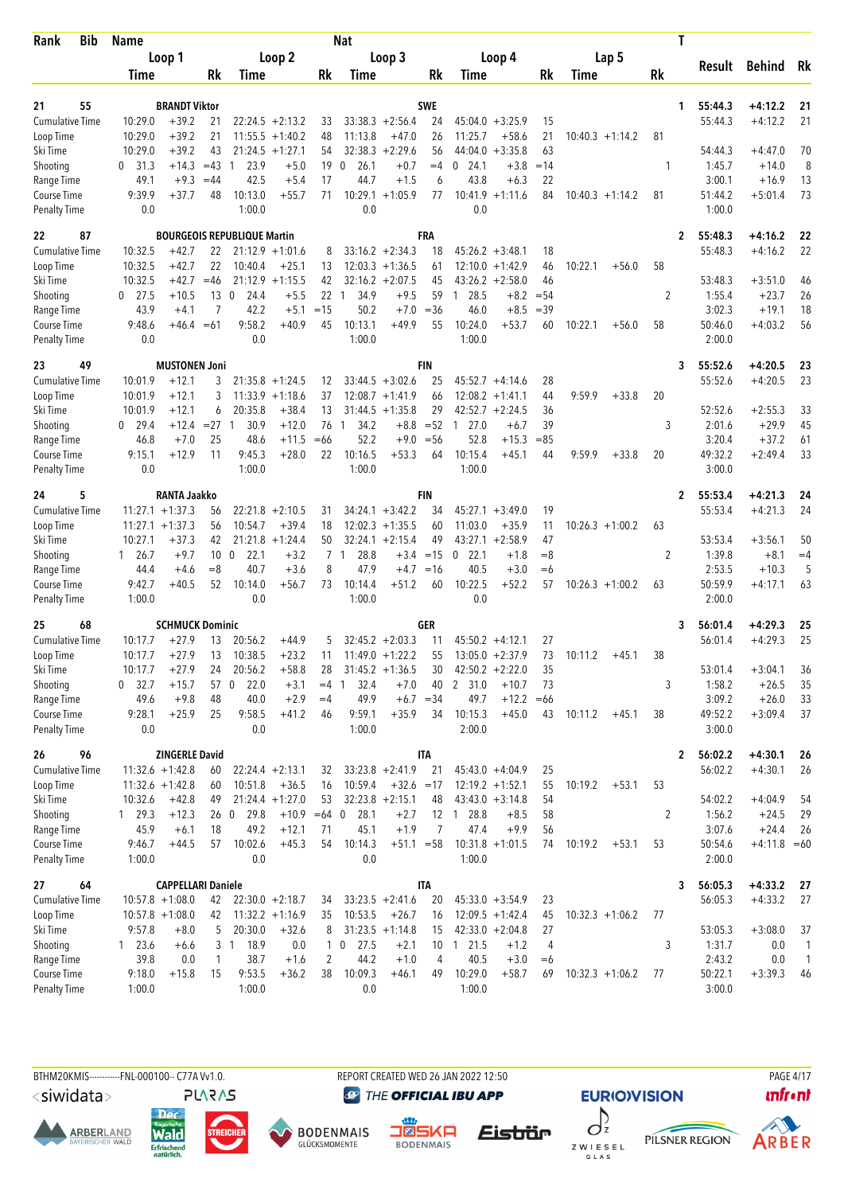| Rank | Bib | Name | | | | | Nat | | | | | | | | | T | Result | Behind | Rk |
|---|---|---|---|---|---|---|---|---|---|---|---|---|---|---|---|---|---|---|---|
| | | Loop 1 | | | Loop 2 | | | Loop 3 | | | Loop 4 | | | Lap 5 | | | | | |
| | | Time | | Rk | Time | | Rk | Time | | Rk | Time | | Rk | Time | | Rk | | | |
| 21 | 55 | BRANDT Viktor | | | | | SWE | | | | | | | | | 1 | 55:44.3 | +4:12.2 | 21 |
| Cumulative Time | | 10:29.0 | +39.2 | 21 | 22:24.5 | +2:13.2 | 33 | 33:38.3 | +2:56.4 | 24 | 45:04.0 | +3:25.9 | 15 | | | | 55:44.3 | +4:12.2 | 21 |
| Loop Time | | 10:29.0 | +39.2 | 21 | 11:55.5 | +1:40.2 | 48 | 11:13.8 | +47.0 | 26 | 11:25.7 | +58.6 | 21 | 10:40.3 | +1:14.2 | 81 | | | |
| Ski Time | | 10:29.0 | +39.2 | 43 | 21:24.5 | +1:27.1 | 54 | 32:38.3 | +2:29.6 | 56 | 44:04.0 | +3:35.8 | 63 | | | | 54:44.3 | +4:47.0 | 70 |
| Shooting | | 0 31.3 | +14.3 | =43 | 1 23.9 | +5.0 | 19 | 0 26.1 | +0.7 | =4 | 0 24.1 | +3.8 | =14 | | | 1 | 1:45.7 | +14.0 | 8 |
| Range Time | | 49.1 | +9.3 | =44 | 42.5 | +5.4 | 17 | 44.7 | +1.5 | 6 | 43.8 | +6.3 | 22 | | | | 3:00.1 | +16.9 | 13 |
| Course Time | | 9:39.9 | +37.7 | 48 | 10:13.0 | +55.7 | 71 | 10:29.1 | +1:05.9 | 77 | 10:41.9 | +1:11.6 | 84 | 10:40.3 | +1:14.2 | 81 | 51:44.2 | +5:01.4 | 73 |
| Penalty Time | | 0.0 | | | 1:00.0 | | | 0.0 | | | 0.0 | | | | | | 1:00.0 | | |
| 22 | 87 | BOURGEOIS REPUBLIQUE Martin | | | | | FRA | | | | | | | | | 2 | 55:48.3 | +4:16.2 | 22 |
| Cumulative Time | | 10:32.5 | +42.7 | 22 | 21:12.9 | +1:01.6 | 8 | 33:16.2 | +2:34.3 | 18 | 45:26.2 | +3:48.1 | 18 | | | | 55:48.3 | +4:16.2 | 22 |
| Loop Time | | 10:32.5 | +42.7 | 22 | 10:40.4 | +25.1 | 13 | 12:03.3 | +1:36.5 | 61 | 12:10.0 | +1:42.9 | 46 | 10:22.1 | +56.0 | 58 | | | |
| Ski Time | | 10:32.5 | +42.7 | =46 | 21:12.9 | +1:15.5 | 42 | 32:16.2 | +2:07.5 | 45 | 43:26.2 | +2:58.0 | 46 | | | | 53:48.3 | +3:51.0 | 46 |
| Shooting | | 0 27.5 | +10.5 | 13 | 0 24.4 | +5.5 | 22 | 1 34.9 | +9.5 | 59 | 1 28.5 | +8.2 | =54 | | | 2 | 1:55.4 | +23.7 | 26 |
| Range Time | | 43.9 | +4.1 | 7 | 42.2 | +5.1 | =15 | 50.2 | +7.0 | =36 | 46.0 | +8.5 | =39 | | | | 3:02.3 | +19.1 | 18 |
| Course Time | | 9:48.6 | +46.4 | =61 | 9:58.2 | +40.9 | 45 | 10:13.1 | +49.9 | 55 | 10:24.0 | +53.7 | 60 | 10:22.1 | +56.0 | 58 | 50:46.0 | +4:03.2 | 56 |
| Penalty Time | | 0.0 | | | 0.0 | | | 1:00.0 | | | 1:00.0 | | | | | | 2:00.0 | | |
| 23 | 49 | MUSTONEN Joni | | | | | FIN | | | | | | | | | 3 | 55:52.6 | +4:20.5 | 23 |
| Cumulative Time | | 10:01.9 | +12.1 | 3 | 21:35.8 | +1:24.5 | 12 | 33:44.5 | +3:02.6 | 25 | 45:52.7 | +4:14.6 | 28 | | | | 55:52.6 | +4:20.5 | 23 |
| Loop Time | | 10:01.9 | +12.1 | 3 | 11:33.9 | +1:18.6 | 37 | 12:08.7 | +1:41.9 | 66 | 12:08.2 | +1:41.1 | 44 | 9:59.9 | +33.8 | 20 | | | |
| Ski Time | | 10:01.9 | +12.1 | 6 | 20:35.8 | +38.4 | 13 | 31:44.5 | +1:35.8 | 29 | 42:52.7 | +2:24.5 | 36 | | | | 52:52.6 | +2:55.3 | 33 |
| Shooting | | 0 29.4 | +12.4 | =27 | 1 30.9 | +12.0 | 76 | 1 34.2 | +8.8 | =52 | 1 27.0 | +6.7 | 39 | | | 3 | 2:01.6 | +29.9 | 45 |
| Range Time | | 46.8 | +7.0 | 25 | 48.6 | +11.5 | =66 | 52.2 | +9.0 | =56 | 52.8 | +15.3 | =85 | | | | 3:20.4 | +37.2 | 61 |
| Course Time | | 9:15.1 | +12.9 | 11 | 9:45.3 | +28.0 | 22 | 10:16.5 | +53.3 | 64 | 10:15.4 | +45.1 | 44 | 9:59.9 | +33.8 | 20 | 49:32.2 | +2:49.4 | 33 |
| Penalty Time | | 0.0 | | | 1:00.0 | | | 1:00.0 | | | 1:00.0 | | | | | | 3:00.0 | | |
| 24 | 5 | RANTA Jaakko | | | | | FIN | | | | | | | | | 2 | 55:53.4 | +4:21.3 | 24 |
| Cumulative Time | | 11:27.1 | +1:37.3 | 56 | 22:21.8 | +2:10.5 | 31 | 34:24.1 | +3:42.2 | 34 | 45:27.1 | +3:49.0 | 19 | | | | 55:53.4 | +4:21.3 | 24 |
| Loop Time | | 11:27.1 | +1:37.3 | 56 | 10:54.7 | +39.4 | 18 | 12:02.3 | +1:35.5 | 60 | 11:03.0 | +35.9 | 11 | 10:26.3 | +1:00.2 | 63 | | | |
| Ski Time | | 10:27.1 | +37.3 | 42 | 21:21.8 | +1:24.4 | 50 | 32:24.1 | +2:15.4 | 49 | 43:27.1 | +2:58.9 | 47 | | | | 53:53.4 | +3:56.1 | 50 |
| Shooting | | 1 26.7 | +9.7 | 10 | 0 22.1 | +3.2 | 7 | 1 28.8 | +3.4 | =15 | 0 22.1 | +1.8 | =8 | | | 2 | 1:39.8 | +8.1 | =4 |
| Range Time | | 44.4 | +4.6 | =8 | 40.7 | +3.6 | 8 | 47.9 | +4.7 | =16 | 40.5 | +3.0 | =6 | | | | 2:53.5 | +10.3 | 5 |
| Course Time | | 9:42.7 | +40.5 | 52 | 10:14.0 | +56.7 | 73 | 10:14.4 | +51.2 | 60 | 10:22.5 | +52.2 | 57 | 10:26.3 | +1:00.2 | 63 | 50:59.9 | +4:17.1 | 63 |
| Penalty Time | | 1:00.0 | | | 0.0 | | | 1:00.0 | | | 0.0 | | | | | | 2:00.0 | | |
| 25 | 68 | SCHMUCK Dominic | | | | | GER | | | | | | | | | 3 | 56:01.4 | +4:29.3 | 25 |
| Cumulative Time | | 10:17.7 | +27.9 | 13 | 20:56.2 | +44.9 | 5 | 32:45.2 | +2:03.3 | 11 | 45:50.2 | +4:12.1 | 27 | | | | 56:01.4 | +4:29.3 | 25 |
| Loop Time | | 10:17.7 | +27.9 | 13 | 10:38.5 | +23.2 | 11 | 11:49.0 | +1:22.2 | 55 | 13:05.0 | +2:37.9 | 73 | 10:11.2 | +45.1 | 38 | | | |
| Ski Time | | 10:17.7 | +27.9 | 24 | 20:56.2 | +58.8 | 28 | 31:45.2 | +1:36.5 | 30 | 42:50.2 | +2:22.0 | 35 | | | | 53:01.4 | +3:04.1 | 36 |
| Shooting | | 0 32.7 | +15.7 | 57 | 0 22.0 | +3.1 | =4 | 1 32.4 | +7.0 | 40 | 2 31.0 | +10.7 | 73 | | | 3 | 1:58.2 | +26.5 | 35 |
| Range Time | | 49.6 | +9.8 | 48 | 40.0 | +2.9 | =4 | 49.9 | +6.7 | =34 | 49.7 | +12.2 | =66 | | | | 3:09.2 | +26.0 | 33 |
| Course Time | | 9:28.1 | +25.9 | 25 | 9:58.5 | +41.2 | 46 | 9:59.1 | +35.9 | 34 | 10:15.3 | +45.0 | 43 | 10:11.2 | +45.1 | 38 | 49:52.2 | +3:09.4 | 37 |
| Penalty Time | | 0.0 | | | 0.0 | | | 1:00.0 | | | 2:00.0 | | | | | | 3:00.0 | | |
| 26 | 96 | ZINGERLE David | | | | | ITA | | | | | | | | | 2 | 56:02.2 | +4:30.1 | 26 |
| Cumulative Time | | 11:32.6 | +1:42.8 | 60 | 22:24.4 | +2:13.1 | 32 | 33:23.8 | +2:41.9 | 21 | 45:43.0 | +4:04.9 | 25 | | | | 56:02.2 | +4:30.1 | 26 |
| Loop Time | | 11:32.6 | +1:42.8 | 60 | 10:51.8 | +36.5 | 16 | 10:59.4 | +32.6 | =17 | 12:19.2 | +1:52.1 | 55 | 10:19.2 | +53.1 | 53 | | | |
| Ski Time | | 10:32.6 | +42.8 | 49 | 21:24.4 | +1:27.0 | 53 | 32:23.8 | +2:15.1 | 48 | 43:43.0 | +3:14.8 | 54 | | | | 54:02.2 | +4:04.9 | 54 |
| Shooting | | 1 29.3 | +12.3 | 26 | 0 29.8 | +10.9 | =64 | 0 28.1 | +2.7 | 12 | 1 28.8 | +8.5 | 58 | | | 2 | 1:56.2 | +24.5 | 29 |
| Range Time | | 45.9 | +6.1 | 18 | 49.2 | +12.1 | 71 | 45.1 | +1.9 | 7 | 47.4 | +9.9 | 56 | | | | 3:07.6 | +24.4 | 26 |
| Course Time | | 9:46.7 | +44.5 | 57 | 10:02.6 | +45.3 | 54 | 10:14.3 | +51.1 | =58 | 10:31.8 | +1:01.5 | 74 | 10:19.2 | +53.1 | 53 | 50:54.6 | +4:11.8 | =60 |
| Penalty Time | | 1:00.0 | | | 0.0 | | | 0.0 | | | 1:00.0 | | | | | | 2:00.0 | | |
| 27 | 64 | CAPPELLARI Daniele | | | | | ITA | | | | | | | | | 3 | 56:05.3 | +4:33.2 | 27 |
| Cumulative Time | | 10:57.8 | +1:08.0 | 42 | 22:30.0 | +2:18.7 | 34 | 33:23.5 | +2:41.6 | 20 | 45:33.0 | +3:54.9 | 23 | | | | 56:05.3 | +4:33.2 | 27 |
| Loop Time | | 10:57.8 | +1:08.0 | 42 | 11:32.2 | +1:16.9 | 35 | 10:53.5 | +26.7 | 16 | 12:09.5 | +1:42.4 | 45 | 10:32.3 | +1:06.2 | 77 | | | |
| Ski Time | | 9:57.8 | +8.0 | 5 | 20:30.0 | +32.6 | 8 | 31:23.5 | +1:14.8 | 15 | 42:33.0 | +2:04.8 | 27 | | | | 53:05.3 | +3:08.0 | 37 |
| Shooting | | 1 23.6 | +6.6 | 3 | 1 18.9 | 0.0 | 1 | 0 27.5 | +2.1 | 10 | 1 21.5 | +1.2 | 4 | | | 3 | 1:31.7 | 0.0 | 1 |
| Range Time | | 39.8 | 0.0 | 1 | 38.7 | +1.6 | 2 | 44.2 | +1.0 | 4 | 40.5 | +3.0 | =6 | | | | 2:43.2 | 0.0 | 1 |
| Course Time | | 9:18.0 | +15.8 | 15 | 9:53.5 | +36.2 | 38 | 10:09.3 | +46.1 | 49 | 10:29.0 | +58.7 | 69 | 10:32.3 | +1:06.2 | 77 | 50:22.1 | +3:39.3 | 46 |
| Penalty Time | | 1:00.0 | | | 1:00.0 | | | 0.0 | | | 1:00.0 | | | | | | 3:00.0 | | |

BTHM20KMIS-----------FNL-000100-- C77A Vv1.0. REPORT CREATED WED 26 JAN 2022 12:50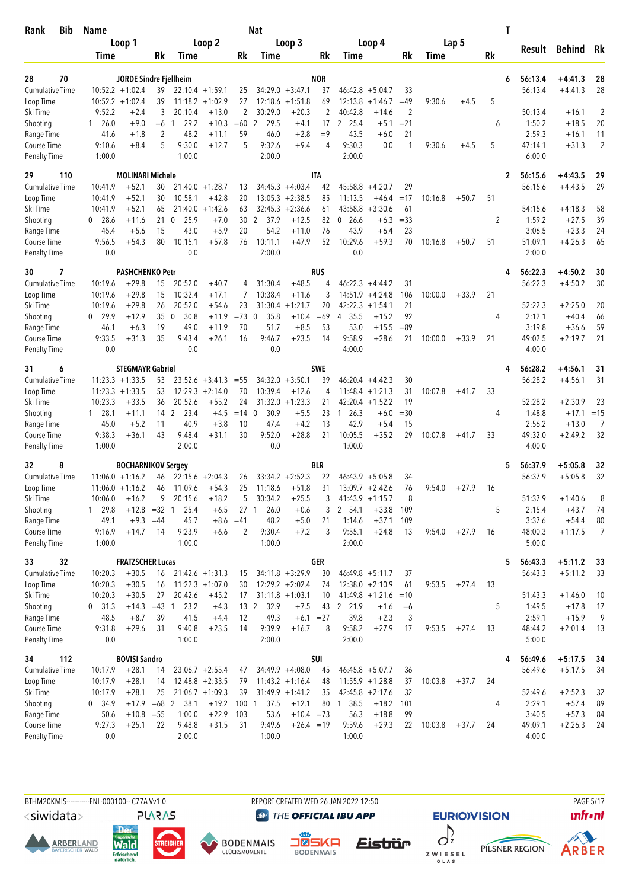| Rank | Bib | Name | | | | | | Nat | | | | | | | | | T | Result | Behind | Rk |
|---|---|---|---|---|---|---|---|---|---|---|---|---|---|---|---|---|---|---|---|---|
| | | Loop 1 | | | Loop 2 | | | Loop 3 | | | Loop 4 | | | Lap 5 | | | | | | |
| | | Time | | Rk | Time | | Rk | Time | | Rk | Time | | Rk | Time | | Rk | | | | |
| 28 | 70 | JORDE Sindre Fjellheim | | | | | | NOR | | | | | | | | | 6 | 56:13.4 | +4:41.3 | 28 |
| Cumulative Time | | 10:52.2 | +1:02.4 | 39 | 22:10.4 | +1:59.1 | 25 | 34:29.0 | +3:47.1 | 37 | 46:42.8 | +5:04.7 | 33 | | | | | 56:13.4 | +4:41.3 | 28 |
| Loop Time | | 10:52.2 | +1:02.4 | 39 | 11:18.2 | +1:02.9 | 27 | 12:18.6 | +1:51.8 | 69 | 12:13.8 | +1:46.7 | =49 | 9:30.6 | +4.5 | 5 | | | | |
| Ski Time | | 9:52.2 | +2.4 | 3 | 20:10.4 | +13.0 | 2 | 30:29.0 | +20.3 | 2 | 40:42.8 | +14.6 | 2 | | | | | 50:13.4 | +16.1 | 2 |
| Shooting | | 1 26.0 | +9.0 | =6 | 1 29.2 | +10.3 | =60 | 2 29.5 | +4.1 | 17 | 2 25.4 | +5.1 | =21 | | | | 6 | 1:50.2 | +18.5 | 20 |
| Range Time | | 41.6 | +1.8 | 2 | 48.2 | +11.1 | 59 | 46.0 | +2.8 | =9 | 43.5 | +6.0 | 21 | | | | | 2:59.3 | +16.1 | 11 |
| Course Time | | 9:10.6 | +8.4 | 5 | 9:30.0 | +12.7 | 5 | 9:32.6 | +9.4 | 4 | 9:30.3 | 0.0 | 1 | 9:30.6 | +4.5 | 5 | | 47:14.1 | +31.3 | 2 |
| Penalty Time | | 1:00.0 | | | 1:00.0 | | | 2:00.0 | | | 2:00.0 | | | | | | | 6:00.0 | | |
| 29 | 110 | MOLINARI Michele | | | | | | ITA | | | | | | | | | 2 | 56:15.6 | +4:43.5 | 29 |
| Cumulative Time | | 10:41.9 | +52.1 | 30 | 21:40.0 | +1:28.7 | 13 | 34:45.3 | +4:03.4 | 42 | 45:58.8 | +4:20.7 | 29 | | | | | 56:15.6 | +4:43.5 | 29 |
| Loop Time | | 10:41.9 | +52.1 | 30 | 10:58.1 | +42.8 | 20 | 13:05.3 | +2:38.5 | 85 | 11:13.5 | +46.4 | =17 | 10:16.8 | +50.7 | 51 | | | | |
| Ski Time | | 10:41.9 | +52.1 | 65 | 21:40.0 | +1:42.6 | 63 | 32:45.3 | +2:36.6 | 61 | 43:58.8 | +3:30.6 | 61 | | | | | 54:15.6 | +4:18.3 | 58 |
| Shooting | | 0 28.6 | +11.6 | 21 | 0 25.9 | +7.0 | 30 | 2 37.9 | +12.5 | 82 | 0 26.6 | +6.3 | =33 | | | | 2 | 1:59.2 | +27.5 | 39 |
| Range Time | | 45.4 | +5.6 | 15 | 43.0 | +5.9 | 20 | 54.2 | +11.0 | 76 | 43.9 | +6.4 | 23 | | | | | 3:06.5 | +23.3 | 24 |
| Course Time | | 9:56.5 | +54.3 | 80 | 10:15.1 | +57.8 | 76 | 10:11.1 | +47.9 | 52 | 10:29.6 | +59.3 | 70 | 10:16.8 | +50.7 | 51 | | 51:09.1 | +4:26.3 | 65 |
| Penalty Time | | 0.0 | | | 0.0 | | | 2:00.0 | | | 0.0 | | | | | | | 2:00.0 | | |
| 30 | 7 | PASHCHENKO Petr | | | | | | RUS | | | | | | | | | 4 | 56:22.3 | +4:50.2 | 30 |
| Cumulative Time | | 10:19.6 | +29.8 | 15 | 20:52.0 | +40.7 | 4 | 31:30.4 | +48.5 | 4 | 46:22.3 | +4:44.2 | 31 | | | | | 56:22.3 | +4:50.2 | 30 |
| Loop Time | | 10:19.6 | +29.8 | 15 | 10:32.4 | +17.1 | 7 | 10:38.4 | +11.6 | 3 | 14:51.9 | +4:24.8 | 106 | 10:00.0 | +33.9 | 21 | | | | |
| Ski Time | | 10:19.6 | +29.8 | 26 | 20:52.0 | +54.6 | 23 | 31:30.4 | +1:21.7 | 20 | 42:22.3 | +1:54.1 | 21 | | | | | 52:22.3 | +2:25.0 | 20 |
| Shooting | | 0 29.9 | +12.9 | 35 | 0 30.8 | +11.9 | =73 | 0 35.8 | +10.4 | =69 | 4 35.5 | +15.2 | 92 | | | | 4 | 2:12.1 | +40.4 | 66 |
| Range Time | | 46.1 | +6.3 | 19 | 49.0 | +11.9 | 70 | 51.7 | +8.5 | 53 | 53.0 | +15.5 | =89 | | | | | 3:19.8 | +36.6 | 59 |
| Course Time | | 9:33.5 | +31.3 | 35 | 9:43.4 | +26.1 | 16 | 9:46.7 | +23.5 | 14 | 9:58.9 | +28.6 | 21 | 10:00.0 | +33.9 | 21 | | 49:02.5 | +2:19.7 | 21 |
| Penalty Time | | 0.0 | | | 0.0 | | | 0.0 | | | 4:00.0 | | | | | | | 4:00.0 | | |
| 31 | 6 | STEGMAYR Gabriel | | | | | | SWE | | | | | | | | | 4 | 56:28.2 | +4:56.1 | 31 |
| Cumulative Time | | 11:23.3 | +1:33.5 | 53 | 23:52.6 | +3:41.3 | =55 | 34:32.0 | +3:50.1 | 39 | 46:20.4 | +4:42.3 | 30 | | | | | 56:28.2 | +4:56.1 | 31 |
| Loop Time | | 11:23.3 | +1:33.5 | 53 | 12:29.3 | +2:14.0 | 70 | 10:39.4 | +12.6 | 4 | 11:48.4 | +1:21.3 | 31 | 10:07.8 | +41.7 | 33 | | | | |
| Ski Time | | 10:23.3 | +33.5 | 36 | 20:52.6 | +55.2 | 24 | 31:32.0 | +1:23.3 | 21 | 42:20.4 | +1:52.2 | 19 | | | | | 52:28.2 | +2:30.9 | 23 |
| Shooting | | 1 28.1 | +11.1 | 14 | 2 23.4 | +4.5 | =14 | 0 30.9 | +5.5 | 23 | 1 26.3 | +6.0 | =30 | | | | 4 | 1:48.8 | +17.1 | =15 |
| Range Time | | 45.0 | +5.2 | 11 | 40.9 | +3.8 | 10 | 47.4 | +4.2 | 13 | 42.9 | +5.4 | 15 | | | | | 2:56.2 | +13.0 | 7 |
| Course Time | | 9:38.3 | +36.1 | 43 | 9:48.4 | +31.1 | 30 | 9:52.0 | +28.8 | 21 | 10:05.5 | +35.2 | 29 | 10:07.8 | +41.7 | 33 | | 49:32.0 | +2:49.2 | 32 |
| Penalty Time | | 1:00.0 | | | 2:00.0 | | | 0.0 | | | 1:00.0 | | | | | | | 4:00.0 | | |
| 32 | 8 | BOCHARNIKOV Sergey | | | | | | BLR | | | | | | | | | 5 | 56:37.9 | +5:05.8 | 32 |
| Cumulative Time | | 11:06.0 | +1:16.2 | 46 | 22:15.6 | +2:04.3 | 26 | 33:34.2 | +2:52.3 | 22 | 46:43.9 | +5:05.8 | 34 | | | | | 56:37.9 | +5:05.8 | 32 |
| Loop Time | | 11:06.0 | +1:16.2 | 46 | 11:09.6 | +54.3 | 25 | 11:18.6 | +51.8 | 31 | 13:09.7 | +2:42.6 | 76 | 9:54.0 | +27.9 | 16 | | | | |
| Ski Time | | 10:06.0 | +16.2 | 9 | 20:15.6 | +18.2 | 5 | 30:34.2 | +25.5 | 3 | 41:43.9 | +1:15.7 | 8 | | | | | 51:37.9 | +1:40.6 | 8 |
| Shooting | | 1 29.8 | +12.8 | =32 | 1 25.4 | +6.5 | 27 | 1 26.0 | +0.6 | 3 | 2 54.1 | +33.8 | 109 | | | | 5 | 2:15.4 | +43.7 | 74 |
| Range Time | | 49.1 | +9.3 | =44 | 45.7 | +8.6 | =41 | 48.2 | +5.0 | 21 | 1:14.6 | +37.1 | 109 | | | | | 3:37.6 | +54.4 | 80 |
| Course Time | | 9:16.9 | +14.7 | 14 | 9:23.9 | +6.6 | 2 | 9:30.4 | +7.2 | 3 | 9:55.1 | +24.8 | 13 | 9:54.0 | +27.9 | 16 | | 48:00.3 | +1:17.5 | 7 |
| Penalty Time | | 1:00.0 | | | 1:00.0 | | | 1:00.0 | | | 2:00.0 | | | | | | | 5:00.0 | | |
| 33 | 32 | FRATZSCHER Lucas | | | | | | GER | | | | | | | | | 5 | 56:43.3 | +5:11.2 | 33 |
| Cumulative Time | | 10:20.3 | +30.5 | 16 | 21:42.6 | +1:31.3 | 15 | 34:11.8 | +3:29.9 | 30 | 46:49.8 | +5:11.7 | 37 | | | | | 56:43.3 | +5:11.2 | 33 |
| Loop Time | | 10:20.3 | +30.5 | 16 | 11:22.3 | +1:07.0 | 30 | 12:29.2 | +2:02.4 | 74 | 12:38.0 | +2:10.9 | 61 | 9:53.5 | +27.4 | 13 | | | | |
| Ski Time | | 10:20.3 | +30.5 | 27 | 20:42.6 | +45.2 | 17 | 31:11.8 | +1:03.1 | 10 | 41:49.8 | +1:21.6 | =10 | | | | | 51:43.3 | +1:46.0 | 10 |
| Shooting | | 0 31.3 | +14.3 | =43 | 1 23.2 | +4.3 | 13 | 2 32.9 | +7.5 | 43 | 2 21.9 | +1.6 | =6 | | | | 5 | 1:49.5 | +17.8 | 17 |
| Range Time | | 48.5 | +8.7 | 39 | 41.5 | +4.4 | 12 | 49.3 | +6.1 | =27 | 39.8 | +2.3 | 3 | | | | | 2:59.1 | +15.9 | 9 |
| Course Time | | 9:31.8 | +29.6 | 31 | 9:40.8 | +23.5 | 14 | 9:39.9 | +16.7 | 8 | 9:58.2 | +27.9 | 17 | 9:53.5 | +27.4 | 13 | | 48:44.2 | +2:01.4 | 13 |
| Penalty Time | | 0.0 | | | 1:00.0 | | | 2:00.0 | | | 2:00.0 | | | | | | | 5:00.0 | | |
| 34 | 112 | BOVISI Sandro | | | | | | SUI | | | | | | | | | 4 | 56:49.6 | +5:17.5 | 34 |
| Cumulative Time | | 10:17.9 | +28.1 | 14 | 23:06.7 | +2:55.4 | 47 | 34:49.9 | +4:08.0 | 45 | 46:45.8 | +5:07.7 | 36 | | | | | 56:49.6 | +5:17.5 | 34 |
| Loop Time | | 10:17.9 | +28.1 | 14 | 12:48.8 | +2:33.5 | 79 | 11:43.2 | +1:16.4 | 48 | 11:55.9 | +1:28.8 | 37 | 10:03.8 | +37.7 | 24 | | | | |
| Ski Time | | 10:17.9 | +28.1 | 25 | 21:06.7 | +1:09.3 | 39 | 31:49.9 | +1:41.2 | 35 | 42:45.8 | +2:17.6 | 32 | | | | | 52:49.6 | +2:52.3 | 32 |
| Shooting | | 0 34.9 | +17.9 | =68 | 2 38.1 | +19.2 | 100 | 1 37.5 | +12.1 | 80 | 1 38.5 | +18.2 | 101 | | | | 4 | 2:29.1 | +57.4 | 89 |
| Range Time | | 50.6 | +10.8 | =55 | 1:00.0 | +22.9 | 103 | 53.6 | +10.4 | =73 | 56.3 | +18.8 | 99 | | | | | 3:40.5 | +57.3 | 84 |
| Course Time | | 9:27.3 | +25.1 | 22 | 9:48.8 | +31.5 | 31 | 9:49.6 | +26.4 | =19 | 9:59.6 | +29.3 | 22 | 10:03.8 | +37.7 | 24 | | 49:09.1 | +2:26.3 | 24 |
| Penalty Time | | 0.0 | | | 2:00.0 | | | 1:00.0 | | | 1:00.0 | | | | | | | 4:00.0 | | |

BTHM20KMIS-----------FNL-000100-- C77A Vv1.0. REPORT CREATED WED 26 JAN 2022 12:50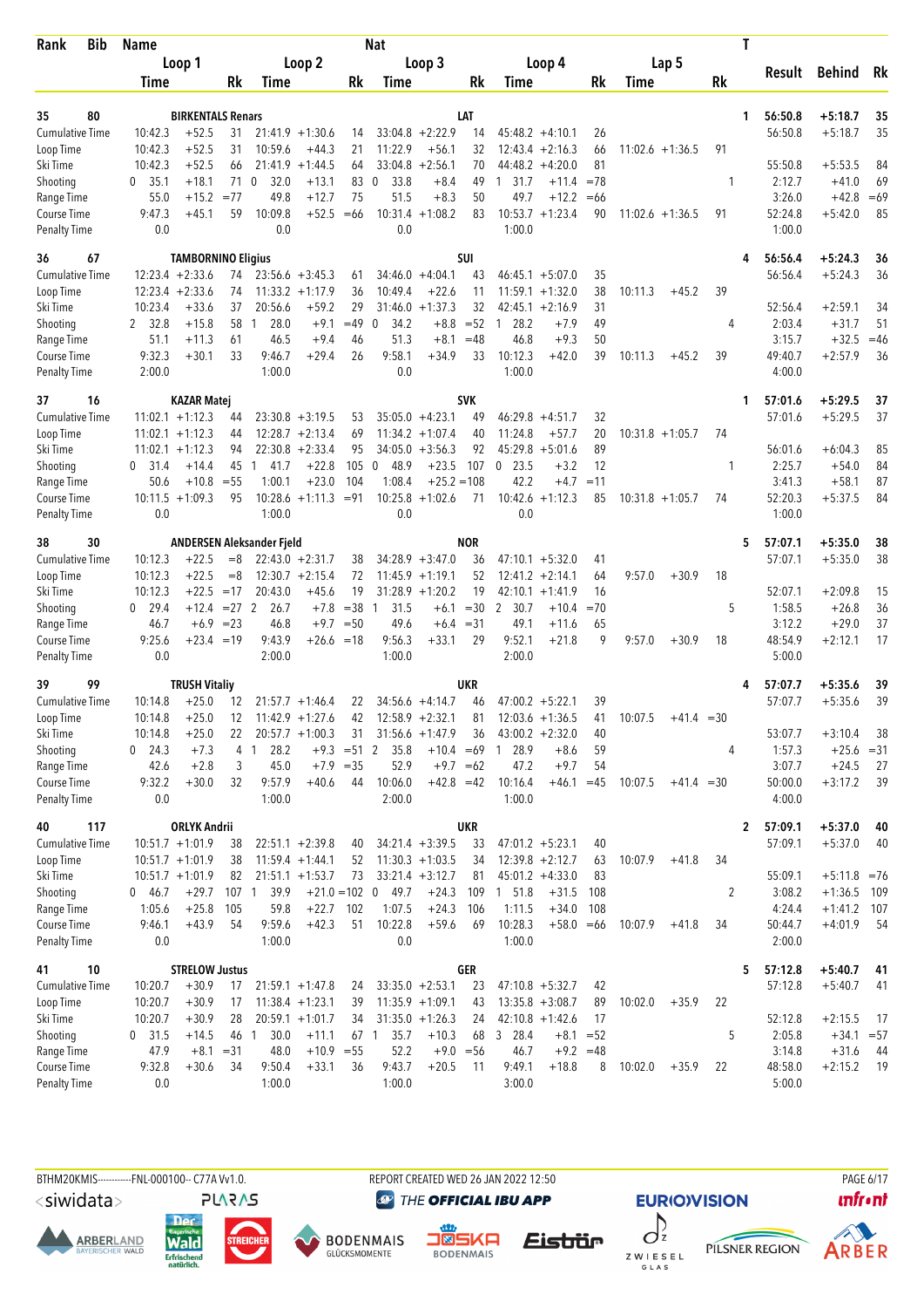| Rank | Bib | Name | | | | | Nat | | | | | | | | | T | Result | Behind | Rk |
|---|---|---|---|---|---|---|---|---|---|---|---|---|---|---|---|---|---|---|---|
| | | Loop 1 | | | Loop 2 | | | Loop 3 | | | Loop 4 | | | Lap 5 | | | | | |
| | | Time | | Rk | Time | | Rk | Time | | Rk | Time | | Rk | Time | | Rk | | | |
| 35 | 80 | BIRKENTALS Renars | | | | | LAT | | | | | | | | | 1 | 56:50.8 | +5:18.7 | 35 |
| Cumulative Time | | 10:42.3 | +52.5 | 31 | 21:41.9 | +1:30.6 | 14 | 33:04.8 | +2:22.9 | 14 | 45:48.2 | +4:10.1 | 26 | | | | 56:50.8 | +5:18.7 | 35 |
| Loop Time | | 10:42.3 | +52.5 | 31 | 10:59.6 | +44.3 | 21 | 11:22.9 | +56.1 | 32 | 12:43.4 | +2:16.3 | 66 | 11:02.6 | +1:36.5 | 91 | | | |
| Ski Time | | 10:42.3 | +52.5 | 66 | 21:41.9 | +1:44.5 | 64 | 33:04.8 | +2:56.1 | 70 | 44:48.2 | +4:20.0 | 81 | | | | 55:50.8 | +5:53.5 | 84 |
| Shooting | | 0 35.1 | +18.1 | 71 | 0 32.0 | +13.1 | 83 | 0 33.8 | +8.4 | 49 | 1 31.7 | +11.4 | =78 | | | 1 | 2:12.7 | +41.0 | 69 |
| Range Time | | 55.0 | +15.2 | =77 | 49.8 | +12.7 | 75 | 51.5 | +8.3 | 50 | 49.7 | +12.2 | =66 | | | | 3:26.0 | +42.8 | =69 |
| Course Time | | 9:47.3 | +45.1 | 59 | 10:09.8 | +52.5 | =66 | 10:31.4 | +1:08.2 | 83 | 10:53.7 | +1:23.4 | 90 | 11:02.6 | +1:36.5 | 91 | 52:24.8 | +5:42.0 | 85 |
| Penalty Time | | 0.0 | | | 0.0 | | | 0.0 | | | 1:00.0 | | | | | | 1:00.0 | | |
| 36 | 67 | TAMBORNINO Eligius | | | | | SUI | | | | | | | | | 4 | 56:56.4 | +5:24.3 | 36 |
| Cumulative Time | | 12:23.4 | +2:33.6 | 74 | 23:56.6 | +3:45.3 | 61 | 34:46.0 | +4:04.1 | 43 | 46:45.1 | +5:07.0 | 35 | | | | 56:56.4 | +5:24.3 | 36 |
| Loop Time | | 12:23.4 | +2:33.6 | 74 | 11:33.2 | +1:17.9 | 36 | 10:49.4 | +22.6 | 11 | 11:59.1 | +1:32.0 | 38 | 10:11.3 | +45.2 | 39 | | | |
| Ski Time | | 10:23.4 | +33.6 | 37 | 20:56.6 | +59.2 | 29 | 31:46.0 | +1:37.3 | 32 | 42:45.1 | +2:16.9 | 31 | | | | 52:56.4 | +2:59.1 | 34 |
| Shooting | | 2 32.8 | +15.8 | 61 | 1 28.0 | +9.1 | =49 | 0 34.2 | +8.8 | =52 | 1 28.2 | +7.9 | 49 | | | 4 | 2:03.4 | +31.7 | 51 |
| Range Time | | 51.1 | +11.3 | 61 | 46.5 | +9.4 | 46 | 51.3 | +8.1 | =48 | 46.8 | +9.3 | 50 | | | | 3:15.7 | +32.5 | =46 |
| Course Time | | 9:32.3 | +30.1 | 33 | 9:46.7 | +29.4 | 26 | 9:58.1 | +34.9 | 33 | 10:12.3 | +42.0 | 39 | 10:11.3 | +45.2 | 39 | 49:40.7 | +2:57.9 | 36 |
| Penalty Time | | 2:00.0 | | | 1:00.0 | | | 0.0 | | | 1:00.0 | | | | | | 4:00.0 | | |
| 37 | 16 | KAZAR Matej | | | | | SVK | | | | | | | | | 1 | 57:01.6 | +5:29.5 | 37 |
| Cumulative Time | | 11:02.1 | +1:12.3 | 44 | 23:30.8 | +3:19.5 | 53 | 35:05.0 | +4:23.1 | 49 | 46:29.8 | +4:51.7 | 32 | | | | 57:01.6 | +5:29.5 | 37 |
| Loop Time | | 11:02.1 | +1:12.3 | 44 | 12:28.7 | +2:13.4 | 69 | 11:34.2 | +1:07.4 | 40 | 11:24.8 | +57.7 | 20 | 10:31.8 | +1:05.7 | 74 | | | |
| Ski Time | | 11:02.1 | +1:12.3 | 94 | 22:30.8 | +2:33.4 | 95 | 34:05.0 | +3:56.3 | 92 | 45:29.8 | +5:01.6 | 89 | | | | 56:01.6 | +6:04.3 | 85 |
| Shooting | | 0 31.4 | +14.4 | 45 | 1 41.7 | +22.8 | 105 | 0 48.9 | +23.5 | 107 | 0 23.5 | +3.2 | 12 | | | 1 | 2:25.7 | +54.0 | 84 |
| Range Time | | 50.6 | +10.8 | =55 | 1:00.1 | +23.0 | 104 | 1:08.4 | +25.2 | =108 | 42.2 | +4.7 | =11 | | | | 3:41.3 | +58.1 | 87 |
| Course Time | | 10:11.5 | +1:09.3 | 95 | 10:28.6 | +1:11.3 | =91 | 10:25.8 | +1:02.6 | 71 | 10:42.6 | +1:12.3 | 85 | 10:31.8 | +1:05.7 | 74 | 52:20.3 | +5:37.5 | 84 |
| Penalty Time | | 0.0 | | | 1:00.0 | | | 0.0 | | | 0.0 | | | | | | 1:00.0 | | |
| 38 | 30 | ANDERSEN Aleksander Fjeld | | | | | NOR | | | | | | | | | 5 | 57:07.1 | +5:35.0 | 38 |
| Cumulative Time | | 10:12.3 | +22.5 | =8 | 22:43.0 | +2:31.7 | 38 | 34:28.9 | +3:47.0 | 36 | 47:10.1 | +5:32.0 | 41 | | | | 57:07.1 | +5:35.0 | 38 |
| Loop Time | | 10:12.3 | +22.5 | =8 | 12:30.7 | +2:15.4 | 72 | 11:45.9 | +1:19.1 | 52 | 12:41.2 | +2:14.1 | 64 | 9:57.0 | +30.9 | 18 | | | |
| Ski Time | | 10:12.3 | +22.5 | =17 | 20:43.0 | +45.6 | 19 | 31:28.9 | +1:20.2 | 19 | 42:10.1 | +1:41.9 | 16 | | | | 52:07.1 | +2:09.8 | 15 |
| Shooting | | 0 29.4 | +12.4 | =27 | 2 26.7 | +7.8 | =38 | 1 31.5 | +6.1 | =30 | 2 30.7 | +10.4 | =70 | | | 5 | 1:58.5 | +26.8 | 36 |
| Range Time | | 46.7 | +6.9 | =23 | 46.8 | +9.7 | =50 | 49.6 | +6.4 | =31 | 49.1 | +11.6 | 65 | | | | 3:12.2 | +29.0 | 37 |
| Course Time | | 9:25.6 | +23.4 | =19 | 9:43.9 | +26.6 | =18 | 9:56.3 | +33.1 | 29 | 9:52.1 | +21.8 | 9 | 9:57.0 | +30.9 | 18 | 48:54.9 | +2:12.1 | 17 |
| Penalty Time | | 0.0 | | | 2:00.0 | | | 1:00.0 | | | 2:00.0 | | | | | | 5:00.0 | | |
| 39 | 99 | TRUSH Vitaliy | | | | | UKR | | | | | | | | | 4 | 57:07.7 | +5:35.6 | 39 |
| Cumulative Time | | 10:14.8 | +25.0 | 12 | 21:57.7 | +1:46.4 | 22 | 34:56.6 | +4:14.7 | 46 | 47:00.2 | +5:22.1 | 39 | | | | 57:07.7 | +5:35.6 | 39 |
| Loop Time | | 10:14.8 | +25.0 | 12 | 11:42.9 | +1:27.6 | 42 | 12:58.9 | +2:32.1 | 81 | 12:03.6 | +1:36.5 | 41 | 10:07.5 | +41.4 | =30 | | | |
| Ski Time | | 10:14.8 | +25.0 | 22 | 20:57.7 | +1:00.3 | 31 | 31:56.6 | +1:47.9 | 36 | 43:00.2 | +2:32.0 | 40 | | | | 53:07.7 | +3:10.4 | 38 |
| Shooting | | 0 24.3 | +7.3 | 4 | 1 28.2 | +9.3 | =51 | 2 35.8 | +10.4 | =69 | 1 28.9 | +8.6 | 59 | | | 4 | 1:57.3 | +25.6 | =31 |
| Range Time | | 42.6 | +2.8 | 3 | 45.0 | +7.9 | =35 | 52.9 | +9.7 | =62 | 47.2 | +9.7 | 54 | | | | 3:07.7 | +24.5 | 27 |
| Course Time | | 9:32.2 | +30.0 | 32 | 9:57.9 | +40.6 | 44 | 10:06.0 | +42.8 | =42 | 10:16.4 | +46.1 | =45 | 10:07.5 | +41.4 | =30 | 50:00.0 | +3:17.2 | 39 |
| Penalty Time | | 0.0 | | | 1:00.0 | | | 2:00.0 | | | 1:00.0 | | | | | | 4:00.0 | | |
| 40 | 117 | ORLYK Andrii | | | | | UKR | | | | | | | | | 2 | 57:09.1 | +5:37.0 | 40 |
| Cumulative Time | | 10:51.7 | +1:01.9 | 38 | 22:51.1 | +2:39.8 | 40 | 34:21.4 | +3:39.5 | 33 | 47:01.2 | +5:23.1 | 40 | | | | 57:09.1 | +5:37.0 | 40 |
| Loop Time | | 10:51.7 | +1:01.9 | 38 | 11:59.4 | +1:44.1 | 52 | 11:30.3 | +1:03.5 | 34 | 12:39.8 | +2:12.7 | 63 | 10:07.9 | +41.8 | 34 | | | |
| Ski Time | | 10:51.7 | +1:01.9 | 82 | 21:51.1 | +1:53.7 | 73 | 33:21.4 | +3:12.7 | 81 | 45:01.2 | +4:33.0 | 83 | | | | 55:09.1 | +5:11.8 | =76 |
| Shooting | | 0 46.7 | +29.7 | 107 | 1 39.9 | +21.0 | =102 | 0 49.7 | +24.3 | 109 | 1 51.8 | +31.5 | 108 | | | 2 | 3:08.2 | +1:36.5 | 109 |
| Range Time | | 1:05.6 | +25.8 | 105 | 59.8 | +22.7 | 102 | 1:07.5 | +24.3 | 106 | 1:11.5 | +34.0 | 108 | | | | 4:24.4 | +1:41.2 | 107 |
| Course Time | | 9:46.1 | +43.9 | 54 | 9:59.6 | +42.3 | 51 | 10:22.8 | +59.6 | 69 | 10:28.3 | +58.0 | =66 | 10:07.9 | +41.8 | 34 | 50:44.7 | +4:01.9 | 54 |
| Penalty Time | | 0.0 | | | 1:00.0 | | | 0.0 | | | 1:00.0 | | | | | | 2:00.0 | | |
| 41 | 10 | STRELOW Justus | | | | | GER | | | | | | | | | 5 | 57:12.8 | +5:40.7 | 41 |
| Cumulative Time | | 10:20.7 | +30.9 | 17 | 21:59.1 | +1:47.8 | 24 | 33:35.0 | +2:53.1 | 23 | 47:10.8 | +5:32.7 | 42 | | | | 57:12.8 | +5:40.7 | 41 |
| Loop Time | | 10:20.7 | +30.9 | 17 | 11:38.4 | +1:23.1 | 39 | 11:35.9 | +1:09.1 | 43 | 13:35.8 | +3:08.7 | 89 | 10:02.0 | +35.9 | 22 | | | |
| Ski Time | | 10:20.7 | +30.9 | 28 | 20:59.1 | +1:01.7 | 34 | 31:35.0 | +1:26.3 | 24 | 42:10.8 | +1:42.6 | 17 | | | | 52:12.8 | +2:15.5 | 17 |
| Shooting | | 0 31.5 | +14.5 | 46 | 1 30.0 | +11.1 | 67 | 1 35.7 | +10.3 | 68 | 3 28.4 | +8.1 | =52 | | | 5 | 2:05.8 | +34.1 | =57 |
| Range Time | | 47.9 | +8.1 | =31 | 48.0 | +10.9 | =55 | 52.2 | +9.0 | =56 | 46.7 | +9.2 | =48 | | | | 3:14.8 | +31.6 | 44 |
| Course Time | | 9:32.8 | +30.6 | 34 | 9:50.4 | +33.1 | 36 | 9:43.7 | +20.5 | 11 | 9:49.1 | +18.8 | 8 | 10:02.0 | +35.9 | 22 | 48:58.0 | +2:15.2 | 19 |
| Penalty Time | | 0.0 | | | 1:00.0 | | | 1:00.0 | | | 3:00.0 | | | | | | 5:00.0 | | |

BTHM20KMIS-----------FNL-000100-- C77A Vv1.0. REPORT CREATED WED 26 JAN 2022 12:50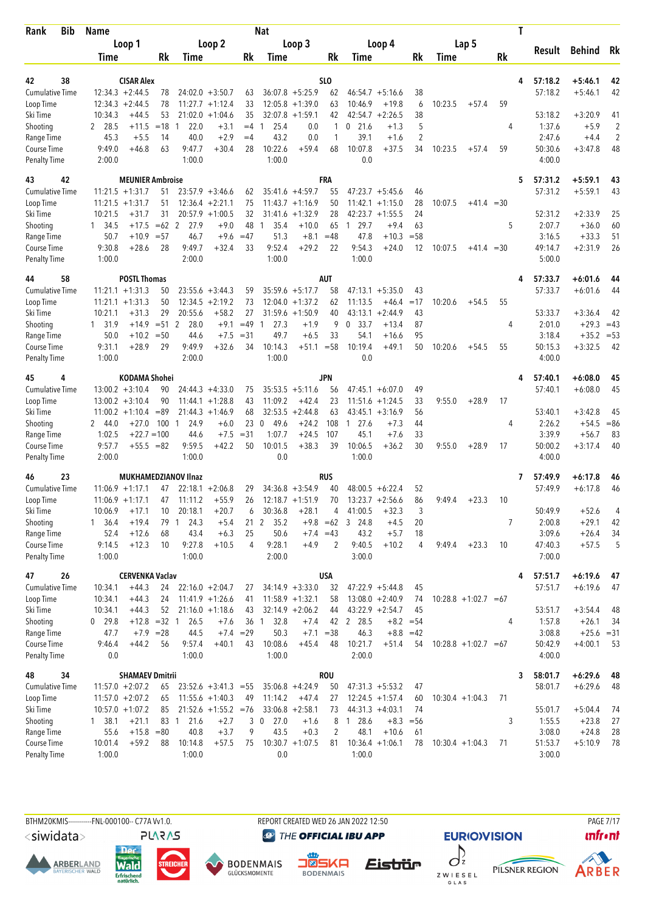| Rank | Bib | Name | | | | | | Nat | | | | | | | | | T | Result | Behind | Rk |
|---|---|---|---|---|---|---|---|---|---|---|---|---|---|---|---|---|---|---|---|---|
| | | Loop 1 | | | Loop 2 | | | Loop 3 | | | Loop 4 | | | Lap 5 | | | | | | |
| | | Time | | Rk | Time | | Rk | Time | | Rk | Time | | Rk | Time | | Rk | | | | |
| 42 | 38 | CISAR Alex | | | | | | SLO | | | | | | | | | 4 | 57:18.2 | +5:46.1 | 42 |
| Cumulative Time | | 12:34.3 | +2:44.5 | 78 | 24:02.0 | +3:50.7 | 63 | 36:07.8 | +5:25.9 | 62 | 46:54.7 | +5:16.6 | 38 | | | | | 57:18.2 | +5:46.1 | 42 |
| Loop Time | | 12:34.3 | +2:44.5 | 78 | 11:27.7 | +1:12.4 | 33 | 12:05.8 | +1:39.0 | 63 | 10:46.9 | +19.8 | 6 | 10:23.5 | +57.4 | 59 | | | | |
| Ski Time | | 10:34.3 | +44.5 | 53 | 21:02.0 | +1:04.6 | 35 | 32:07.8 | +1:59.1 | 42 | 42:54.7 | +2:26.5 | 38 | | | | | 53:18.2 | +3:20.9 | 41 |
| Shooting | | 2 28.5 | +11.5 | =18 | 1 22.0 | +3.1 | =4 | 1 25.4 | 0.0 | 1 | 0 21.6 | +1.3 | 5 | | | | 4 | 1:37.6 | +5.9 | 2 |
| Range Time | | 45.3 | +5.5 | 14 | 40.0 | +2.9 | =4 | 43.2 | 0.0 | 1 | 39.1 | +1.6 | 2 | | | | | 2:47.6 | +4.4 | 2 |
| Course Time | | 9:49.0 | +46.8 | 63 | 9:47.7 | +30.4 | 28 | 10:22.6 | +59.4 | 68 | 10:07.8 | +37.5 | 34 | 10:23.5 | +57.4 | 59 | | 50:30.6 | +3:47.8 | 48 |
| Penalty Time | | 2:00.0 | | | 1:00.0 | | | 1:00.0 | | | 0.0 | | | | | | | 4:00.0 | | |
| 43 | 42 | MEUNIER Ambroise | | | | | | FRA | | | | | | | | | 5 | 57:31.2 | +5:59.1 | 43 |
| Cumulative Time | | 11:21.5 | +1:31.7 | 51 | 23:57.9 | +3:46.6 | 62 | 35:41.6 | +4:59.7 | 55 | 47:23.7 | +5:45.6 | 46 | | | | | 57:31.2 | +5:59.1 | 43 |
| Loop Time | | 11:21.5 | +1:31.7 | 51 | 12:36.4 | +2:21.1 | 75 | 11:43.7 | +1:16.9 | 50 | 11:42.1 | +1:15.0 | 28 | 10:07.5 | +41.4 | =30 | | | | |
| Ski Time | | 10:21.5 | +31.7 | 31 | 20:57.9 | +1:00.5 | 32 | 31:41.6 | +1:32.9 | 28 | 42:23.7 | +1:55.5 | 24 | | | | | 52:31.2 | +2:33.9 | 25 |
| Shooting | | 1 34.5 | +17.5 | =62 | 2 27.9 | +9.0 | 48 | 1 35.4 | +10.0 | 65 | 1 29.7 | +9.4 | 63 | | | | 5 | 2:07.7 | +36.0 | 60 |
| Range Time | | 50.7 | +10.9 | =57 | 46.7 | +9.6 | =47 | 51.3 | +8.1 | =48 | 47.8 | +10.3 | =58 | | | | | 3:16.5 | +33.3 | 51 |
| Course Time | | 9:30.8 | +28.6 | 28 | 9:49.7 | +32.4 | 33 | 9:52.4 | +29.2 | 22 | 9:54.3 | +24.0 | 12 | 10:07.5 | +41.4 | =30 | | 49:14.7 | +2:31.9 | 26 |
| Penalty Time | | 1:00.0 | | | 2:00.0 | | | 1:00.0 | | | 1:00.0 | | | | | | | 5:00.0 | | |
| 44 | 58 | POSTL Thomas | | | | | | AUT | | | | | | | | | 4 | 57:33.7 | +6:01.6 | 44 |
| Cumulative Time | | 11:21.1 | +1:31.3 | 50 | 23:55.6 | +3:44.3 | 59 | 35:59.6 | +5:17.7 | 58 | 47:13.1 | +5:35.0 | 43 | | | | | 57:33.7 | +6:01.6 | 44 |
| Loop Time | | 11:21.1 | +1:31.3 | 50 | 12:34.5 | +2:19.2 | 73 | 12:04.0 | +1:37.2 | 62 | 11:13.5 | +46.4 | =17 | 10:20.6 | +54.5 | 55 | | | | |
| Ski Time | | 10:21.1 | +31.3 | 29 | 20:55.6 | +58.2 | 27 | 31:59.6 | +1:50.9 | 40 | 43:13.1 | +2:44.9 | 43 | | | | | 53:33.7 | +3:36.4 | 42 |
| Shooting | | 1 31.9 | +14.9 | =51 | 2 28.0 | +9.1 | =49 | 1 27.3 | +1.9 | 9 | 0 33.7 | +13.4 | 87 | | | | 4 | 2:01.0 | +29.3 | =43 |
| Range Time | | 50.0 | +10.2 | =50 | 44.6 | +7.5 | =31 | 49.7 | +6.5 | 33 | 54.1 | +16.6 | 95 | | | | | 3:18.4 | +35.2 | =53 |
| Course Time | | 9:31.1 | +28.9 | 29 | 9:49.9 | +32.6 | 34 | 10:14.3 | +51.1 | =58 | 10:19.4 | +49.1 | 50 | 10:20.6 | +54.5 | 55 | | 50:15.3 | +3:32.5 | 42 |
| Penalty Time | | 1:00.0 | | | 2:00.0 | | | 1:00.0 | | | 0.0 | | | | | | | 4:00.0 | | |
| 45 | 4 | KODAMA Shohei | | | | | | JPN | | | | | | | | | 4 | 57:40.1 | +6:08.0 | 45 |
| Cumulative Time | | 13:00.2 | +3:10.4 | 90 | 24:44.3 | +4:33.0 | 75 | 35:53.5 | +5:11.6 | 56 | 47:45.1 | +6:07.0 | 49 | | | | | 57:40.1 | +6:08.0 | 45 |
| Loop Time | | 13:00.2 | +3:10.4 | 90 | 11:44.1 | +1:28.8 | 43 | 11:09.2 | +42.4 | 23 | 11:51.6 | +1:24.5 | 33 | 9:55.0 | +28.9 | 17 | | | | |
| Ski Time | | 11:00.2 | +1:10.4 | =89 | 21:44.3 | +1:46.9 | 68 | 32:53.5 | +2:44.8 | 63 | 43:45.1 | +3:16.9 | 56 | | | | | 53:40.1 | +3:42.8 | 45 |
| Shooting | | 2 44.0 | +27.0 | 100 | 1 24.9 | +6.0 | 23 | 0 49.6 | +24.2 | 108 | 1 27.6 | +7.3 | 44 | | | | 4 | 2:26.2 | +54.5 | =86 |
| Range Time | | 1:02.5 | +22.7 | =100 | 44.6 | +7.5 | =31 | 1:07.7 | +24.5 | 107 | 45.1 | +7.6 | 33 | | | | | 3:39.9 | +56.7 | 83 |
| Course Time | | 9:57.7 | +55.5 | =82 | 9:59.5 | +42.2 | 50 | 10:01.5 | +38.3 | 39 | 10:06.5 | +36.2 | 30 | 9:55.0 | +28.9 | 17 | | 50:00.2 | +3:17.4 | 40 |
| Penalty Time | | 2:00.0 | | | 1:00.0 | | | 0.0 | | | 1:00.0 | | | | | | | 4:00.0 | | |
| 46 | 23 | MUKHAMEDZIANOV Ilnaz | | | | | | RUS | | | | | | | | | 7 | 57:49.9 | +6:17.8 | 46 |
| Cumulative Time | | 11:06.9 | +1:17.1 | 47 | 22:18.1 | +2:06.8 | 29 | 34:36.8 | +3:54.9 | 40 | 48:00.5 | +6:22.4 | 52 | | | | | 57:49.9 | +6:17.8 | 46 |
| Loop Time | | 11:06.9 | +1:17.1 | 47 | 11:11.2 | +55.9 | 26 | 12:18.7 | +1:51.9 | 70 | 13:23.7 | +2:56.6 | 86 | 9:49.4 | +23.3 | 10 | | | | |
| Ski Time | | 10:06.9 | +17.1 | 10 | 20:18.1 | +20.7 | 6 | 30:36.8 | +28.1 | 4 | 41:00.5 | +32.3 | 3 | | | | | 50:49.9 | +52.6 | 4 |
| Shooting | | 1 36.4 | +19.4 | 79 | 1 24.3 | +5.4 | 21 | 2 35.2 | +9.8 | =62 | 3 24.8 | +4.5 | 20 | | | | 7 | 2:00.8 | +29.1 | 42 |
| Range Time | | 52.4 | +12.6 | 68 | 43.4 | +6.3 | 25 | 50.6 | +7.4 | =43 | 43.2 | +5.7 | 18 | | | | | 3:09.6 | +26.4 | 34 |
| Course Time | | 9:14.5 | +12.3 | 10 | 9:27.8 | +10.5 | 4 | 9:28.1 | +4.9 | 2 | 9:40.5 | +10.2 | 4 | 9:49.4 | +23.3 | 10 | | 47:40.3 | +57.5 | 5 |
| Penalty Time | | 1:00.0 | | | 1:00.0 | | | 2:00.0 | | | 3:00.0 | | | | | | | 7:00.0 | | |
| 47 | 26 | CERVENKA Vaclav | | | | | | USA | | | | | | | | | 4 | 57:51.7 | +6:19.6 | 47 |
| Cumulative Time | | 10:34.1 | +44.3 | 24 | 22:16.0 | +2:04.7 | 27 | 34:14.9 | +3:33.0 | 32 | 47:22.9 | +5:44.8 | 45 | | | | | 57:51.7 | +6:19.6 | 47 |
| Loop Time | | 10:34.1 | +44.3 | 24 | 11:41.9 | +1:26.6 | 41 | 11:58.9 | +1:32.1 | 58 | 13:08.0 | +2:40.9 | 74 | 10:28.8 | +1:02.7 | =67 | | | | |
| Ski Time | | 10:34.1 | +44.3 | 52 | 21:16.0 | +1:18.6 | 43 | 32:14.9 | +2:06.2 | 44 | 43:22.9 | +2:54.7 | 45 | | | | | 53:51.7 | +3:54.4 | 48 |
| Shooting | | 0 29.8 | +12.8 | =32 | 1 26.5 | +7.6 | 36 | 1 32.8 | +7.4 | 42 | 2 28.5 | +8.2 | =54 | | | | 4 | 1:57.8 | +26.1 | 34 |
| Range Time | | 47.7 | +7.9 | =28 | 44.5 | +7.4 | =29 | 50.3 | +7.1 | =38 | 46.3 | +8.8 | =42 | | | | | 3:08.8 | +25.6 | =31 |
| Course Time | | 9:46.4 | +44.2 | 56 | 9:57.4 | +40.1 | 43 | 10:08.6 | +45.4 | 48 | 10:21.7 | +51.4 | 54 | 10:28.8 | +1:02.7 | =67 | | 50:42.9 | +4:00.1 | 53 |
| Penalty Time | | 0.0 | | | 1:00.0 | | | 1:00.0 | | | 2:00.0 | | | | | | | 4:00.0 | | |
| 48 | 34 | SHAMAEV Dmitrii | | | | | | ROU | | | | | | | | | 3 | 58:01.7 | +6:29.6 | 48 |
| Cumulative Time | | 11:57.0 | +2:07.2 | 65 | 23:52.6 | +3:41.3 | =55 | 35:06.8 | +4:24.9 | 50 | 47:31.3 | +5:53.2 | 47 | | | | | 58:01.7 | +6:29.6 | 48 |
| Loop Time | | 11:57.0 | +2:07.2 | 65 | 11:55.6 | +1:40.3 | 49 | 11:14.2 | +47.4 | 27 | 12:24.5 | +1:57.4 | 60 | 10:30.4 | +1:04.3 | 71 | | | | |
| Ski Time | | 10:57.0 | +1:07.2 | 85 | 21:52.6 | +1:55.2 | =76 | 33:06.8 | +2:58.1 | 73 | 44:31.3 | +4:03.1 | 74 | | | | | 55:01.7 | +5:04.4 | 74 |
| Shooting | | 1 38.1 | +21.1 | 83 | 1 21.6 | +2.7 | 3 | 0 27.0 | +1.6 | 8 | 1 28.6 | +8.3 | =56 | | | | 3 | 1:55.5 | +23.8 | 27 |
| Range Time | | 55.6 | +15.8 | =80 | 40.8 | +3.7 | 9 | 43.5 | +0.3 | 2 | 48.1 | +10.6 | 61 | | | | | 3:08.0 | +24.8 | 28 |
| Course Time | | 10:01.4 | +59.2 | 88 | 10:14.8 | +57.5 | 75 | 10:30.7 | +1:07.5 | 81 | 10:36.4 | +1:06.1 | 78 | 10:30.4 | +1:04.3 | 71 | | 51:53.7 | +5:10.9 | 78 |
| Penalty Time | | 1:00.0 | | | 1:00.0 | | | 0.0 | | | 1:00.0 | | | | | | | 3:00.0 | | |

BTHM20KMIS-----------FNL-000100-- C77A Vv1.0. REPORT CREATED WED 26 JAN 2022 12:50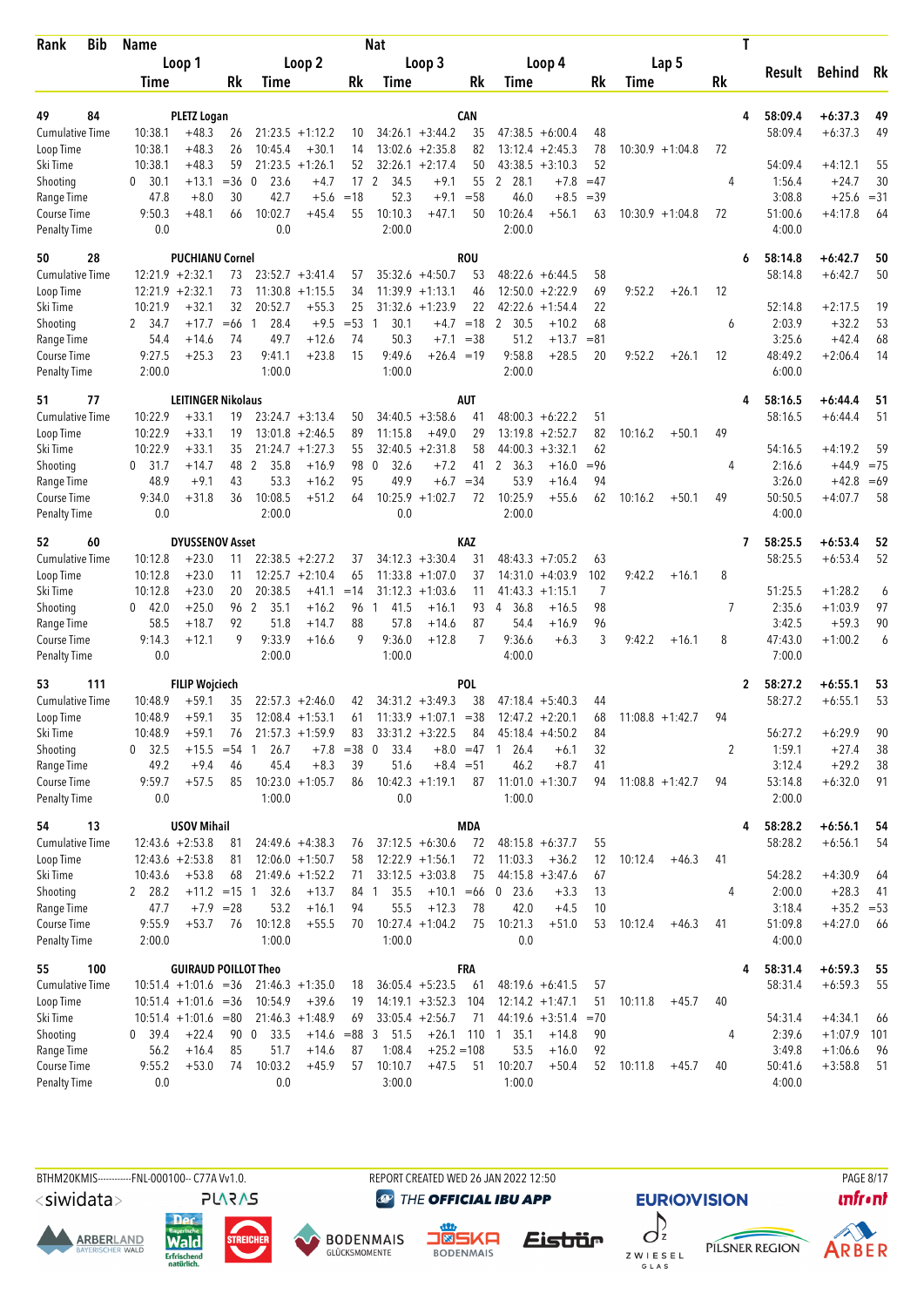| Rank | Bib | Name | | | | | | Nat | | | | | | | | | T | Result | Behind | Rk |
|---|---|---|---|---|---|---|---|---|---|---|---|---|---|---|---|---|---|---|---|---|
| | | Loop 1 | | | Loop 2 | | | Loop 3 | | | Loop 4 | | | Lap 5 | | | | | | |
| | | Time | | Rk | Time | | Rk | Time | | Rk | Time | | Rk | Time | | Rk | | | | |
| 49 | 84 | PLETZ Logan | | | | | | CAN | | | | | | | | | 4 | 58:09.4 | +6:37.3 | 49 |
| Cumulative Time | | 10:38.1 | +48.3 | 26 | 21:23.5 | +1:12.2 | 10 | 34:26.1 | +3:44.2 | 35 | 47:38.5 | +6:00.4 | 48 | | | | | 58:09.4 | +6:37.3 | 49 |
| Loop Time | | 10:38.1 | +48.3 | 26 | 10:45.4 | +30.1 | 14 | 13:02.6 | +2:35.8 | 82 | 13:12.4 | +2:45.3 | 78 | 10:30.9 | +1:04.8 | 72 | | | | |
| Ski Time | | 10:38.1 | +48.3 | 59 | 21:23.5 | +1:26.1 | 52 | 32:26.1 | +2:17.4 | 50 | 43:38.5 | +3:10.3 | 52 | | | | | 54:09.4 | +4:12.1 | 55 |
| Shooting | | 0 30.1 | +13.1 | =36 | 0 23.6 | +4.7 | 17 | 2 34.5 | +9.1 | 55 | 2 28.1 | +7.8 | =47 | | | | 4 | 1:56.4 | +24.7 | 30 |
| Range Time | | 47.8 | +8.0 | 30 | 42.7 | +5.6 | =18 | 52.3 | +9.1 | =58 | 46.0 | +8.5 | =39 | | | | | 3:08.8 | +25.6 | =31 |
| Course Time | | 9:50.3 | +48.1 | 66 | 10:02.7 | +45.4 | 55 | 10:10.3 | +47.1 | 50 | 10:26.4 | +56.1 | 63 | 10:30.9 | +1:04.8 | 72 | | 51:00.6 | +4:17.8 | 64 |
| Penalty Time | | 0.0 | | | 0.0 | | | 2:00.0 | | | 2:00.0 | | | | | | | 4:00.0 | | |
| 50 | 28 | PUCHIANU Cornel | | | | | | ROU | | | | | | | | | 6 | 58:14.8 | +6:42.7 | 50 |
| Cumulative Time | | 12:21.9 | +2:32.1 | 73 | 23:52.7 | +3:41.4 | 57 | 35:32.6 | +4:50.7 | 53 | 48:22.6 | +6:44.5 | 58 | | | | | 58:14.8 | +6:42.7 | 50 |
| Loop Time | | 12:21.9 | +2:32.1 | 73 | 11:30.8 | +1:15.5 | 34 | 11:39.9 | +1:13.1 | 46 | 12:50.0 | +2:22.9 | 69 | 9:52.2 | +26.1 | 12 | | | | |
| Ski Time | | 10:21.9 | +32.1 | 32 | 20:52.7 | +55.3 | 25 | 31:32.6 | +1:23.9 | 22 | 42:22.6 | +1:54.4 | 22 | | | | | 52:14.8 | +2:17.5 | 19 |
| Shooting | | 2 34.7 | +17.7 | =66 | 1 28.4 | +9.5 | =53 | 1 30.1 | +4.7 | =18 | 2 30.5 | +10.2 | 68 | | | | 6 | 2:03.9 | +32.2 | 53 |
| Range Time | | 54.4 | +14.6 | 74 | 49.7 | +12.6 | 74 | 50.3 | +7.1 | =38 | 51.2 | +13.7 | =81 | | | | | 3:25.6 | +42.4 | 68 |
| Course Time | | 9:27.5 | +25.3 | 23 | 9:41.1 | +23.8 | 15 | 9:49.6 | +26.4 | =19 | 9:58.8 | +28.5 | 20 | 9:52.2 | +26.1 | 12 | | 48:49.2 | +2:06.4 | 14 |
| Penalty Time | | 2:00.0 | | | 1:00.0 | | | 1:00.0 | | | 2:00.0 | | | | | | | 6:00.0 | | |
| 51 | 77 | LEITINGER Nikolaus | | | | | | AUT | | | | | | | | | 4 | 58:16.5 | +6:44.4 | 51 |
| Cumulative Time | | 10:22.9 | +33.1 | 19 | 23:24.7 | +3:13.4 | 50 | 34:40.5 | +3:58.6 | 41 | 48:00.3 | +6:22.2 | 51 | | | | | 58:16.5 | +6:44.4 | 51 |
| Loop Time | | 10:22.9 | +33.1 | 19 | 13:01.8 | +2:46.5 | 89 | 11:15.8 | +49.0 | 29 | 13:19.8 | +2:52.7 | 82 | 10:16.2 | +50.1 | 49 | | | | |
| Ski Time | | 10:22.9 | +33.1 | 35 | 21:24.7 | +1:27.3 | 55 | 32:40.5 | +2:31.8 | 58 | 44:00.3 | +3:32.1 | 62 | | | | | 54:16.5 | +4:19.2 | 59 |
| Shooting | | 0 31.7 | +14.7 | 48 | 2 35.8 | +16.9 | 98 | 0 32.6 | +7.2 | 41 | 2 36.3 | +16.0 | =96 | | | | 4 | 2:16.6 | +44.9 | =75 |
| Range Time | | 48.9 | +9.1 | 43 | 53.3 | +16.2 | 95 | 49.9 | +6.7 | =34 | 53.9 | +16.4 | 94 | | | | | 3:26.0 | +42.8 | =69 |
| Course Time | | 9:34.0 | +31.8 | 36 | 10:08.5 | +51.2 | 64 | 10:25.9 | +1:02.7 | 72 | 10:25.9 | +55.6 | 62 | 10:16.2 | +50.1 | 49 | | 50:50.5 | +4:07.7 | 58 |
| Penalty Time | | 0.0 | | | 2:00.0 | | | 0.0 | | | 2:00.0 | | | | | | | 4:00.0 | | |
| 52 | 60 | DYUSSENOV Asset | | | | | | KAZ | | | | | | | | | 7 | 58:25.5 | +6:53.4 | 52 |
| Cumulative Time | | 10:12.8 | +23.0 | 11 | 22:38.5 | +2:27.2 | 37 | 34:12.3 | +3:30.4 | 31 | 48:43.3 | +7:05.2 | 63 | | | | | 58:25.5 | +6:53.4 | 52 |
| Loop Time | | 10:12.8 | +23.0 | 11 | 12:25.7 | +2:10.4 | 65 | 11:33.8 | +1:07.0 | 37 | 14:31.0 | +4:03.9 | 102 | 9:42.2 | +16.1 | 8 | | | | |
| Ski Time | | 10:12.8 | +23.0 | 20 | 20:38.5 | +41.1 | =14 | 31:12.3 | +1:03.6 | 11 | 41:43.3 | +1:15.1 | 7 | | | | | 51:25.5 | +1:28.2 | 6 |
| Shooting | | 0 42.0 | +25.0 | 96 | 2 35.1 | +16.2 | 96 | 1 41.5 | +16.1 | 93 | 4 36.8 | +16.5 | 98 | | | | 7 | 2:35.6 | +1:03.9 | 97 |
| Range Time | | 58.5 | +18.7 | 92 | 51.8 | +14.7 | 88 | 57.8 | +14.6 | 87 | 54.4 | +16.9 | 96 | | | | | 3:42.5 | +59.3 | 90 |
| Course Time | | 9:14.3 | +12.1 | 9 | 9:33.9 | +16.6 | 9 | 9:36.0 | +12.8 | 7 | 9:36.6 | +6.3 | 3 | 9:42.2 | +16.1 | 8 | | 47:43.0 | +1:00.2 | 6 |
| Penalty Time | | 0.0 | | | 2:00.0 | | | 1:00.0 | | | 4:00.0 | | | | | | | 7:00.0 | | |
| 53 | 111 | FILIP Wojciech | | | | | | POL | | | | | | | | | 2 | 58:27.2 | +6:55.1 | 53 |
| Cumulative Time | | 10:48.9 | +59.1 | 35 | 22:57.3 | +2:46.0 | 42 | 34:31.2 | +3:49.3 | 38 | 47:18.4 | +5:40.3 | 44 | | | | | 58:27.2 | +6:55.1 | 53 |
| Loop Time | | 10:48.9 | +59.1 | 35 | 12:08.4 | +1:53.1 | 61 | 11:33.9 | +1:07.1 | =38 | 12:47.2 | +2:20.1 | 68 | 11:08.8 | +1:42.7 | 94 | | | | |
| Ski Time | | 10:48.9 | +59.1 | 76 | 21:57.3 | +1:59.9 | 83 | 33:31.2 | +3:22.5 | 84 | 45:18.4 | +4:50.2 | 84 | | | | | 56:27.2 | +6:29.9 | 90 |
| Shooting | | 0 32.5 | +15.5 | =54 | 1 26.7 | +7.8 | =38 | 0 33.4 | +8.0 | =47 | 1 26.4 | +6.1 | 32 | | | | 2 | 1:59.1 | +27.4 | 38 |
| Range Time | | 49.2 | +9.4 | 46 | 45.4 | +8.3 | 39 | 51.6 | +8.4 | =51 | 46.2 | +8.7 | 41 | | | | | 3:12.4 | +29.2 | 38 |
| Course Time | | 9:59.7 | +57.5 | 85 | 10:23.0 | +1:05.7 | 86 | 10:42.3 | +1:19.1 | 87 | 11:01.0 | +1:30.7 | 94 | 11:08.8 | +1:42.7 | 94 | | 53:14.8 | +6:32.0 | 91 |
| Penalty Time | | 0.0 | | | 1:00.0 | | | 0.0 | | | 1:00.0 | | | | | | | 2:00.0 | | |
| 54 | 13 | USOV Mihail | | | | | | MDA | | | | | | | | | 4 | 58:28.2 | +6:56.1 | 54 |
| Cumulative Time | | 12:43.6 | +2:53.8 | 81 | 24:49.6 | +4:38.3 | 76 | 37:12.5 | +6:30.6 | 72 | 48:15.8 | +6:37.7 | 55 | | | | | 58:28.2 | +6:56.1 | 54 |
| Loop Time | | 12:43.6 | +2:53.8 | 81 | 12:06.0 | +1:50.7 | 58 | 12:22.9 | +1:56.1 | 72 | 11:03.3 | +36.2 | 12 | 10:12.4 | +46.3 | 41 | | | | |
| Ski Time | | 10:43.6 | +53.8 | 68 | 21:49.6 | +1:52.2 | 71 | 33:12.5 | +3:03.8 | 75 | 44:15.8 | +3:47.6 | 67 | | | | | 54:28.2 | +4:30.9 | 64 |
| Shooting | | 2 28.2 | +11.2 | =15 | 1 32.6 | +13.7 | 84 | 1 35.5 | +10.1 | =66 | 0 23.6 | +3.3 | 13 | | | | 4 | 2:00.0 | +28.3 | 41 |
| Range Time | | 47.7 | +7.9 | =28 | 53.2 | +16.1 | 94 | 55.5 | +12.3 | 78 | 42.0 | +4.5 | 10 | | | | | 3:18.4 | +35.2 | =53 |
| Course Time | | 9:55.9 | +53.7 | 76 | 10:12.8 | +55.5 | 70 | 10:27.4 | +1:04.2 | 75 | 10:21.3 | +51.0 | 53 | 10:12.4 | +46.3 | 41 | | 51:09.8 | +4:27.0 | 66 |
| Penalty Time | | 2:00.0 | | | 1:00.0 | | | 1:00.0 | | | 0.0 | | | | | | | 4:00.0 | | |
| 55 | 100 | GUIRAUD POILLOT Theo | | | | | | FRA | | | | | | | | | 4 | 58:31.4 | +6:59.3 | 55 |
| Cumulative Time | | 10:51.4 | +1:01.6 | =36 | 21:46.3 | +1:35.0 | 18 | 36:05.4 | +5:23.5 | 61 | 48:19.6 | +6:41.5 | 57 | | | | | 58:31.4 | +6:59.3 | 55 |
| Loop Time | | 10:51.4 | +1:01.6 | =36 | 10:54.9 | +39.6 | 19 | 14:19.1 | +3:52.3 | 104 | 12:14.2 | +1:47.1 | 51 | 10:11.8 | +45.7 | 40 | | | | |
| Ski Time | | 10:51.4 | +1:01.6 | =80 | 21:46.3 | +1:48.9 | 69 | 33:05.4 | +2:56.7 | 71 | 44:19.6 | +3:51.4 | =70 | | | | | 54:31.4 | +4:34.1 | 66 |
| Shooting | | 0 39.4 | +22.4 | 90 | 0 33.5 | +14.6 | =88 | 3 51.5 | +26.1 | 110 | 1 35.1 | +14.8 | 90 | | | | 4 | 2:39.6 | +1:07.9 | 101 |
| Range Time | | 56.2 | +16.4 | 85 | 51.7 | +14.6 | 87 | 1:08.4 | +25.2 | =108 | 53.5 | +16.0 | 92 | | | | | 3:49.8 | +1:06.6 | 96 |
| Course Time | | 9:55.2 | +53.0 | 74 | 10:03.2 | +45.9 | 57 | 10:10.7 | +47.5 | 51 | 10:20.7 | +50.4 | 52 | 10:11.8 | +45.7 | 40 | | 50:41.6 | +3:58.8 | 51 |
| Penalty Time | | 0.0 | | | 0.0 | | | 3:00.0 | | | 1:00.0 | | | | | | | 4:00.0 | | |

BTHM20KMIS-----------FNL-000100-- C77A Vv1.0. REPORT CREATED WED 26 JAN 2022 12:50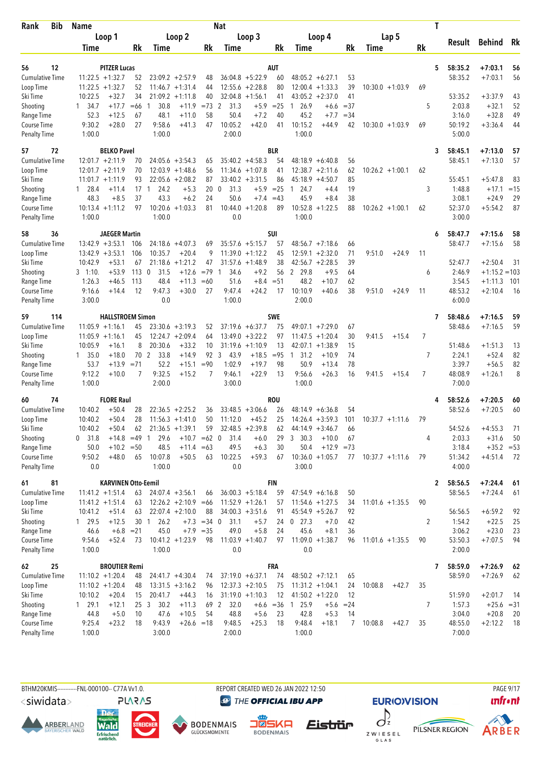| Rank | Bib | Name | | Loop 1 Time | | Rk | Loop 2 Time | | Rk | Nat Loop 3 Time | | Rk | Loop 4 Time | | Rk | Lap 5 Time | | Rk | T | Result | Behind | Rk |
|---|---|---|---|---|---|---|---|---|---|---|---|---|---|---|---|---|---|---|---|---|---|---|
| 56 | 12 | PITZER Lucas | | | | | | | | AUT | | | | | | | | | 5 | 58:35.2 | +7:03.1 | 56 |
| Cumulative Time | | | | 11:22.5 | +1:32.7 | 52 | 23:09.2 | +2:57.9 | 48 | 36:04.8 | +5:22.9 | 60 | 48:05.2 | +6:27.1 | 53 | | | | | 58:35.2 | +7:03.1 | 56 |
| Loop Time | | | | 11:22.5 | +1:32.7 | 52 | 11:46.7 | +1:31.4 | 44 | 12:55.6 | +2:28.8 | 80 | 12:00.4 | +1:33.3 | 39 | 10:30.0 | +1:03.9 | 69 | | | | |
| Ski Time | | | | 10:22.5 | +32.7 | 34 | 21:09.2 | +1:11.8 | 40 | 32:04.8 | +1:56.1 | 41 | 43:05.2 | +2:37.0 | 41 | | | | | 53:35.2 | +3:37.9 | 43 |
| Shooting | | | 1 | 34.7 | +17.7 | =66 | 1 30.8 | +11.9 | =73 | 2 31.3 | +5.9 | =25 | 1 26.9 | +6.6 | =37 | | | | 5 | 2:03.8 | +32.1 | 52 |
| Range Time | | | | 52.3 | +12.5 | 67 | 48.1 | +11.0 | 58 | 50.4 | +7.2 | 40 | 45.2 | +7.7 | =34 | | | | | 3:16.0 | +32.8 | 49 |
| Course Time | | | | 9:30.2 | +28.0 | 27 | 9:58.6 | +41.3 | 47 | 10:05.2 | +42.0 | 41 | 10:15.2 | +44.9 | 42 | 10:30.0 | +1:03.9 | 69 | | 50:19.2 | +3:36.4 | 44 |
| Penalty Time | | | | 1:00.0 | | | 1:00.0 | | | 2:00.0 | | | 1:00.0 | | | | | | | 5:00.0 | | |
| 57 | 72 | BELKO Pavel | | | | | | | | BLR | | | | | | | | | 3 | 58:45.1 | +7:13.0 | 57 |
| Cumulative Time | | | | 12:01.7 | +2:11.9 | 70 | 24:05.6 | +3:54.3 | 65 | 35:40.2 | +4:58.3 | 54 | 48:18.9 | +6:40.8 | 56 | | | | | 58:45.1 | +7:13.0 | 57 |
| Loop Time | | | | 12:01.7 | +2:11.9 | 70 | 12:03.9 | +1:48.6 | 56 | 11:34.6 | +1:07.8 | 41 | 12:38.7 | +2:11.6 | 62 | 10:26.2 | +1:00.1 | 62 | | | | |
| Ski Time | | | | 11:01.7 | +1:11.9 | 93 | 22:05.6 | +2:08.2 | 87 | 33:40.2 | +3:31.5 | 86 | 45:18.9 | +4:50.7 | 85 | | | | | 55:45.1 | +5:47.8 | 83 |
| Shooting | | | 1 | 28.4 | +11.4 | 17 | 1 24.2 | +5.3 | 20 | 0 31.3 | +5.9 | =25 | 1 24.7 | +4.4 | 19 | | | | 3 | 1:48.8 | +17.1 | =15 |
| Range Time | | | | 48.3 | +8.5 | 37 | 43.3 | +6.2 | 24 | 50.6 | +7.4 | =43 | 45.9 | +8.4 | 38 | | | | | 3:08.1 | +24.9 | 29 |
| Course Time | | | | 10:13.4 | +1:11.2 | 97 | 10:20.6 | +1:03.3 | 81 | 10:44.0 | +1:20.8 | 89 | 10:52.8 | +1:22.5 | 88 | 10:26.2 | +1:00.1 | 62 | | 52:37.0 | +5:54.2 | 87 |
| Penalty Time | | | | 1:00.0 | | | 1:00.0 | | | 0.0 | | | 1:00.0 | | | | | | | 3:00.0 | | |
| 58 | 36 | JAEGER Martin | | | | | | | | SUI | | | | | | | | | 6 | 58:47.7 | +7:15.6 | 58 |
| Cumulative Time | | | | 13:42.9 | +3:53.1 | 106 | 24:18.6 | +4:07.3 | 69 | 35:57.6 | +5:15.7 | 57 | 48:56.7 | +7:18.6 | 66 | | | | | 58:47.7 | +7:15.6 | 58 |
| Loop Time | | | | 13:42.9 | +3:53.1 | 106 | 10:35.7 | +20.4 | 9 | 11:39.0 | +1:12.2 | 45 | 12:59.1 | +2:32.0 | 71 | 9:51.0 | +24.9 | 11 | | | | |
| Ski Time | | | | 10:42.9 | +53.1 | 67 | 21:18.6 | +1:21.2 | 47 | 31:57.6 | +1:48.9 | 38 | 42:56.7 | +2:28.5 | 39 | | | | | 52:47.7 | +2:50.4 | 31 |
| Shooting | | | 3 | 1:10. | +53.9 | 113 | 0 31.5 | +12.6 | =79 | 1 34.6 | +9.2 | 56 | 2 29.8 | +9.5 | 64 | | | | 6 | 2:46.9 | +1:15.2 | =103 |
| Range Time | | | | 1:26.3 | +46.5 | 113 | 48.4 | +11.3 | =60 | 51.6 | +8.4 | =51 | 48.2 | +10.7 | 62 | | | | | 3:54.5 | +1:11.3 | 101 |
| Course Time | | | | 9:16.6 | +14.4 | 12 | 9:47.3 | +30.0 | 27 | 9:47.4 | +24.2 | 17 | 10:10.9 | +40.6 | 38 | 9:51.0 | +24.9 | 11 | | 48:53.2 | +2:10.4 | 16 |
| Penalty Time | | | | 3:00.0 | | | 0.0 | | | 1:00.0 | | | 2:00.0 | | | | | | | 6:00.0 | | |
| 59 | 114 | HALLSTROEM Simon | | | | | | | | SWE | | | | | | | | | 7 | 58:48.6 | +7:16.5 | 59 |
| Cumulative Time | | | | 11:05.9 | +1:16.1 | 45 | 23:30.6 | +3:19.3 | 52 | 37:19.6 | +6:37.7 | 75 | 49:07.1 | +7:29.0 | 67 | | | | | 58:48.6 | +7:16.5 | 59 |
| Loop Time | | | | 11:05.9 | +1:16.1 | 45 | 12:24.7 | +2:09.4 | 64 | 13:49.0 | +3:22.2 | 97 | 11:47.5 | +1:20.4 | 30 | 9:41.5 | +15.4 | 7 | | | | |
| Ski Time | | | | 10:05.9 | +16.1 | 8 | 20:30.6 | +33.2 | 10 | 31:19.6 | +1:10.9 | 13 | 42:07.1 | +1:38.9 | 15 | | | | | 51:48.6 | +1:51.3 | 13 |
| Shooting | | | 1 | 35.0 | +18.0 | 70 | 2 33.8 | +14.9 | 92 | 3 43.9 | +18.5 | =95 | 1 31.2 | +10.9 | 74 | | | | 7 | 2:24.1 | +52.4 | 82 |
| Range Time | | | | 53.7 | +13.9 | =71 | 52.2 | +15.1 | =90 | 1:02.9 | +19.7 | 98 | 50.9 | +13.4 | 78 | | | | | 3:39.7 | +56.5 | 82 |
| Course Time | | | | 9:12.2 | +10.0 | 7 | 9:32.5 | +15.2 | 7 | 9:46.1 | +22.9 | 13 | 9:56.6 | +26.3 | 16 | 9:41.5 | +15.4 | 7 | | 48:08.9 | +1:26.1 | 8 |
| Penalty Time | | | | 1:00.0 | | | 2:00.0 | | | 3:00.0 | | | 1:00.0 | | | | | | | 7:00.0 | | |
| 60 | 74 | FLORE Raul | | | | | | | | ROU | | | | | | | | | 4 | 58:52.6 | +7:20.5 | 60 |
| Cumulative Time | | | | 10:40.2 | +50.4 | 28 | 22:36.5 | +2:25.2 | 36 | 33:48.5 | +3:06.6 | 26 | 48:14.9 | +6:36.8 | 54 | | | | | 58:52.6 | +7:20.5 | 60 |
| Loop Time | | | | 10:40.2 | +50.4 | 28 | 11:56.3 | +1:41.0 | 50 | 11:12.0 | +45.2 | 25 | 14:26.4 | +3:59.3 | 101 | 10:37.7 | +1:11.6 | 79 | | | | |
| Ski Time | | | | 10:40.2 | +50.4 | 62 | 21:36.5 | +1:39.1 | 59 | 32:48.5 | +2:39.8 | 62 | 44:14.9 | +3:46.7 | 66 | | | | | 54:52.6 | +4:55.3 | 71 |
| Shooting | | | 0 | 31.8 | +14.8 | =49 | 1 29.6 | +10.7 | =62 | 0 31.4 | +6.0 | 29 | 3 30.3 | +10.0 | 67 | | | | 4 | 2:03.3 | +31.6 | 50 |
| Range Time | | | | 50.0 | +10.2 | =50 | 48.5 | +11.4 | =63 | 49.5 | +6.3 | 30 | 50.4 | +12.9 | =73 | | | | | 3:18.4 | +35.2 | =53 |
| Course Time | | | | 9:50.2 | +48.0 | 65 | 10:07.8 | +50.5 | 63 | 10:22.5 | +59.3 | 67 | 10:36.0 | +1:05.7 | 77 | 10:37.7 | +1:11.6 | 79 | | 51:34.2 | +4:51.4 | 72 |
| Penalty Time | | | | 0.0 | | | 1:00.0 | | | 0.0 | | | 3:00.0 | | | | | | | 4:00.0 | | |
| 61 | 81 | KARVINEN Otto-Eemil | | | | | | | | FIN | | | | | | | | | 2 | 58:56.5 | +7:24.4 | 61 |
| Cumulative Time | | | | 11:41.2 | +1:51.4 | 63 | 24:07.4 | +3:56.1 | 66 | 36:00.3 | +5:18.4 | 59 | 47:54.9 | +6:16.8 | 50 | | | | | 58:56.5 | +7:24.4 | 61 |
| Loop Time | | | | 11:41.2 | +1:51.4 | 63 | 12:26.2 | +2:10.9 | =66 | 11:52.9 | +1:26.1 | 57 | 11:54.6 | +1:27.5 | 34 | 11:01.6 | +1:35.5 | 90 | | | | |
| Ski Time | | | | 10:41.2 | +51.4 | 63 | 22:07.4 | +2:10.0 | 88 | 34:00.3 | +3:51.6 | 91 | 45:54.9 | +5:26.7 | 92 | | | | | 56:56.5 | +6:59.2 | 92 |
| Shooting | | | 1 | 29.5 | +12.5 | 30 | 1 26.2 | +7.3 | =34 | 0 31.1 | +5.7 | 24 | 0 27.3 | +7.0 | 42 | | | | 2 | 1:54.2 | +22.5 | 25 |
| Range Time | | | | 46.6 | +6.8 | =21 | 45.0 | +7.9 | =35 | 49.0 | +5.8 | 24 | 45.6 | +8.1 | 36 | | | | | 3:06.2 | +23.0 | 23 |
| Course Time | | | | 9:54.6 | +52.4 | 73 | 10:41.2 | +1:23.9 | 98 | 11:03.9 | +1:40.7 | 97 | 11:09.0 | +1:38.7 | 96 | 11:01.6 | +1:35.5 | 90 | | 53:50.3 | +7:07.5 | 94 |
| Penalty Time | | | | 1:00.0 | | | 1:00.0 | | | 0.0 | | | 0.0 | | | | | | | 2:00.0 | | |
| 62 | 25 | BROUTIER Remi | | | | | | | | FRA | | | | | | | | | 7 | 58:59.0 | +7:26.9 | 62 |
| Cumulative Time | | | | 11:10.2 | +1:20.4 | 48 | 24:41.7 | +4:30.4 | 74 | 37:19.0 | +6:37.1 | 74 | 48:50.2 | +7:12.1 | 65 | | | | | 58:59.0 | +7:26.9 | 62 |
| Loop Time | | | | 11:10.2 | +1:20.4 | 48 | 13:31.5 | +3:16.2 | 96 | 12:37.3 | +2:10.5 | 75 | 11:31.2 | +1:04.1 | 24 | 10:08.8 | +42.7 | 35 | | | | |
| Ski Time | | | | 10:10.2 | +20.4 | 15 | 20:41.7 | +44.3 | 16 | 31:19.0 | +1:10.3 | 12 | 41:50.2 | +1:22.0 | 12 | | | | | 51:59.0 | +2:01.7 | 14 |
| Shooting | | | 1 | 29.1 | +12.1 | 25 | 3 30.2 | +11.3 | 69 | 2 32.0 | +6.6 | =36 | 1 25.9 | +5.6 | =24 | | | | 7 | 1:57.3 | +25.6 | =31 |
| Range Time | | | | 44.8 | +5.0 | 10 | 47.6 | +10.5 | 54 | 48.8 | +5.6 | 23 | 42.8 | +5.3 | 14 | | | | | 3:04.0 | +20.8 | 20 |
| Course Time | | | | 9:25.4 | +23.2 | 18 | 9:43.9 | +26.6 | =18 | 9:48.5 | +25.3 | 18 | 9:48.4 | +18.1 | 7 | 10:08.8 | +42.7 | 35 | | 48:55.0 | +2:12.2 | 18 |
| Penalty Time | | | | 1:00.0 | | | 3:00.0 | | | 2:00.0 | | | 1:00.0 | | | | | | | 7:00.0 | | |

BTHM20KMIS-----------FNL-000100-- C77A Vv1.0. REPORT CREATED WED 26 JAN 2022 12:50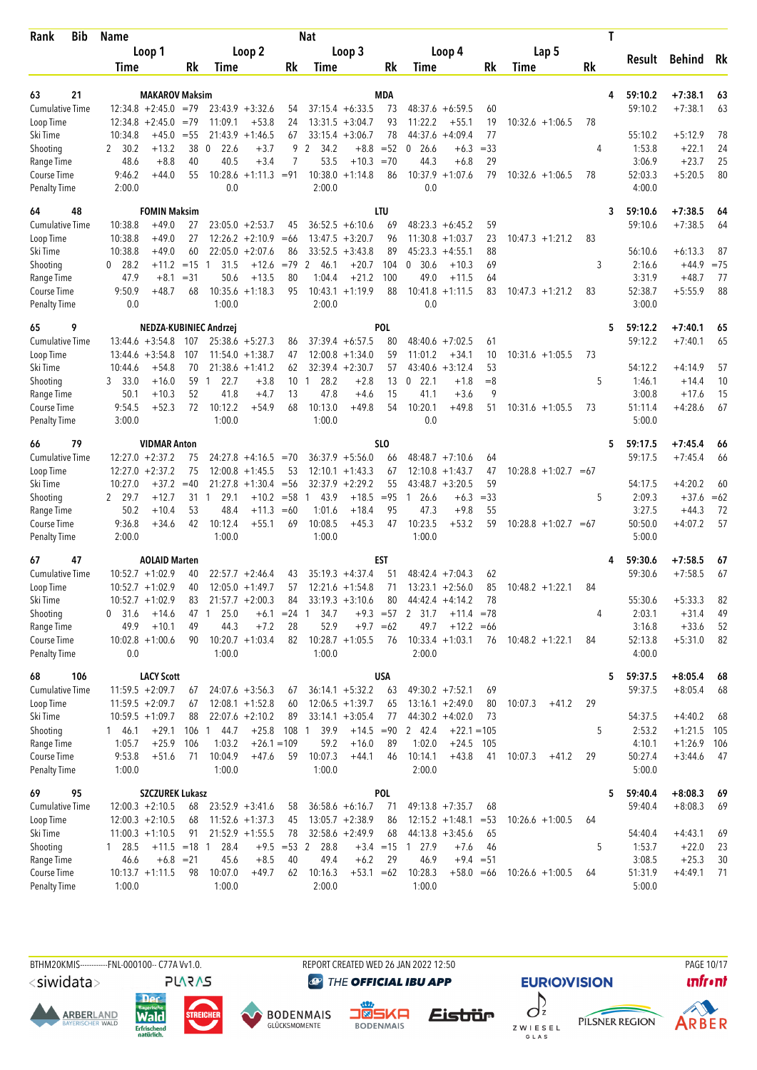| Rank | Bib | Name | | | | Nat | | | | | | | T | Result | Behind | Rk |
|---|---|---|---|---|---|---|---|---|---|---|---|---|---|---|---|---|
| | | Loop 1 | | Loop 2 | | Loop 3 | | Loop 4 | | Lap 5 | | | | | | |
| | | Time | Rk | Time | Rk | Time | Rk | Time | Rk | Time | Rk | | | | | |
| 63 | 21 | MAKAROV Maksim | | | | MDA | | | | | | | 4 | 59:10.2 | +7:38.1 | 63 |
| Cumulative Time | | 12:34.8 +2:45.0 | =79 | 23:43.9 +3:32.6 | 54 | 37:15.4 +6:33.5 | 73 | 48:37.6 +6:59.5 | 60 | | | | | 59:10.2 | +7:38.1 | 63 |
| Loop Time | | 12:34.8 +2:45.0 | =79 | 11:09.1 +53.8 | 24 | 13:31.5 +3:04.7 | 93 | 11:22.2 +55.1 | 19 | 10:32.6 +1:06.5 | 78 | | | | | |
| Ski Time | | 10:34.8 +45.0 | =55 | 21:43.9 +1:46.5 | 67 | 33:15.4 +3:06.7 | 78 | 44:37.6 +4:09.4 | 77 | | | | | 55:10.2 | +5:12.9 | 78 |
| Shooting | | 2 30.2 +13.2 | 38 | 0 22.6 +3.7 | 9 | 2 34.2 +8.8 | =52 | 0 26.6 +6.3 | =33 | | | | 4 | 1:53.8 | +22.1 | 24 |
| Range Time | | 48.6 +8.8 | 40 | 40.5 +3.4 | 7 | 53.5 +10.3 | =70 | 44.3 +6.8 | 29 | | | | | 3:06.9 | +23.7 | 25 |
| Course Time | | 9:46.2 +44.0 | 55 | 10:28.6 +1:11.3 | =91 | 10:38.0 +1:14.8 | 86 | 10:37.9 +1:07.6 | 79 | 10:32.6 +1:06.5 | 78 | | | 52:03.3 | +5:20.5 | 80 |
| Penalty Time | | 2:00.0 | | 0.0 | | 2:00.0 | | 0.0 | | | | | | 4:00.0 | | |
| 64 | 48 | FOMIN Maksim | | | | LTU | | | | | | | 3 | 59:10.6 | +7:38.5 | 64 |
| Cumulative Time | | 10:38.8 +49.0 | 27 | 23:05.0 +2:53.7 | 45 | 36:52.5 +6:10.6 | 69 | 48:23.3 +6:45.2 | 59 | | | | | 59:10.6 | +7:38.5 | 64 |
| Loop Time | | 10:38.8 +49.0 | 27 | 12:26.2 +2:10.9 | =66 | 13:47.5 +3:20.7 | 96 | 11:30.8 +1:03.7 | 23 | 10:47.3 +1:21.2 | 83 | | | | | |
| Ski Time | | 10:38.8 +49.0 | 60 | 22:05.0 +2:07.6 | 86 | 33:52.5 +3:43.8 | 89 | 45:23.3 +4:55.1 | 88 | | | | | 56:10.6 | +6:13.3 | 87 |
| Shooting | | 0 28.2 +11.2 | =15 | 1 31.5 +12.6 | =79 | 2 46.1 +20.7 | 104 | 0 30.6 +10.3 | 69 | | | | 3 | 2:16.6 | +44.9 | =75 |
| Range Time | | 47.9 +8.1 | =31 | 50.6 +13.5 | 80 | 1:04.4 +21.2 | 100 | 49.0 +11.5 | 64 | | | | | 3:31.9 | +48.7 | 77 |
| Course Time | | 9:50.9 +48.7 | 68 | 10:35.6 +1:18.3 | 95 | 10:43.1 +1:19.9 | 88 | 10:41.8 +1:11.5 | 83 | 10:47.3 +1:21.2 | 83 | | | 52:38.7 | +5:55.9 | 88 |
| Penalty Time | | 0.0 | | 1:00.0 | | 2:00.0 | | 0.0 | | | | | | 3:00.0 | | |
| 65 | 9 | NEDZA-KUBINIEC Andrzej | | | | POL | | | | | | | 5 | 59:12.2 | +7:40.1 | 65 |
| Cumulative Time | | 13:44.6 +3:54.8 | 107 | 25:38.6 +5:27.3 | 86 | 37:39.4 +6:57.5 | 80 | 48:40.6 +7:02.5 | 61 | | | | | 59:12.2 | +7:40.1 | 65 |
| Loop Time | | 13:44.6 +3:54.8 | 107 | 11:54.0 +1:38.7 | 47 | 12:00.8 +1:34.0 | 59 | 11:01.2 +34.1 | 10 | 10:31.6 +1:05.5 | 73 | | | | | |
| Ski Time | | 10:44.6 +54.8 | 70 | 21:38.6 +1:41.2 | 62 | 32:39.4 +2:30.7 | 57 | 43:40.6 +3:12.4 | 53 | | | | | 54:12.2 | +4:14.9 | 57 |
| Shooting | | 3 33.0 +16.0 | 59 | 1 22.7 +3.8 | 10 | 1 28.2 +2.8 | 13 | 0 22.1 +1.8 | =8 | | | | 5 | 1:46.1 | +14.4 | 10 |
| Range Time | | 50.1 +10.3 | 52 | 41.8 +4.7 | 13 | 47.8 +4.6 | 15 | 41.1 +3.6 | 9 | | | | | 3:00.8 | +17.6 | 15 |
| Course Time | | 9:54.5 +52.3 | 72 | 10:12.2 +54.9 | 68 | 10:13.0 +49.8 | 54 | 10:20.1 +49.8 | 51 | 10:31.6 +1:05.5 | 73 | | | 51:11.4 | +4:28.6 | 67 |
| Penalty Time | | 3:00.0 | | 1:00.0 | | 1:00.0 | | 0.0 | | | | | | 5:00.0 | | |
| 66 | 79 | VIDMAR Anton | | | | SLO | | | | | | | 5 | 59:17.5 | +7:45.4 | 66 |
| Cumulative Time | | 12:27.0 +2:37.2 | 75 | 24:27.8 +4:16.5 | =70 | 36:37.9 +5:56.0 | 66 | 48:48.7 +7:10.6 | 64 | | | | | 59:17.5 | +7:45.4 | 66 |
| Loop Time | | 12:27.0 +2:37.2 | 75 | 12:00.8 +1:45.5 | 53 | 12:10.1 +1:43.3 | 67 | 12:10.8 +1:43.7 | 47 | 10:28.8 +1:02.7 | =67 | | | | | |
| Ski Time | | 10:27.0 +37.2 | =40 | 21:27.8 +1:30.4 | =56 | 32:37.9 +2:29.2 | 55 | 43:48.7 +3:20.5 | 59 | | | | | 54:17.5 | +4:20.2 | 60 |
| Shooting | | 2 29.7 +12.7 | 31 | 1 29.1 +10.2 | =58 | 1 43.9 +18.5 | =95 | 1 26.6 +6.3 | =33 | | | | 5 | 2:09.3 | +37.6 | =62 |
| Range Time | | 50.2 +10.4 | 53 | 48.4 +11.3 | =60 | 1:01.6 +18.4 | 95 | 47.3 +9.8 | 55 | | | | | 3:27.5 | +44.3 | 72 |
| Course Time | | 9:36.8 +34.6 | 42 | 10:12.4 +55.1 | 69 | 10:08.5 +45.3 | 47 | 10:23.5 +53.2 | 59 | 10:28.8 +1:02.7 | =67 | | | 50:50.0 | +4:07.2 | 57 |
| Penalty Time | | 2:00.0 | | 1:00.0 | | 1:00.0 | | 1:00.0 | | | | | | 5:00.0 | | |
| 67 | 47 | AOLAID Marten | | | | EST | | | | | | | 4 | 59:30.6 | +7:58.5 | 67 |
| Cumulative Time | | 10:52.7 +1:02.9 | 40 | 22:57.7 +2:46.4 | 43 | 35:19.3 +4:37.4 | 51 | 48:42.4 +7:04.3 | 62 | | | | | 59:30.6 | +7:58.5 | 67 |
| Loop Time | | 10:52.7 +1:02.9 | 40 | 12:05.0 +1:49.7 | 57 | 12:21.6 +1:54.8 | 71 | 13:23.1 +2:56.0 | 85 | 10:48.2 +1:22.1 | 84 | | | | | |
| Ski Time | | 10:52.7 +1:02.9 | 83 | 21:57.7 +2:00.3 | 84 | 33:19.3 +3:10.6 | 80 | 44:42.4 +4:14.2 | 78 | | | | | 55:30.6 | +5:33.3 | 82 |
| Shooting | | 0 31.6 +14.6 | 47 | 1 25.0 +6.1 | =24 | 1 34.7 +9.3 | =57 | 2 31.7 +11.4 | =78 | | | | 4 | 2:03.1 | +31.4 | 49 |
| Range Time | | 49.9 +10.1 | 49 | 44.3 +7.2 | 28 | 52.9 +9.7 | =62 | 49.7 +12.2 | =66 | | | | | 3:16.8 | +33.6 | 52 |
| Course Time | | 10:02.8 +1:00.6 | 90 | 10:20.7 +1:03.4 | 82 | 10:28.7 +1:05.5 | 76 | 10:33.4 +1:03.1 | 76 | 10:48.2 +1:22.1 | 84 | | | 52:13.8 | +5:31.0 | 82 |
| Penalty Time | | 0.0 | | 1:00.0 | | 1:00.0 | | 2:00.0 | | | | | | 4:00.0 | | |
| 68 | 106 | LACY Scott | | | | USA | | | | | | | 5 | 59:37.5 | +8:05.4 | 68 |
| Cumulative Time | | 11:59.5 +2:09.7 | 67 | 24:07.6 +3:56.3 | 67 | 36:14.1 +5:32.2 | 63 | 49:30.2 +7:52.1 | 69 | | | | | 59:37.5 | +8:05.4 | 68 |
| Loop Time | | 11:59.5 +2:09.7 | 67 | 12:08.1 +1:52.8 | 60 | 12:06.5 +1:39.7 | 65 | 13:16.1 +2:49.0 | 80 | 10:07.3 +41.2 | 29 | | | | | |
| Ski Time | | 10:59.5 +1:09.7 | 88 | 22:07.6 +2:10.2 | 89 | 33:14.1 +3:05.4 | 77 | 44:30.2 +4:02.0 | 73 | | | | | 54:37.5 | +4:40.2 | 68 |
| Shooting | | 1 46.1 +29.1 | 106 | 1 44.7 +25.8 | 108 | 1 39.9 +14.5 | =90 | 2 42.4 +22.1 | =105 | | | | 5 | 2:53.2 | +1:21.5 | 105 |
| Range Time | | 1:05.7 +25.9 | 106 | 1:03.2 +26.1 | =109 | 59.2 +16.0 | 89 | 1:02.0 +24.5 | 105 | | | | | 4:10.1 | +1:26.9 | 106 |
| Course Time | | 9:53.8 +51.6 | 71 | 10:04.9 +47.6 | 59 | 10:07.3 +44.1 | 46 | 10:14.1 +43.8 | 41 | 10:07.3 +41.2 | 29 | | | 50:27.4 | +3:44.6 | 47 |
| Penalty Time | | 1:00.0 | | 1:00.0 | | 1:00.0 | | 2:00.0 | | | | | | 5:00.0 | | |
| 69 | 95 | SZCZUREK Lukasz | | | | POL | | | | | | | 5 | 59:40.4 | +8:08.3 | 69 |
| Cumulative Time | | 12:00.3 +2:10.5 | 68 | 23:52.9 +3:41.6 | 58 | 36:58.6 +6:16.7 | 71 | 49:13.8 +7:35.7 | 68 | | | | | 59:40.4 | +8:08.3 | 69 |
| Loop Time | | 12:00.3 +2:10.5 | 68 | 11:52.6 +1:37.3 | 45 | 13:05.7 +2:38.9 | 86 | 12:15.2 +1:48.1 | =53 | 10:26.6 +1:00.5 | 64 | | | | | |
| Ski Time | | 11:00.3 +1:10.5 | 91 | 21:52.9 +1:55.5 | 78 | 32:58.6 +2:49.9 | 68 | 44:13.8 +3:45.6 | 65 | | | | | 54:40.4 | +4:43.1 | 69 |
| Shooting | | 1 28.5 +11.5 | =18 | 1 28.4 +9.5 | =53 | 2 28.8 +3.4 | =15 | 1 27.9 +7.6 | 46 | | | | 5 | 1:53.7 | +22.0 | 23 |
| Range Time | | 46.6 +6.8 | =21 | 45.6 +8.5 | 40 | 49.4 +6.2 | 29 | 46.9 +9.4 | =51 | | | | | 3:08.5 | +25.3 | 30 |
| Course Time | | 10:13.7 +1:11.5 | 98 | 10:07.0 +49.7 | 62 | 10:16.3 +53.1 | =62 | 10:28.3 +58.0 | =66 | 10:26.6 +1:00.5 | 64 | | | 51:31.9 | +4:49.1 | 71 |
| Penalty Time | | 1:00.0 | | 1:00.0 | | 2:00.0 | | 1:00.0 | | | | | | 5:00.0 | | |

BTHM20KMIS-----------FNL-000100-- C77A Vv1.0. REPORT CREATED WED 26 JAN 2022 12:50

<siwidata> PLARAS THE OFFICIAL IBU APP EURIOVISION unfront

ARBERLAND BAYERISCHER WALD · Der Bayerische Wald Erfrischend natürlich. · STREICHER · BODENMAIS GLÜCKSMOMENTE · JOSKA BODENMAIS · Eisbär · ZWIESEL GLAS · PILSNER REGION · ARBER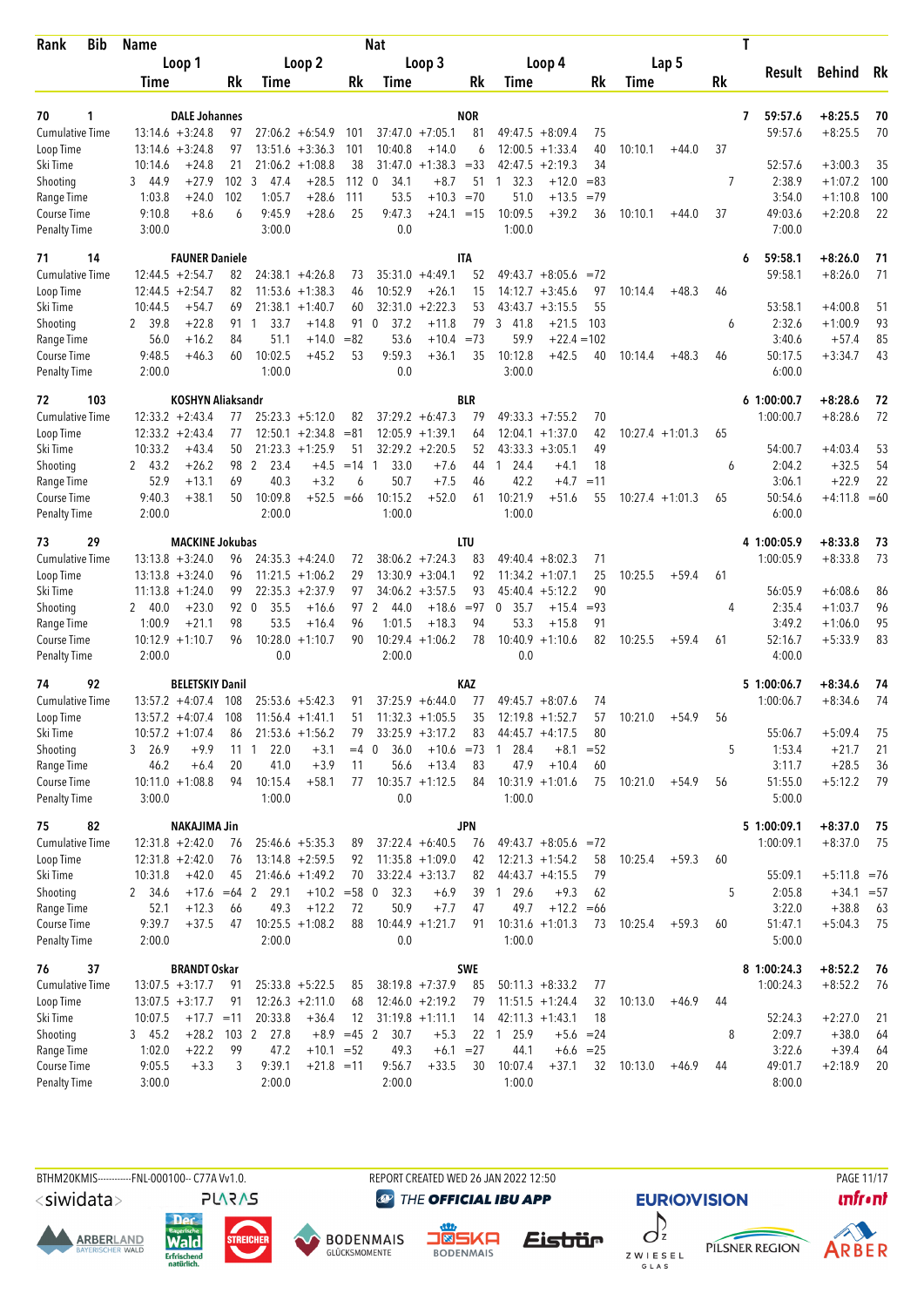| Rank | Bib | Name | | | | | | Nat | | | | | | | | | T | Result | Behind | Rk |
|---|---|---|---|---|---|---|---|---|---|---|---|---|---|---|---|---|---|---|---|---|
| | | Loop 1 | | | Loop 2 | | | Loop 3 | | | Loop 4 | | | Lap 5 | | | | | | |
| | | Time | | Rk | Time | | Rk | Time | | Rk | Time | | Rk | Time | | Rk | | | | |
| 70 | 1 | DALE Johannes | | | | | | NOR | | | | | | | | | 7 | 59:57.6 | +8:25.5 | 70 |
| Cumulative Time | | 13:14.6 | +3:24.8 | 97 | 27:06.2 | +6:54.9 | 101 | 37:47.0 | +7:05.1 | 81 | 49:47.5 | +8:09.4 | 75 | | | | | 59:57.6 | +8:25.5 | 70 |
| Loop Time | | 13:14.6 | +3:24.8 | 97 | 13:51.6 | +3:36.3 | 101 | 10:40.8 | +14.0 | 6 | 12:00.5 | +1:33.4 | 40 | 10:10.1 | +44.0 | 37 | | | | |
| Ski Time | | 10:14.6 | +24.8 | 21 | 21:06.2 | +1:08.8 | 38 | 31:47.0 | +1:38.3 | =33 | 42:47.5 | +2:19.3 | 34 | | | | | 52:57.6 | +3:00.3 | 35 |
| Shooting | | 3 44.9 | +27.9 | 102 | 3 47.4 | +28.5 | 112 | 0 34.1 | +8.7 | 51 | 1 32.3 | +12.0 | =83 | | | | 7 | 2:38.9 | +1:07.2 | 100 |
| Range Time | | 1:03.8 | +24.0 | 102 | 1:05.7 | +28.6 | 111 | 53.5 | +10.3 | =70 | 51.0 | +13.5 | =79 | | | | | 3:54.0 | +1:10.8 | 100 |
| Course Time | | 9:10.8 | +8.6 | 6 | 9:45.9 | +28.6 | 25 | 9:47.3 | +24.1 | =15 | 10:09.5 | +39.2 | 36 | 10:10.1 | +44.0 | 37 | | 49:03.6 | +2:20.8 | 22 |
| Penalty Time | | 3:00.0 | | | 3:00.0 | | | 0.0 | | | 1:00.0 | | | | | | | 7:00.0 | | |
| 71 | 14 | FAUNER Daniele | | | | | | ITA | | | | | | | | | 6 | 59:58.1 | +8:26.0 | 71 |
| Cumulative Time | | 12:44.5 | +2:54.7 | 82 | 24:38.1 | +4:26.8 | 73 | 35:31.0 | +4:49.1 | 52 | 49:43.7 | +8:05.6 | =72 | | | | | 59:58.1 | +8:26.0 | 71 |
| Loop Time | | 12:44.5 | +2:54.7 | 82 | 11:53.6 | +1:38.3 | 46 | 10:52.9 | +26.1 | 15 | 14:12.7 | +3:45.6 | 97 | 10:14.4 | +48.3 | 46 | | | | |
| Ski Time | | 10:44.5 | +54.7 | 69 | 21:38.1 | +1:40.7 | 60 | 32:31.0 | +2:22.3 | 53 | 43:43.7 | +3:15.5 | 55 | | | | | 53:58.1 | +4:00.8 | 51 |
| Shooting | | 2 39.8 | +22.8 | 91 | 1 33.7 | +14.8 | 91 | 0 37.2 | +11.8 | 79 | 3 41.8 | +21.5 | 103 | | | | 6 | 2:32.6 | +1:00.9 | 93 |
| Range Time | | 56.0 | +16.2 | 84 | 51.1 | +14.0 | =82 | 53.6 | +10.4 | =73 | 59.9 | +22.4 | =102 | | | | | 3:40.6 | +57.4 | 85 |
| Course Time | | 9:48.5 | +46.3 | 60 | 10:02.5 | +45.2 | 53 | 9:59.3 | +36.1 | 35 | 10:12.8 | +42.5 | 40 | 10:14.4 | +48.3 | 46 | | 50:17.5 | +3:34.7 | 43 |
| Penalty Time | | 2:00.0 | | | 1:00.0 | | | 0.0 | | | 3:00.0 | | | | | | | 6:00.0 | | |
| 72 | 103 | KOSHYN Aliaksandr | | | | | | BLR | | | | | | | | | 6 | 1:00:00.7 | +8:28.6 | 72 |
| Cumulative Time | | 12:33.2 | +2:43.4 | 77 | 25:23.3 | +5:12.0 | 82 | 37:29.2 | +6:47.3 | 79 | 49:33.3 | +7:55.2 | 70 | | | | | 1:00:00.7 | +8:28.6 | 72 |
| Loop Time | | 12:33.2 | +2:43.4 | 77 | 12:50.1 | +2:34.8 | =81 | 12:05.9 | +1:39.1 | 64 | 12:04.1 | +1:37.0 | 42 | 10:27.4 | +1:01.3 | 65 | | | | |
| Ski Time | | 10:33.2 | +43.4 | 50 | 21:23.3 | +1:25.9 | 51 | 32:29.2 | +2:20.5 | 52 | 43:33.3 | +3:05.1 | 49 | | | | | 54:00.7 | +4:03.4 | 53 |
| Shooting | | 2 43.2 | +26.2 | 98 | 2 23.4 | +4.5 | =14 | 1 33.0 | +7.6 | 44 | 1 24.4 | +4.1 | 18 | | | | 6 | 2:04.2 | +32.5 | 54 |
| Range Time | | 52.9 | +13.1 | 69 | 40.3 | +3.2 | 6 | 50.7 | +7.5 | 46 | 42.2 | +4.7 | =11 | | | | | 3:06.1 | +22.9 | 22 |
| Course Time | | 9:40.3 | +38.1 | 50 | 10:09.8 | +52.5 | =66 | 10:15.2 | +52.0 | 61 | 10:21.9 | +51.6 | 55 | 10:27.4 | +1:01.3 | 65 | | 50:54.6 | +4:11.8 | =60 |
| Penalty Time | | 2:00.0 | | | 2:00.0 | | | 1:00.0 | | | 1:00.0 | | | | | | | 6:00.0 | | |
| 73 | 29 | MACKINE Jokubas | | | | | | LTU | | | | | | | | | 4 | 1:00:05.9 | +8:33.8 | 73 |
| Cumulative Time | | 13:13.8 | +3:24.0 | 96 | 24:35.3 | +4:24.0 | 72 | 38:06.2 | +7:24.3 | 83 | 49:40.4 | +8:02.3 | 71 | | | | | 1:00:05.9 | +8:33.8 | 73 |
| Loop Time | | 13:13.8 | +3:24.0 | 96 | 11:21.5 | +1:06.2 | 29 | 13:30.9 | +3:04.1 | 92 | 11:34.2 | +1:07.1 | 25 | 10:25.5 | +59.4 | 61 | | | | |
| Ski Time | | 11:13.8 | +1:24.0 | 99 | 22:35.3 | +2:37.9 | 97 | 34:06.2 | +3:57.5 | 93 | 45:40.4 | +5:12.2 | 90 | | | | | 56:05.9 | +6:08.6 | 86 |
| Shooting | | 2 40.0 | +23.0 | 92 | 0 35.5 | +16.6 | 97 | 2 44.0 | +18.6 | =97 | 0 35.7 | +15.4 | =93 | | | | 4 | 2:35.4 | +1:03.7 | 96 |
| Range Time | | 1:00.9 | +21.1 | 98 | 53.5 | +16.4 | 96 | 1:01.5 | +18.3 | 94 | 53.3 | +15.8 | 91 | | | | | 3:49.2 | +1:06.0 | 95 |
| Course Time | | 10:12.9 | +1:10.7 | 96 | 10:28.0 | +1:10.7 | 90 | 10:29.4 | +1:06.2 | 78 | 10:40.9 | +1:10.6 | 82 | 10:25.5 | +59.4 | 61 | | 52:16.7 | +5:33.9 | 83 |
| Penalty Time | | 2:00.0 | | | 0.0 | | | 2:00.0 | | | 0.0 | | | | | | | 4:00.0 | | |
| 74 | 92 | BELETSKIY Danil | | | | | | KAZ | | | | | | | | | 5 | 1:00:06.7 | +8:34.6 | 74 |
| Cumulative Time | | 13:57.2 | +4:07.4 | 108 | 25:53.6 | +5:42.3 | 91 | 37:25.9 | +6:44.0 | 77 | 49:45.7 | +8:07.6 | 74 | | | | | 1:00:06.7 | +8:34.6 | 74 |
| Loop Time | | 13:57.2 | +4:07.4 | 108 | 11:56.4 | +1:41.1 | 51 | 11:32.3 | +1:05.5 | 35 | 12:19.8 | +1:52.7 | 57 | 10:21.0 | +54.9 | 56 | | | | |
| Ski Time | | 10:57.2 | +1:07.4 | 86 | 21:53.6 | +1:56.2 | 79 | 33:25.9 | +3:17.2 | 83 | 44:45.7 | +4:17.5 | 80 | | | | | 55:06.7 | +5:09.4 | 75 |
| Shooting | | 3 26.9 | +9.9 | 11 | 1 22.0 | +3.1 | =4 | 0 36.0 | +10.6 | =73 | 1 28.4 | +8.1 | =52 | | | | 5 | 1:53.4 | +21.7 | 21 |
| Range Time | | 46.2 | +6.4 | 20 | 41.0 | +3.9 | 11 | 56.6 | +13.4 | 83 | 47.9 | +10.4 | 60 | | | | | 3:11.7 | +28.5 | 36 |
| Course Time | | 10:11.0 | +1:08.8 | 94 | 10:15.4 | +58.1 | 77 | 10:35.7 | +1:12.5 | 84 | 10:31.9 | +1:01.6 | 75 | 10:21.0 | +54.9 | 56 | | 51:55.0 | +5:12.2 | 79 |
| Penalty Time | | 3:00.0 | | | 1:00.0 | | | 0.0 | | | 1:00.0 | | | | | | | 5:00.0 | | |
| 75 | 82 | NAKAJIMA Jin | | | | | | JPN | | | | | | | | | 5 | 1:00:09.1 | +8:37.0 | 75 |
| Cumulative Time | | 12:31.8 | +2:42.0 | 76 | 25:46.6 | +5:35.3 | 89 | 37:22.4 | +6:40.5 | 76 | 49:43.7 | +8:05.6 | =72 | | | | | 1:00:09.1 | +8:37.0 | 75 |
| Loop Time | | 12:31.8 | +2:42.0 | 76 | 13:14.8 | +2:59.5 | 92 | 11:35.8 | +1:09.0 | 42 | 12:21.3 | +1:54.2 | 58 | 10:25.4 | +59.3 | 60 | | | | |
| Ski Time | | 10:31.8 | +42.0 | 45 | 21:46.6 | +1:49.2 | 70 | 33:22.4 | +3:13.7 | 82 | 44:43.7 | +4:15.5 | 79 | | | | | 55:09.1 | +5:11.8 | =76 |
| Shooting | | 2 34.6 | +17.6 | =64 | 2 29.1 | +10.2 | =58 | 0 32.3 | +6.9 | 39 | 1 29.6 | +9.3 | 62 | | | | 5 | 2:05.8 | +34.1 | =57 |
| Range Time | | 52.1 | +12.3 | 66 | 49.3 | +12.2 | 72 | 50.9 | +7.7 | 47 | 49.7 | +12.2 | =66 | | | | | 3:22.0 | +38.8 | 63 |
| Course Time | | 9:39.7 | +37.5 | 47 | 10:25.5 | +1:08.2 | 88 | 10:44.9 | +1:21.7 | 91 | 10:31.6 | +1:01.3 | 73 | 10:25.4 | +59.3 | 60 | | 51:47.1 | +5:04.3 | 75 |
| Penalty Time | | 2:00.0 | | | 2:00.0 | | | 0.0 | | | 1:00.0 | | | | | | | 5:00.0 | | |
| 76 | 37 | BRANDT Oskar | | | | | | SWE | | | | | | | | | 8 | 1:00:24.3 | +8:52.2 | 76 |
| Cumulative Time | | 13:07.5 | +3:17.7 | 91 | 25:33.8 | +5:22.5 | 85 | 38:19.8 | +7:37.9 | 85 | 50:11.3 | +8:33.2 | 77 | | | | | 1:00:24.3 | +8:52.2 | 76 |
| Loop Time | | 13:07.5 | +3:17.7 | 91 | 12:26.3 | +2:11.0 | 68 | 12:46.0 | +2:19.2 | 79 | 11:51.5 | +1:24.4 | 32 | 10:13.0 | +46.9 | 44 | | | | |
| Ski Time | | 10:07.5 | +17.7 | =11 | 20:33.8 | +36.4 | 12 | 31:19.8 | +1:11.1 | 14 | 42:11.3 | +1:43.1 | 18 | | | | | 52:24.3 | +2:27.0 | 21 |
| Shooting | | 3 45.2 | +28.2 | 103 | 2 27.8 | +8.9 | =45 | 2 30.7 | +5.3 | 22 | 1 25.9 | +5.6 | =24 | | | | 8 | 2:09.7 | +38.0 | 64 |
| Range Time | | 1:02.0 | +22.2 | 99 | 47.2 | +10.1 | =52 | 49.3 | +6.1 | =27 | 44.1 | +6.6 | =25 | | | | | 3:22.6 | +39.4 | 64 |
| Course Time | | 9:05.5 | +3.3 | 3 | 9:39.1 | +21.8 | =11 | 9:56.7 | +33.5 | 30 | 10:07.4 | +37.1 | 32 | 10:13.0 | +46.9 | 44 | | 49:01.7 | +2:18.9 | 20 |
| Penalty Time | | 3:00.0 | | | 2:00.0 | | | 2:00.0 | | | 1:00.0 | | | | | | | 8:00.0 | | |

BTHM20KMIS-----------FNL-000100-- C77A Vv1.0. REPORT CREATED WED 26 JAN 2022 12:50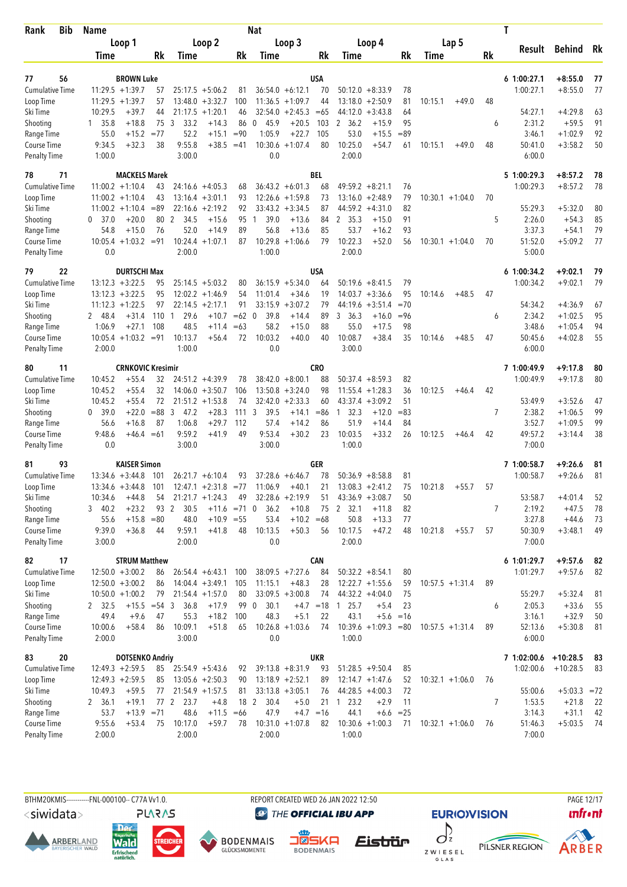| Rank | Bib | Name | | | | | | Nat | | | | | | | | | T | | | |
|---|---|---|---|---|---|---|---|---|---|---|---|---|---|---|---|---|---|---|---|---|
| | | Loop 1 | | | Loop 2 | | | Loop 3 | | | Loop 4 | | | Lap 5 | | | | Result | Behind | Rk |
| | | Time | | Rk | Time | | Rk | Time | | Rk | Time | | Rk | Time | | Rk | | | | |
| 77 | 56 | BROWN Luke | | | | | | USA | | | | | | | | | 6 | 1:00:27.1 | +8:55.0 | 77 |
| Cumulative Time | | 11:29.5 | +1:39.7 | 57 | 25:17.5 | +5:06.2 | 81 | 36:54.0 | +6:12.1 | 70 | 50:12.0 | +8:33.9 | 78 | | | | | 1:00:27.1 | +8:55.0 | 77 |
| Loop Time | | 11:29.5 | +1:39.7 | 57 | 13:48.0 | +3:32.7 | 100 | 11:36.5 | +1:09.7 | 44 | 13:18.0 | +2:50.9 | 81 | 10:15.1 | +49.0 | 48 | | | | |
| Ski Time | | 10:29.5 | +39.7 | 44 | 21:17.5 | +1:20.1 | 46 | 32:54.0 | +2:45.3 | =65 | 44:12.0 | +3:43.8 | 64 | | | | | 54:27.1 | +4:29.8 | 63 |
| Shooting | | 1 35.8 | +18.8 | 75 | 3 33.2 | +14.3 | 86 | 0 45.9 | +20.5 | 103 | 2 36.2 | +15.9 | 95 | | | | 6 | 2:31.2 | +59.5 | 91 |
| Range Time | | 55.0 | +15.2 | =77 | 52.2 | +15.1 | =90 | 1:05.9 | +22.7 | 105 | 53.0 | +15.5 | =89 | | | | | 3:46.1 | +1:02.9 | 92 |
| Course Time | | 9:34.5 | +32.3 | 38 | 9:55.8 | +38.5 | =41 | 10:30.6 | +1:07.4 | 80 | 10:25.0 | +54.7 | 61 | 10:15.1 | +49.0 | 48 | | 50:41.0 | +3:58.2 | 50 |
| Penalty Time | | 1:00.0 | | | 3:00.0 | | | 0.0 | | | 2:00.0 | | | | | | | 6:00.0 | | |
| 78 | 71 | MACKELS Marek | | | | | | BEL | | | | | | | | | 5 | 1:00:29.3 | +8:57.2 | 78 |
| Cumulative Time | | 11:00.2 | +1:10.4 | 43 | 24:16.6 | +4:05.3 | 68 | 36:43.2 | +6:01.3 | 68 | 49:59.2 | +8:21.1 | 76 | | | | | 1:00:29.3 | +8:57.2 | 78 |
| Loop Time | | 11:00.2 | +1:10.4 | 43 | 13:16.4 | +3:01.1 | 93 | 12:26.6 | +1:59.8 | 73 | 13:16.0 | +2:48.9 | 79 | 10:30.1 | +1:04.0 | 70 | | | | |
| Ski Time | | 11:00.2 | +1:10.4 | =89 | 22:16.6 | +2:19.2 | 92 | 33:43.2 | +3:34.5 | 87 | 44:59.2 | +4:31.0 | 82 | | | | | 55:29.3 | +5:32.0 | 80 |
| Shooting | | 0 37.0 | +20.0 | 80 | 2 34.5 | +15.6 | 95 | 1 39.0 | +13.6 | 84 | 2 35.3 | +15.0 | 91 | | | | 5 | 2:26.0 | +54.3 | 85 |
| Range Time | | 54.8 | +15.0 | 76 | 52.0 | +14.9 | 89 | 56.8 | +13.6 | 85 | 53.7 | +16.2 | 93 | | | | | 3:37.3 | +54.1 | 79 |
| Course Time | | 10:05.4 | +1:03.2 | =91 | 10:24.4 | +1:07.1 | 87 | 10:29.8 | +1:06.6 | 79 | 10:22.3 | +52.0 | 56 | 10:30.1 | +1:04.0 | 70 | | 51:52.0 | +5:09.2 | 77 |
| Penalty Time | | 0.0 | | | 2:00.0 | | | 1:00.0 | | | 2:00.0 | | | | | | | 5:00.0 | | |
| 79 | 22 | DURTSCHI Max | | | | | | USA | | | | | | | | | 6 | 1:00:34.2 | +9:02.1 | 79 |
| Cumulative Time | | 13:12.3 | +3:22.5 | 95 | 25:14.5 | +5:03.2 | 80 | 36:15.9 | +5:34.0 | 64 | 50:19.6 | +8:41.5 | 79 | | | | | 1:00:34.2 | +9:02.1 | 79 |
| Loop Time | | 13:12.3 | +3:22.5 | 95 | 12:02.2 | +1:46.9 | 54 | 11:01.4 | +34.6 | 19 | 14:03.7 | +3:36.6 | 95 | 10:14.6 | +48.5 | 47 | | | | |
| Ski Time | | 11:12.3 | +1:22.5 | 95 | 22:14.5 | +2:17.1 | 91 | 33:15.9 | +3:07.2 | 79 | 44:19.6 | +3:51.4 | =70 | | | | | 54:34.2 | +4:36.9 | 67 |
| Shooting | | 2 48.4 | +31.4 | 110 | 1 29.6 | +10.7 | =62 | 0 39.8 | +14.4 | 89 | 3 36.3 | +16.0 | =96 | | | | 6 | 2:34.2 | +1:02.5 | 95 |
| Range Time | | 1:06.9 | +27.1 | 108 | 48.5 | +11.4 | =63 | 58.2 | +15.0 | 88 | 55.0 | +17.5 | 98 | | | | | 3:48.6 | +1:05.4 | 94 |
| Course Time | | 10:05.4 | +1:03.2 | =91 | 10:13.7 | +56.4 | 72 | 10:03.2 | +40.0 | 40 | 10:08.7 | +38.4 | 35 | 10:14.6 | +48.5 | 47 | | 50:45.6 | +4:02.8 | 55 |
| Penalty Time | | 2:00.0 | | | 1:00.0 | | | 0.0 | | | 3:00.0 | | | | | | | 6:00.0 | | |
| 80 | 11 | CRNKOVIC Kresimir | | | | | | CRO | | | | | | | | | 7 | 1:00:49.9 | +9:17.8 | 80 |
| Cumulative Time | | 10:45.2 | +55.4 | 32 | 24:51.2 | +4:39.9 | 78 | 38:42.0 | +8:00.1 | 88 | 50:37.4 | +8:59.3 | 82 | | | | | 1:00:49.9 | +9:17.8 | 80 |
| Loop Time | | 10:45.2 | +55.4 | 32 | 14:06.0 | +3:50.7 | 106 | 13:50.8 | +3:24.0 | 98 | 11:55.4 | +1:28.3 | 36 | 10:12.5 | +46.4 | 42 | | | | |
| Ski Time | | 10:45.2 | +55.4 | 72 | 21:51.2 | +1:53.8 | 74 | 32:42.0 | +2:33.3 | 60 | 43:37.4 | +3:09.2 | 51 | | | | | 53:49.9 | +3:52.6 | 47 |
| Shooting | | 0 39.0 | +22.0 | =88 | 3 47.2 | +28.3 | 111 | 3 39.5 | +14.1 | =86 | 1 32.3 | +12.0 | =83 | | | | 7 | 2:38.2 | +1:06.5 | 99 |
| Range Time | | 56.6 | +16.8 | 87 | 1:06.8 | +29.7 | 112 | 57.4 | +14.2 | 86 | 51.9 | +14.4 | 84 | | | | | 3:52.7 | +1:09.5 | 99 |
| Course Time | | 9:48.6 | +46.4 | =61 | 9:59.2 | +41.9 | 49 | 9:53.4 | +30.2 | 23 | 10:03.5 | +33.2 | 26 | 10:12.5 | +46.4 | 42 | | 49:57.2 | +3:14.4 | 38 |
| Penalty Time | | 0.0 | | | 3:00.0 | | | 3:00.0 | | | 1:00.0 | | | | | | | 7:00.0 | | |
| 81 | 93 | KAISER Simon | | | | | | GER | | | | | | | | | 7 | 1:00:58.7 | +9:26.6 | 81 |
| Cumulative Time | | 13:34.6 | +3:44.8 | 101 | 26:21.7 | +6:10.4 | 93 | 37:28.6 | +6:46.7 | 78 | 50:36.9 | +8:58.8 | 81 | | | | | 1:00:58.7 | +9:26.6 | 81 |
| Loop Time | | 13:34.6 | +3:44.8 | 101 | 12:47.1 | +2:31.8 | =77 | 11:06.9 | +40.1 | 21 | 13:08.3 | +2:41.2 | 75 | 10:21.8 | +55.7 | 57 | | | | |
| Ski Time | | 10:34.6 | +44.8 | 54 | 21:21.7 | +1:24.3 | 49 | 32:28.6 | +2:19.9 | 51 | 43:36.9 | +3:08.7 | 50 | | | | | 53:58.7 | +4:01.4 | 52 |
| Shooting | | 3 40.2 | +23.2 | 93 | 2 30.5 | +11.6 | =71 | 0 36.2 | +10.8 | 75 | 2 32.1 | +11.8 | 82 | | | | 7 | 2:19.2 | +47.5 | 78 |
| Range Time | | 55.6 | +15.8 | =80 | 48.0 | +10.9 | =55 | 53.4 | +10.2 | =68 | 50.8 | +13.3 | 77 | | | | | 3:27.8 | +44.6 | 73 |
| Course Time | | 9:39.0 | +36.8 | 44 | 9:59.1 | +41.8 | 48 | 10:13.5 | +50.3 | 56 | 10:17.5 | +47.2 | 48 | 10:21.8 | +55.7 | 57 | | 50:30.9 | +3:48.1 | 49 |
| Penalty Time | | 3:00.0 | | | 2:00.0 | | | 0.0 | | | 2:00.0 | | | | | | | 7:00.0 | | |
| 82 | 17 | STRUM Matthew | | | | | | CAN | | | | | | | | | 6 | 1:01:29.7 | +9:57.6 | 82 |
| Cumulative Time | | 12:50.0 | +3:00.2 | 86 | 26:54.4 | +6:43.1 | 100 | 38:09.5 | +7:27.6 | 84 | 50:32.2 | +8:54.1 | 80 | | | | | 1:01:29.7 | +9:57.6 | 82 |
| Loop Time | | 12:50.0 | +3:00.2 | 86 | 14:04.4 | +3:49.1 | 105 | 11:15.1 | +48.3 | 28 | 12:22.7 | +1:55.6 | 59 | 10:57.5 | +1:31.4 | 89 | | | | |
| Ski Time | | 10:50.0 | +1:00.2 | 79 | 21:54.4 | +1:57.0 | 80 | 33:09.5 | +3:00.8 | 74 | 44:32.2 | +4:04.0 | 75 | | | | | 55:29.7 | +5:32.4 | 81 |
| Shooting | | 2 32.5 | +15.5 | =54 | 3 36.8 | +17.9 | 99 | 0 30.1 | +4.7 | =18 | 1 25.7 | +5.4 | 23 | | | | 6 | 2:05.3 | +33.6 | 55 |
| Range Time | | 49.4 | +9.6 | 47 | 55.3 | +18.2 | 100 | 48.3 | +5.1 | 22 | 43.1 | +5.6 | =16 | | | | | 3:16.1 | +32.9 | 50 |
| Course Time | | 10:00.6 | +58.4 | 86 | 10:09.1 | +51.8 | 65 | 10:26.8 | +1:03.6 | 74 | 10:39.6 | +1:09.3 | =80 | 10:57.5 | +1:31.4 | 89 | | 52:13.6 | +5:30.8 | 81 |
| Penalty Time | | 2:00.0 | | | 3:00.0 | | | 0.0 | | | 1:00.0 | | | | | | | 6:00.0 | | |
| 83 | 20 | DOTSENKO Andriy | | | | | | UKR | | | | | | | | | 7 | 1:02:00.6 | +10:28.5 | 83 |
| Cumulative Time | | 12:49.3 | +2:59.5 | 85 | 25:54.9 | +5:43.6 | 92 | 39:13.8 | +8:31.9 | 93 | 51:28.5 | +9:50.4 | 85 | | | | | 1:02:00.6 | +10:28.5 | 83 |
| Loop Time | | 12:49.3 | +2:59.5 | 85 | 13:05.6 | +2:50.3 | 90 | 13:18.9 | +2:52.1 | 89 | 12:14.7 | +1:47.6 | 52 | 10:32.1 | +1:06.0 | 76 | | | | |
| Ski Time | | 10:49.3 | +59.5 | 77 | 21:54.9 | +1:57.5 | 81 | 33:13.8 | +3:05.1 | 76 | 44:28.5 | +4:00.3 | 72 | | | | | 55:00.6 | +5:03.3 | =72 |
| Shooting | | 2 36.1 | +19.1 | 77 | 2 23.7 | +4.8 | 18 | 2 30.4 | +5.0 | 21 | 1 23.2 | +2.9 | 11 | | | | 7 | 1:53.5 | +21.8 | 22 |
| Range Time | | 53.7 | +13.9 | =71 | 48.6 | +11.5 | =66 | 47.9 | +4.7 | =16 | 44.1 | +6.6 | =25 | | | | | 3:14.3 | +31.1 | 42 |
| Course Time | | 9:55.6 | +53.4 | 75 | 10:17.0 | +59.7 | 78 | 10:31.0 | +1:07.8 | 82 | 10:30.6 | +1:00.3 | 71 | 10:32.1 | +1:06.0 | 76 | | 51:46.3 | +5:03.5 | 74 |
| Penalty Time | | 2:00.0 | | | 2:00.0 | | | 2:00.0 | | | 1:00.0 | | | | | | | 7:00.0 | | |

BTHM20KMIS-----------FNL-000100-- C77A Vv1.0. REPORT CREATED WED 26 JAN 2022 12:50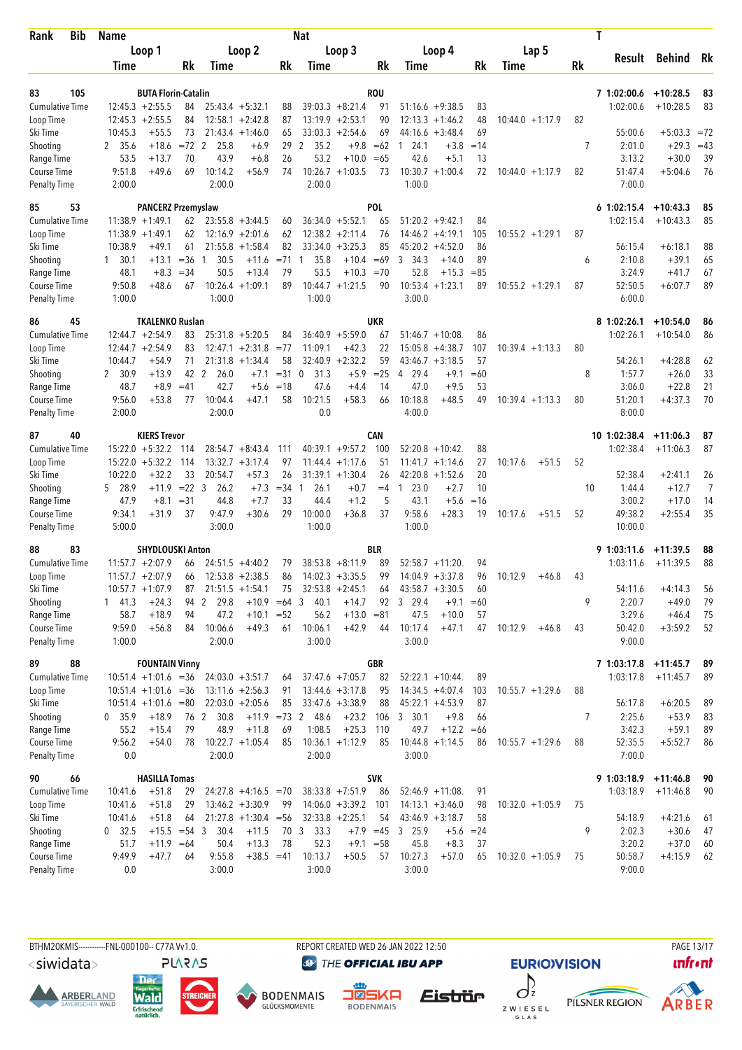| Rank | Bib | Name | | | | Nat | | | | | | | | T | | | |
|---|---|---|---|---|---|---|---|---|---|---|---|---|---|---|---|---|---|
| | | Loop 1 | | | Loop 2 | | Loop 3 | | | Loop 4 | | | Lap 5 | | Result | Behind | Rk |
| | | Time | | Rk | Time | Rk | Time | | Rk | Time | | Rk | Time | Rk | | | |
| 83 | 105 | BUTA Florin-Catalin | | | | | | | ROU | | | | | | 7 1:02:00.6 | +10:28.5 | 83 |
| Cumulative Time | | 12:45.3 | +2:55.5 | 84 | 25:43.4 +5:32.1 | 88 | 39:03.3 | +8:21.4 | 91 | 51:16.6 | +9:38.5 | 83 | | | 1:02:00.6 | +10:28.5 | 83 |
| Loop Time | | 12:45.3 | +2:55.5 | 84 | 12:58.1 +2:42.8 | 87 | 13:19.9 | +2:53.1 | 90 | 12:13.3 | +1:46.2 | 48 | 10:44.0 +1:17.9 | 82 | | | |
| Ski Time | | 10:45.3 | +55.5 | 73 | 21:43.4 +1:46.0 | 65 | 33:03.3 | +2:54.6 | 69 | 44:16.6 | +3:48.4 | 69 | | | 55:00.6 | +5:03.3 | =72 |
| Shooting | | 2 35.6 | +18.6 | =72 | 2 25.8 +6.9 | 29 | 2 35.2 | +9.8 | =62 | 1 24.1 | +3.8 | =14 | | 7 | 2:01.0 | +29.3 | =43 |
| Range Time | | 53.5 | +13.7 | 70 | 43.9 +6.8 | 26 | 53.2 | +10.0 | =65 | 42.6 | +5.1 | 13 | | | 3:13.2 | +30.0 | 39 |
| Course Time | | 9:51.8 | +49.6 | 69 | 10:14.2 +56.9 | 74 | 10:26.7 | +1:03.5 | 73 | 10:30.7 | +1:00.4 | 72 | 10:44.0 +1:17.9 | 82 | 51:47.4 | +5:04.6 | 76 |
| Penalty Time | | 2:00.0 | | | 2:00.0 | | 2:00.0 | | | 1:00.0 | | | | | 7:00.0 | | |
| 85 | 53 | PANCERZ Przemyslaw | | | | | | | POL | | | | | | 6 1:02:15.4 | +10:43.3 | 85 |
| Cumulative Time | | 11:38.9 | +1:49.1 | 62 | 23:55.8 +3:44.5 | 60 | 36:34.0 | +5:52.1 | 65 | 51:20.2 | +9:42.1 | 84 | | | 1:02:15.4 | +10:43.3 | 85 |
| Loop Time | | 11:38.9 | +1:49.1 | 62 | 12:16.9 +2:01.6 | 62 | 12:38.2 | +2:11.4 | 76 | 14:46.2 | +4:19.1 | 105 | 10:55.2 +1:29.1 | 87 | | | |
| Ski Time | | 10:38.9 | +49.1 | 61 | 21:55.8 +1:58.4 | 82 | 33:34.0 | +3:25.3 | 85 | 45:20.2 | +4:52.0 | 86 | | | 56:15.4 | +6:18.1 | 88 |
| Shooting | | 1 30.1 | +13.1 | =36 | 1 30.5 +11.6 | =71 | 1 35.8 | +10.4 | =69 | 3 34.3 | +14.0 | 89 | | 6 | 2:10.8 | +39.1 | 65 |
| Range Time | | 48.1 | +8.3 | =34 | 50.5 +13.4 | 79 | 53.5 | +10.3 | =70 | 52.8 | +15.3 | =85 | | | 3:24.9 | +41.7 | 67 |
| Course Time | | 9:50.8 | +48.6 | 67 | 10:26.4 +1:09.1 | 89 | 10:44.7 | +1:21.5 | 90 | 10:53.4 | +1:23.1 | 89 | 10:55.2 +1:29.1 | 87 | 52:50.5 | +6:07.7 | 89 |
| Penalty Time | | 1:00.0 | | | 1:00.0 | | 1:00.0 | | | 3:00.0 | | | | | 6:00.0 | | |
| 86 | 45 | TKALENKO Ruslan | | | | | | | UKR | | | | | | 8 1:02:26.1 | +10:54.0 | 86 |
| Cumulative Time | | 12:44.7 | +2:54.9 | 83 | 25:31.8 +5:20.5 | 84 | 36:40.9 | +5:59.0 | 67 | 51:46.7 | +10:08. | 86 | | | 1:02:26.1 | +10:54.0 | 86 |
| Loop Time | | 12:44.7 | +2:54.9 | 83 | 12:47.1 +2:31.8 | =77 | 11:09.1 | +42.3 | 22 | 15:05.8 | +4:38.7 | 107 | 10:39.4 +1:13.3 | 80 | | | |
| Ski Time | | 10:44.7 | +54.9 | 71 | 21:31.8 +1:34.4 | 58 | 32:40.9 | +2:32.2 | 59 | 43:46.7 | +3:18.5 | 57 | | | 54:26.1 | +4:28.8 | 62 |
| Shooting | | 2 30.9 | +13.9 | 42 | 2 26.0 +7.1 | =31 | 0 31.3 | +5.9 | =25 | 4 29.4 | +9.1 | =60 | | 8 | 1:57.7 | +26.0 | 33 |
| Range Time | | 48.7 | +8.9 | =41 | 42.7 +5.6 | =18 | 47.6 | +4.4 | 14 | 47.0 | +9.5 | 53 | | | 3:06.0 | +22.8 | 21 |
| Course Time | | 9:56.0 | +53.8 | 77 | 10:04.4 +47.1 | 58 | 10:21.5 | +58.3 | 66 | 10:18.8 | +48.5 | 49 | 10:39.4 +1:13.3 | 80 | 51:20.1 | +4:37.3 | 70 |
| Penalty Time | | 2:00.0 | | | 2:00.0 | | 0.0 | | | 4:00.0 | | | | | 8:00.0 | | |
| 87 | 40 | KIERS Trevor | | | | | | | CAN | | | | | | 10 1:02:38.4 | +11:06.3 | 87 |
| Cumulative Time | | 15:22.0 | +5:32.2 | 114 | 28:54.7 +8:43.4 | 111 | 40:39.1 | +9:57.2 | 100 | 52:20.8 | +10:42. | 88 | | | 1:02:38.4 | +11:06.3 | 87 |
| Loop Time | | 15:22.0 | +5:32.2 | 114 | 13:32.7 +3:17.4 | 97 | 11:44.4 | +1:17.6 | 51 | 11:41.7 | +1:14.6 | 27 | 10:17.6 +51.5 | 52 | | | |
| Ski Time | | 10:22.0 | +32.2 | 33 | 20:54.7 +57.3 | 26 | 31:39.1 | +1:30.4 | 26 | 42:20.8 | +1:52.6 | 20 | | | 52:38.4 | +2:41.1 | 26 |
| Shooting | | 5 28.9 | +11.9 | =22 | 3 26.2 +7.3 | =34 | 1 26.1 | +0.7 | =4 | 1 23.0 | +2.7 | 10 | | 10 | 1:44.4 | +12.7 | 7 |
| Range Time | | 47.9 | +8.1 | =31 | 44.8 +7.7 | 33 | 44.4 | +1.2 | 5 | 43.1 | +5.6 | =16 | | | 3:00.2 | +17.0 | 14 |
| Course Time | | 9:34.1 | +31.9 | 37 | 9:47.9 +30.6 | 29 | 10:00.0 | +36.8 | 37 | 9:58.6 | +28.3 | 19 | 10:17.6 +51.5 | 52 | 49:38.2 | +2:55.4 | 35 |
| Penalty Time | | 5:00.0 | | | 3:00.0 | | 1:00.0 | | | 1:00.0 | | | | | 10:00.0 | | |
| 88 | 83 | SHYDLOUSKI Anton | | | | | | | BLR | | | | | | 9 1:03:11.6 | +11:39.5 | 88 |
| Cumulative Time | | 11:57.7 | +2:07.9 | 66 | 24:51.5 +4:40.2 | 79 | 38:53.8 | +8:11.9 | 89 | 52:58.7 | +11:20. | 94 | | | 1:03:11.6 | +11:39.5 | 88 |
| Loop Time | | 11:57.7 | +2:07.9 | 66 | 12:53.8 +2:38.5 | 86 | 14:02.3 | +3:35.5 | 99 | 14:04.9 | +3:37.8 | 96 | 10:12.9 +46.8 | 43 | | | |
| Ski Time | | 10:57.7 | +1:07.9 | 87 | 21:51.5 +1:54.1 | 75 | 32:53.8 | +2:45.1 | 64 | 43:58.7 | +3:30.5 | 60 | | | 54:11.6 | +4:14.3 | 56 |
| Shooting | | 1 41.3 | +24.3 | 94 | 2 29.8 +10.9 | =64 | 3 40.1 | +14.7 | 92 | 3 29.4 | +9.1 | =60 | | 9 | 2:20.7 | +49.0 | 79 |
| Range Time | | 58.7 | +18.9 | 94 | 47.2 +10.1 | =52 | 56.2 | +13.0 | =81 | 47.5 | +10.0 | 57 | | | 3:29.6 | +46.4 | 75 |
| Course Time | | 9:59.0 | +56.8 | 84 | 10:06.6 +49.3 | 61 | 10:06.1 | +42.9 | 44 | 10:17.4 | +47.1 | 47 | 10:12.9 +46.8 | 43 | 50:42.0 | +3:59.2 | 52 |
| Penalty Time | | 1:00.0 | | | 2:00.0 | | 3:00.0 | | | 3:00.0 | | | | | 9:00.0 | | |
| 89 | 88 | FOUNTAIN Vinny | | | | | | | GBR | | | | | | 7 1:03:17.8 | +11:45.7 | 89 |
| Cumulative Time | | 10:51.4 | +1:01.6 | =36 | 24:03.0 +3:51.7 | 64 | 37:47.6 | +7:05.7 | 82 | 52:22.1 | +10:44. | 89 | | | 1:03:17.8 | +11:45.7 | 89 |
| Loop Time | | 10:51.4 | +1:01.6 | =36 | 13:11.6 +2:56.3 | 91 | 13:44.6 | +3:17.8 | 95 | 14:34.5 | +4:07.4 | 103 | 10:55.7 +1:29.6 | 88 | | | |
| Ski Time | | 10:51.4 | +1:01.6 | =80 | 22:03.0 +2:05.6 | 85 | 33:47.6 | +3:38.9 | 88 | 45:22.1 | +4:53.9 | 87 | | | 56:17.8 | +6:20.5 | 89 |
| Shooting | | 0 35.9 | +18.9 | 76 | 2 30.8 +11.9 | =73 | 2 48.6 | +23.2 | 106 | 3 30.1 | +9.8 | 66 | | 7 | 2:25.6 | +53.9 | 83 |
| Range Time | | 55.2 | +15.4 | 79 | 48.9 +11.8 | 69 | 1:08.5 | +25.3 | 110 | 49.7 | +12.2 | =66 | | | 3:42.3 | +59.1 | 89 |
| Course Time | | 9:56.2 | +54.0 | 78 | 10:22.7 +1:05.4 | 85 | 10:36.1 | +1:12.9 | 85 | 10:44.8 | +1:14.5 | 86 | 10:55.7 +1:29.6 | 88 | 52:35.5 | +5:52.7 | 86 |
| Penalty Time | | 0.0 | | | 2:00.0 | | 2:00.0 | | | 3:00.0 | | | | | 7:00.0 | | |
| 90 | 66 | HASILLA Tomas | | | | | | | SVK | | | | | | 9 1:03:18.9 | +11:46.8 | 90 |
| Cumulative Time | | 10:41.6 | +51.8 | 29 | 24:27.8 +4:16.5 | =70 | 38:33.8 | +7:51.9 | 86 | 52:46.9 | +11:08. | 91 | | | 1:03:18.9 | +11:46.8 | 90 |
| Loop Time | | 10:41.6 | +51.8 | 29 | 13:46.2 +3:30.9 | 99 | 14:06.0 | +3:39.2 | 101 | 14:13.1 | +3:46.0 | 98 | 10:32.0 +1:05.9 | 75 | | | |
| Ski Time | | 10:41.6 | +51.8 | 64 | 21:27.8 +1:30.4 | =56 | 32:33.8 | +2:25.1 | 54 | 43:46.9 | +3:18.7 | 58 | | | 54:18.9 | +4:21.6 | 61 |
| Shooting | | 0 32.5 | +15.5 | =54 | 3 30.4 +11.5 | 70 | 3 33.3 | +7.9 | =45 | 3 25.9 | +5.6 | =24 | | 9 | 2:02.3 | +30.6 | 47 |
| Range Time | | 51.7 | +11.9 | =64 | 50.4 +13.3 | 78 | 52.3 | +9.1 | =58 | 45.8 | +8.3 | 37 | | | 3:20.2 | +37.0 | 60 |
| Course Time | | 9:49.9 | +47.7 | 64 | 9:55.8 +38.5 | =41 | 10:13.7 | +50.5 | 57 | 10:27.3 | +57.0 | 65 | 10:32.0 +1:05.9 | 75 | 50:58.7 | +4:15.9 | 62 |
| Penalty Time | | 0.0 | | | 3:00.0 | | 3:00.0 | | | 3:00.0 | | | | | 9:00.0 | | |

BTHM20KMIS-----------FNL-000100-- C77A Vv1.0. REPORT CREATED WED 26 JAN 2022 12:50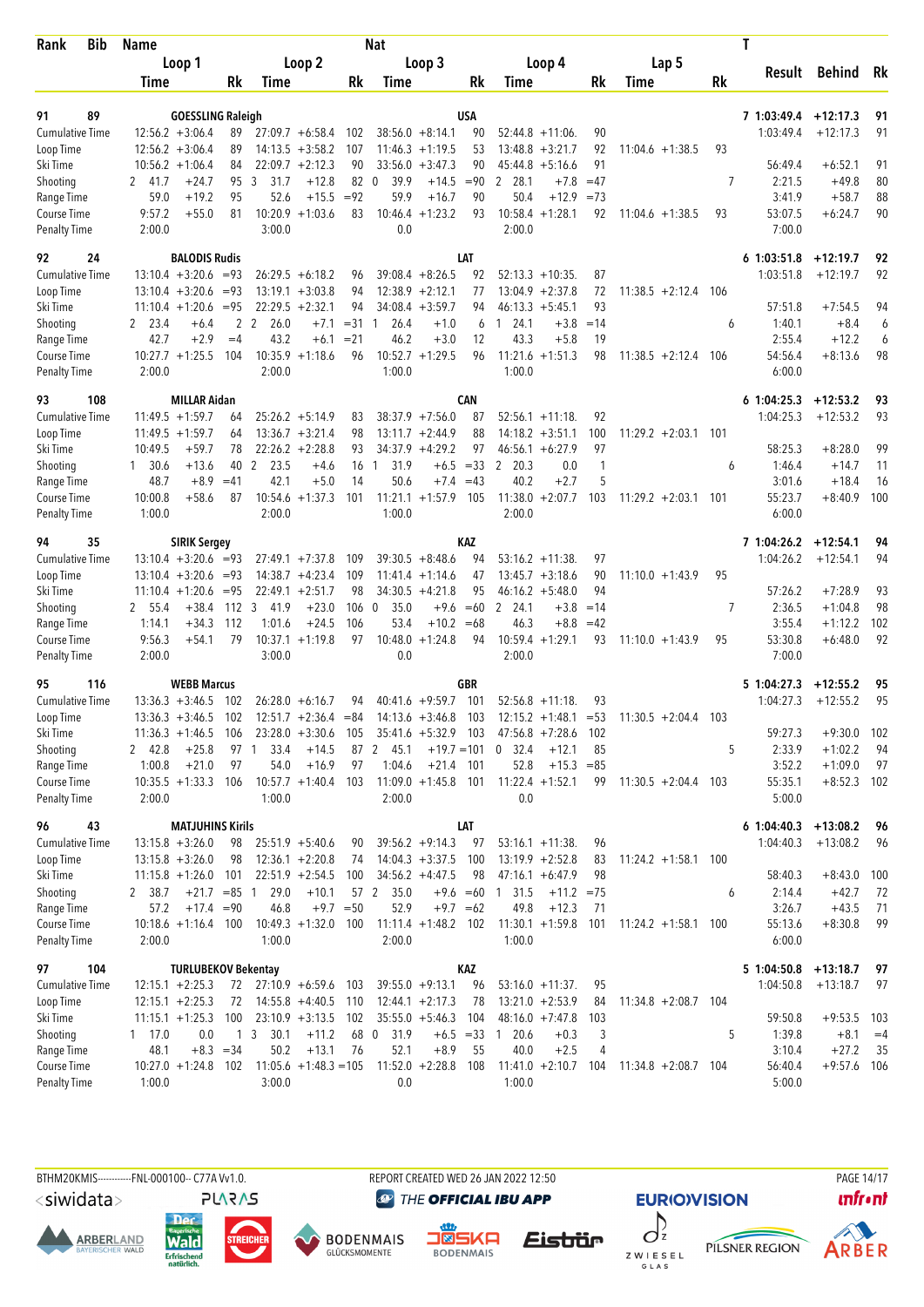| Rank | Bib | Name | | | | | | Nat | | | | | | | | | | T | | |
|---|---|---|---|---|---|---|---|---|---|---|---|---|---|---|---|---|---|---|---|---|
| | | Loop 1 | | | Loop 2 | | | Loop 3 | | | Loop 4 | | | Lap 5 | | | | Result | Behind | Rk |
| | | Time | | Rk | Time | | Rk | Time | | Rk | Time | | Rk | Time | | Rk | | | | |
| 91 | 89 | GOESSLING Raleigh | | | | | | USA | | | | | | | | | 7 | 1:03:49.4 | +12:17.3 | 91 |
| Cumulative Time | | 12:56.2 | +3:06.4 | 89 | 27:09.7 | +6:58.4 | 102 | 38:56.0 | +8:14.1 | 90 | 52:44.8 | +11:06. | 90 | | | | | 1:03:49.4 | +12:17.3 | 91 |
| Loop Time | | 12:56.2 | +3:06.4 | 89 | 14:13.5 | +3:58.2 | 107 | 11:46.3 | +1:19.5 | 53 | 13:48.8 | +3:21.7 | 92 | 11:04.6 | +1:38.5 | 93 | | | | |
| Ski Time | | 10:56.2 | +1:06.4 | 84 | 22:09.7 | +2:12.3 | 90 | 33:56.0 | +3:47.3 | 90 | 45:44.8 | +5:16.6 | 91 | | | | | 56:49.4 | +6:52.1 | 91 |
| Shooting | | 2 41.7 | +24.7 | 95 | 3 31.7 | +12.8 | 82 | 0 39.9 | +14.5 | =90 | 2 28.1 | +7.8 | =47 | | | | 7 | 2:21.5 | +49.8 | 80 |
| Range Time | | 59.0 | +19.2 | 95 | 52.6 | +15.5 | =92 | 59.9 | +16.7 | 90 | 50.4 | +12.9 | =73 | | | | | 3:41.9 | +58.7 | 88 |
| Course Time | | 9:57.2 | +55.0 | 81 | 10:20.9 | +1:03.6 | 83 | 10:46.4 | +1:23.2 | 93 | 10:58.4 | +1:28.1 | 92 | 11:04.6 | +1:38.5 | 93 | | 53:07.5 | +6:24.7 | 90 |
| Penalty Time | | 2:00.0 | | | 3:00.0 | | | 0.0 | | | 2:00.0 | | | | | | | 7:00.0 | | |
| 92 | 24 | BALODIS Rudis | | | | | | LAT | | | | | | | | | 6 | 1:03:51.8 | +12:19.7 | 92 |
| Cumulative Time | | 13:10.4 | +3:20.6 | =93 | 26:29.5 | +6:18.2 | 96 | 39:08.4 | +8:26.5 | 92 | 52:13.3 | +10:35. | 87 | | | | | 1:03:51.8 | +12:19.7 | 92 |
| Loop Time | | 13:10.4 | +3:20.6 | =93 | 13:19.1 | +3:03.8 | 94 | 12:38.9 | +2:12.1 | 77 | 13:04.9 | +2:37.8 | 72 | 11:38.5 | +2:12.4 | 106 | | | | |
| Ski Time | | 11:10.4 | +1:20.6 | =95 | 22:29.5 | +2:32.1 | 94 | 34:08.4 | +3:59.7 | 94 | 46:13.3 | +5:45.1 | 93 | | | | | 57:51.8 | +7:54.5 | 94 |
| Shooting | | 2 23.4 | +6.4 | 2 | 2 26.0 | +7.1 | =31 | 1 26.4 | +1.0 | 6 | 1 24.1 | +3.8 | =14 | | | | 6 | 1:40.1 | +8.4 | 6 |
| Range Time | | 42.7 | +2.9 | =4 | 43.2 | +6.1 | =21 | 46.2 | +3.0 | 12 | 43.3 | +5.8 | 19 | | | | | 2:55.4 | +12.2 | 6 |
| Course Time | | 10:27.7 | +1:25.5 | 104 | 10:35.9 | +1:18.6 | 96 | 10:52.7 | +1:29.5 | 96 | 11:21.6 | +1:51.3 | 98 | 11:38.5 | +2:12.4 | 106 | | 54:56.4 | +8:13.6 | 98 |
| Penalty Time | | 2:00.0 | | | 2:00.0 | | | 1:00.0 | | | 1:00.0 | | | | | | | 6:00.0 | | |
| 93 | 108 | MILLAR Aidan | | | | | | CAN | | | | | | | | | 6 | 1:04:25.3 | +12:53.2 | 93 |
| Cumulative Time | | 11:49.5 | +1:59.7 | 64 | 25:26.2 | +5:14.9 | 83 | 38:37.9 | +7:56.0 | 87 | 52:56.1 | +11:18. | 92 | | | | | 1:04:25.3 | +12:53.2 | 93 |
| Loop Time | | 11:49.5 | +1:59.7 | 64 | 13:36.7 | +3:21.4 | 98 | 13:11.7 | +2:44.9 | 88 | 14:18.2 | +3:51.1 | 100 | 11:29.2 | +2:03.1 | 101 | | | | |
| Ski Time | | 10:49.5 | +59.7 | 78 | 22:26.2 | +2:28.8 | 93 | 34:37.9 | +4:29.2 | 97 | 46:56.1 | +6:27.9 | 97 | | | | | 58:25.3 | +8:28.0 | 99 |
| Shooting | | 1 30.6 | +13.6 | 40 | 2 23.5 | +4.6 | 16 | 1 31.9 | +6.5 | =33 | 2 20.3 | 0.0 | 1 | | | | 6 | 1:46.4 | +14.7 | 11 |
| Range Time | | 48.7 | +8.9 | =41 | 42.1 | +5.0 | 14 | 50.6 | +7.4 | =43 | 40.2 | +2.7 | 5 | | | | | 3:01.6 | +18.4 | 16 |
| Course Time | | 10:00.8 | +58.6 | 87 | 10:54.6 | +1:37.3 | 101 | 11:21.1 | +1:57.9 | 105 | 11:38.0 | +2:07.7 | 103 | 11:29.2 | +2:03.1 | 101 | | 55:23.7 | +8:40.9 | 100 |
| Penalty Time | | 1:00.0 | | | 2:00.0 | | | 1:00.0 | | | 2:00.0 | | | | | | | 6:00.0 | | |
| 94 | 35 | SIRIK Sergey | | | | | | KAZ | | | | | | | | | 7 | 1:04:26.2 | +12:54.1 | 94 |
| Cumulative Time | | 13:10.4 | +3:20.6 | =93 | 27:49.1 | +7:37.8 | 109 | 39:30.5 | +8:48.6 | 94 | 53:16.2 | +11:38. | 97 | | | | | 1:04:26.2 | +12:54.1 | 94 |
| Loop Time | | 13:10.4 | +3:20.6 | =93 | 14:38.7 | +4:23.4 | 109 | 11:41.4 | +1:14.6 | 47 | 13:45.7 | +3:18.6 | 90 | 11:10.0 | +1:43.9 | 95 | | | | |
| Ski Time | | 11:10.4 | +1:20.6 | =95 | 22:49.1 | +2:51.7 | 98 | 34:30.5 | +4:21.8 | 95 | 46:16.2 | +5:48.0 | 94 | | | | | 57:26.2 | +7:28.9 | 93 |
| Shooting | | 2 55.4 | +38.4 | 112 | 3 41.9 | +23.0 | 106 | 0 35.0 | +9.6 | =60 | 2 24.1 | +3.8 | =14 | | | | 7 | 2:36.5 | +1:04.8 | 98 |
| Range Time | | 1:14.1 | +34.3 | 112 | 1:01.6 | +24.5 | 106 | 53.4 | +10.2 | =68 | 46.3 | +8.8 | =42 | | | | | 3:55.4 | +1:12.2 | 102 |
| Course Time | | 9:56.3 | +54.1 | 79 | 10:37.1 | +1:19.8 | 97 | 10:48.0 | +1:24.8 | 94 | 10:59.4 | +1:29.1 | 93 | 11:10.0 | +1:43.9 | 95 | | 53:30.8 | +6:48.0 | 92 |
| Penalty Time | | 2:00.0 | | | 3:00.0 | | | 0.0 | | | 2:00.0 | | | | | | | 7:00.0 | | |
| 95 | 116 | WEBB Marcus | | | | | | GBR | | | | | | | | | 5 | 1:04:27.3 | +12:55.2 | 95 |
| Cumulative Time | | 13:36.3 | +3:46.5 | 102 | 26:28.0 | +6:16.7 | 94 | 40:41.6 | +9:59.7 | 101 | 52:56.8 | +11:18. | 93 | | | | | 1:04:27.3 | +12:55.2 | 95 |
| Loop Time | | 13:36.3 | +3:46.5 | 102 | 12:51.7 | +2:36.4 | =84 | 14:13.6 | +3:46.8 | 103 | 12:15.2 | +1:48.1 | =53 | 11:30.5 | +2:04.4 | 103 | | | | |
| Ski Time | | 11:36.3 | +1:46.5 | 106 | 23:28.0 | +3:30.6 | 105 | 35:41.6 | +5:32.9 | 103 | 47:56.8 | +7:28.6 | 102 | | | | | 59:27.3 | +9:30.0 | 102 |
| Shooting | | 2 42.8 | +25.8 | 97 | 1 33.4 | +14.5 | 87 | 2 45.1 | +19.7 | =101 | 0 32.4 | +12.1 | 85 | | | | 5 | 2:33.9 | +1:02.2 | 94 |
| Range Time | | 1:00.8 | +21.0 | 97 | 54.0 | +16.9 | 97 | 1:04.6 | +21.4 | 101 | 52.8 | +15.3 | =85 | | | | | 3:52.2 | +1:09.0 | 97 |
| Course Time | | 10:35.5 | +1:33.3 | 106 | 10:57.7 | +1:40.4 | 103 | 11:09.0 | +1:45.8 | 101 | 11:22.4 | +1:52.1 | 99 | 11:30.5 | +2:04.4 | 103 | | 55:35.1 | +8:52.3 | 102 |
| Penalty Time | | 2:00.0 | | | 1:00.0 | | | 2:00.0 | | | 0.0 | | | | | | | 5:00.0 | | |
| 96 | 43 | MATJUHINS Kirils | | | | | | LAT | | | | | | | | | 6 | 1:04:40.3 | +13:08.2 | 96 |
| Cumulative Time | | 13:15.8 | +3:26.0 | 98 | 25:51.9 | +5:40.6 | 90 | 39:56.2 | +9:14.3 | 97 | 53:16.1 | +11:38. | 96 | | | | | 1:04:40.3 | +13:08.2 | 96 |
| Loop Time | | 13:15.8 | +3:26.0 | 98 | 12:36.1 | +2:20.8 | 74 | 14:04.3 | +3:37.5 | 100 | 13:19.9 | +2:52.8 | 83 | 11:24.2 | +1:58.1 | 100 | | | | |
| Ski Time | | 11:15.8 | +1:26.0 | 101 | 22:51.9 | +2:54.5 | 100 | 34:56.2 | +4:47.5 | 98 | 47:16.1 | +6:47.9 | 98 | | | | | 58:40.3 | +8:43.0 | 100 |
| Shooting | | 2 38.7 | +21.7 | =85 | 1 29.0 | +10.1 | 57 | 2 35.0 | +9.6 | =60 | 1 31.5 | +11.2 | =75 | | | | 6 | 2:14.4 | +42.7 | 72 |
| Range Time | | 57.2 | +17.4 | =90 | 46.8 | +9.7 | =50 | 52.9 | +9.7 | =62 | 49.8 | +12.3 | 71 | | | | | 3:26.7 | +43.5 | 71 |
| Course Time | | 10:18.6 | +1:16.4 | 100 | 10:49.3 | +1:32.0 | 100 | 11:11.4 | +1:48.2 | 102 | 11:30.1 | +1:59.8 | 101 | 11:24.2 | +1:58.1 | 100 | | 55:13.6 | +8:30.8 | 99 |
| Penalty Time | | 2:00.0 | | | 1:00.0 | | | 2:00.0 | | | 1:00.0 | | | | | | | 6:00.0 | | |
| 97 | 104 | TURLUBEKOV Bekentay | | | | | | KAZ | | | | | | | | | 5 | 1:04:50.8 | +13:18.7 | 97 |
| Cumulative Time | | 12:15.1 | +2:25.3 | 72 | 27:10.9 | +6:59.6 | 103 | 39:55.0 | +9:13.1 | 96 | 53:16.0 | +11:37. | 95 | | | | | 1:04:50.8 | +13:18.7 | 97 |
| Loop Time | | 12:15.1 | +2:25.3 | 72 | 14:55.8 | +4:40.5 | 110 | 12:44.1 | +2:17.3 | 78 | 13:21.0 | +2:53.9 | 84 | 11:34.8 | +2:08.7 | 104 | | | | |
| Ski Time | | 11:15.1 | +1:25.3 | 100 | 23:10.9 | +3:13.5 | 102 | 35:55.0 | +5:46.3 | 104 | 48:16.0 | +7:47.8 | 103 | | | | | 59:50.8 | +9:53.5 | 103 |
| Shooting | | 1 17.0 | 0.0 | 1 | 3 30.1 | +11.2 | 68 | 0 31.9 | +6.5 | =33 | 1 20.6 | +0.3 | 3 | | | | 5 | 1:39.8 | +8.1 | =4 |
| Range Time | | 48.1 | +8.3 | =34 | 50.2 | +13.1 | 76 | 52.1 | +8.9 | 55 | 40.0 | +2.5 | 4 | | | | | 3:10.4 | +27.2 | 35 |
| Course Time | | 10:27.0 | +1:24.8 | 102 | 11:05.6 | +1:48.3 | =105 | 11:52.0 | +2:28.8 | 108 | 11:41.0 | +2:10.7 | 104 | 11:34.8 | +2:08.7 | 104 | | 56:40.4 | +9:57.6 | 106 |
| Penalty Time | | 1:00.0 | | | 3:00.0 | | | 0.0 | | | 1:00.0 | | | | | | | 5:00.0 | | |

BTHM20KMIS-----------FNL-000100-- C77A Vv1.0. REPORT CREATED WED 26 JAN 2022 12:50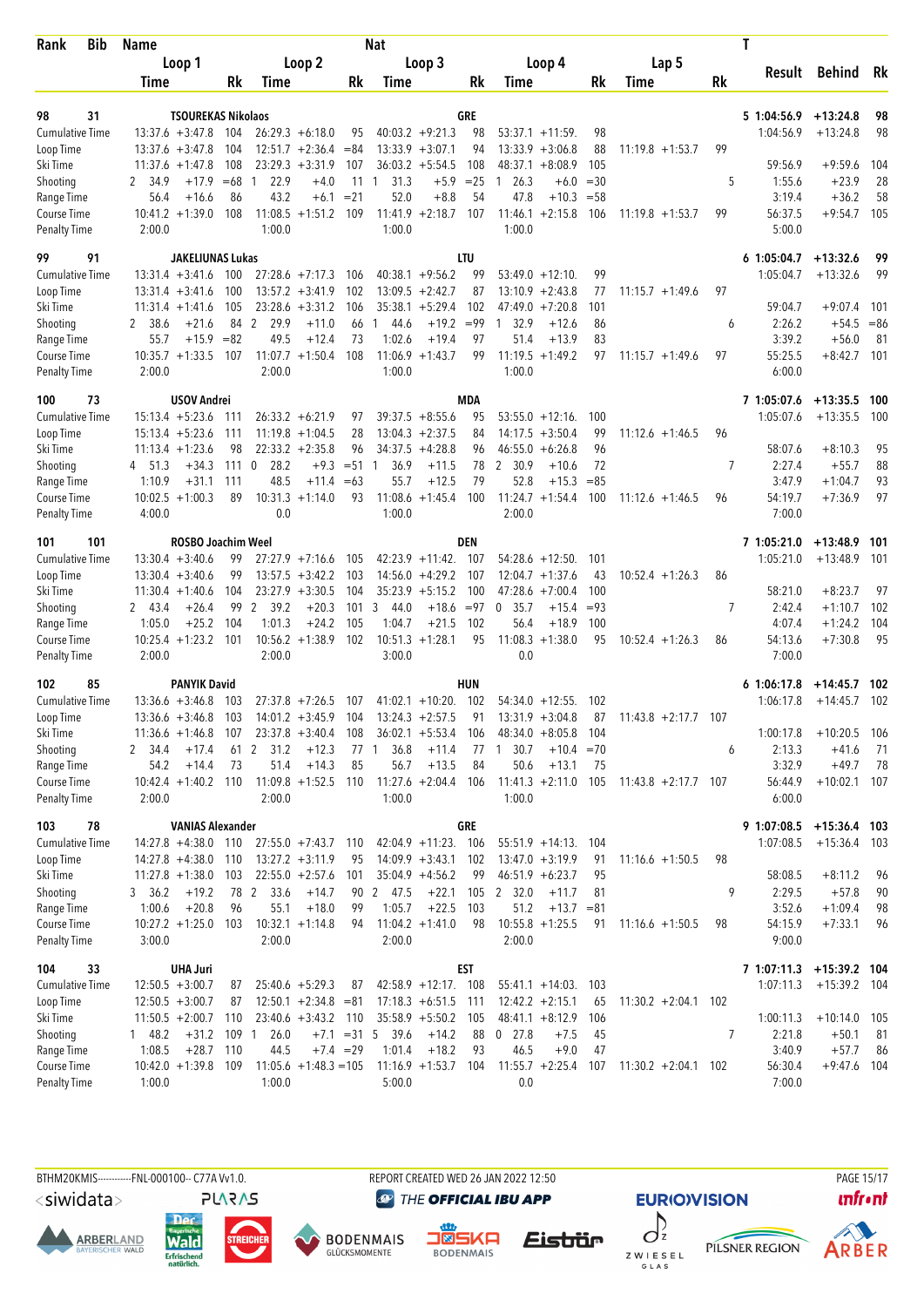| Rank | Bib | Name | | | | | Nat | | | | | | | | | T | | |
|---|---|---|---|---|---|---|---|---|---|---|---|---|---|---|---|---|---|---|
| | | Loop 1 | | | Loop 2 | | | Loop 3 | | | Loop 4 | | | Lap 5 | | | | |
| | | Time | | Rk | Time | | Rk | Time | | Rk | Time | | Rk | Time | | Rk | Result | Behind | Rk |
| 98 | 31 | TSOUREKAS Nikolaos | | | | | | | GRE | | | | | | | 5 | 1:04:56.9 | +13:24.8 | 98 |
| Cumulative Time | | 13:37.6 | +3:47.8 | 104 | 26:29.3 | +6:18.0 | 95 | 40:03.2 | +9:21.3 | 98 | 53:37.1 | +11:59. | 98 | | | | 1:04:56.9 | +13:24.8 | 98 |
| Loop Time | | 13:37.6 | +3:47.8 | 104 | 12:51.7 | +2:36.4 | =84 | 13:33.9 | +3:07.1 | 94 | 13:33.9 | +3:06.8 | 88 | 11:19.8 | +1:53.7 | 99 | | | |
| Ski Time | | 11:37.6 | +1:47.8 | 108 | 23:29.3 | +3:31.9 | 107 | 36:03.2 | +5:54.5 | 108 | 48:37.1 | +8:08.9 | 105 | | | | 59:56.9 | +9:59.6 | 104 |
| Shooting | | 2 34.9 | +17.9 | =68 | 1 22.9 | +4.0 | 11 | 1 31.3 | +5.9 | =25 | 1 26.3 | +6.0 | =30 | | | 5 | 1:55.6 | +23.9 | 28 |
| Range Time | | 56.4 | +16.6 | 86 | 43.2 | +6.1 | =21 | 52.0 | +8.8 | 54 | 47.8 | +10.3 | =58 | | | | 3:19.4 | +36.2 | 58 |
| Course Time | | 10:41.2 | +1:39.0 | 108 | 11:08.5 | +1:51.2 | 109 | 11:41.9 | +2:18.7 | 107 | 11:46.1 | +2:15.8 | 106 | 11:19.8 | +1:53.7 | 99 | 56:37.5 | +9:54.7 | 105 |
| Penalty Time | | 2:00.0 | | | 1:00.0 | | | 1:00.0 | | | 1:00.0 | | | | | | 5:00.0 | | |
| 99 | 91 | JAKELIUNAS Lukas | | | | | | | LTU | | | | | | | 6 | 1:05:04.7 | +13:32.6 | 99 |
| Cumulative Time | | 13:31.4 | +3:41.6 | 100 | 27:28.6 | +7:17.3 | 106 | 40:38.1 | +9:56.2 | 99 | 53:49.0 | +12:10. | 99 | | | | 1:05:04.7 | +13:32.6 | 99 |
| Loop Time | | 13:31.4 | +3:41.6 | 100 | 13:57.2 | +3:41.9 | 102 | 13:09.5 | +2:42.7 | 87 | 13:10.9 | +2:43.8 | 77 | 11:15.7 | +1:49.6 | 97 | | | |
| Ski Time | | 11:31.4 | +1:41.6 | 105 | 23:28.6 | +3:31.2 | 106 | 35:38.1 | +5:29.4 | 102 | 47:49.0 | +7:20.8 | 101 | | | | 59:04.7 | +9:07.4 | 101 |
| Shooting | | 2 38.6 | +21.6 | 84 | 2 29.9 | +11.0 | 66 | 1 44.6 | +19.2 | =99 | 1 32.9 | +12.6 | 86 | | | 6 | 2:26.2 | +54.5 | =86 |
| Range Time | | 55.7 | +15.9 | =82 | 49.5 | +12.4 | 73 | 1:02.6 | +19.4 | 97 | 51.4 | +13.9 | 83 | | | | 3:39.2 | +56.0 | 81 |
| Course Time | | 10:35.7 | +1:33.5 | 107 | 11:07.7 | +1:50.4 | 108 | 11:06.9 | +1:43.7 | 99 | 11:19.5 | +1:49.2 | 97 | 11:15.7 | +1:49.6 | 97 | 55:25.5 | +8:42.7 | 101 |
| Penalty Time | | 2:00.0 | | | 2:00.0 | | | 1:00.0 | | | 1:00.0 | | | | | | 6:00.0 | | |
| 100 | 73 | USOV Andrei | | | | | | | MDA | | | | | | | 7 | 1:05:07.6 | +13:35.5 | 100 |
| Cumulative Time | | 15:13.4 | +5:23.6 | 111 | 26:33.2 | +6:21.9 | 97 | 39:37.5 | +8:55.6 | 95 | 53:55.0 | +12:16. | 100 | | | | 1:05:07.6 | +13:35.5 | 100 |
| Loop Time | | 15:13.4 | +5:23.6 | 111 | 11:19.8 | +1:04.5 | 28 | 13:04.3 | +2:37.5 | 84 | 14:17.5 | +3:50.4 | 99 | 11:12.6 | +1:46.5 | 96 | | | |
| Ski Time | | 11:13.4 | +1:23.6 | 96 | 22:33.2 | +2:35.8 | 96 | 34:37.5 | +4:28.8 | 96 | 46:55.0 | +6:26.8 | 96 | | | | 58:07.6 | +8:10.3 | 95 |
| Shooting | | 4 51.3 | +34.3 | 111 | 0 28.2 | +9.3 | =51 | 1 36.9 | +11.5 | 78 | 2 30.9 | +10.6 | 72 | | | 7 | 2:27.4 | +55.7 | 88 |
| Range Time | | 1:10.9 | +31.1 | 111 | 48.5 | +11.4 | =63 | 55.7 | +12.5 | 79 | 52.8 | +15.3 | =85 | | | | 3:47.9 | +1:04.7 | 93 |
| Course Time | | 10:02.5 | +1:00.3 | 89 | 10:31.3 | +1:14.0 | 93 | 11:08.6 | +1:45.4 | 100 | 11:24.7 | +1:54.4 | 100 | 11:12.6 | +1:46.5 | 96 | 54:19.7 | +7:36.9 | 97 |
| Penalty Time | | 4:00.0 | | | 0.0 | | | 1:00.0 | | | 2:00.0 | | | | | | 7:00.0 | | |
| 101 | 101 | ROSBO Joachim Weel | | | | | | | DEN | | | | | | | 7 | 1:05:21.0 | +13:48.9 | 101 |
| Cumulative Time | | 13:30.4 | +3:40.6 | 99 | 27:27.9 | +7:16.6 | 105 | 42:23.9 | +11:42. | 107 | 54:28.6 | +12:50. | 101 | | | | 1:05:21.0 | +13:48.9 | 101 |
| Loop Time | | 13:30.4 | +3:40.6 | 99 | 13:57.5 | +3:42.2 | 103 | 14:56.0 | +4:29.2 | 107 | 12:04.7 | +1:37.6 | 43 | 10:52.4 | +1:26.3 | 86 | | | |
| Ski Time | | 11:30.4 | +1:40.6 | 104 | 23:27.9 | +3:30.5 | 104 | 35:23.9 | +5:15.2 | 100 | 47:28.6 | +7:00.4 | 100 | | | | 58:21.0 | +8:23.7 | 97 |
| Shooting | | 2 43.4 | +26.4 | 99 | 2 39.2 | +20.3 | 101 | 3 44.0 | +18.6 | =97 | 0 35.7 | +15.4 | =93 | | | 7 | 2:42.4 | +1:10.7 | 102 |
| Range Time | | 1:05.0 | +25.2 | 104 | 1:01.3 | +24.2 | 105 | 1:04.7 | +21.5 | 102 | 56.4 | +18.9 | 100 | | | | 4:07.4 | +1:24.2 | 104 |
| Course Time | | 10:25.4 | +1:23.2 | 101 | 10:56.2 | +1:38.9 | 102 | 10:51.3 | +1:28.1 | 95 | 11:08.3 | +1:38.0 | 95 | 10:52.4 | +1:26.3 | 86 | 54:13.6 | +7:30.8 | 95 |
| Penalty Time | | 2:00.0 | | | 2:00.0 | | | 3:00.0 | | | 0.0 | | | | | | 7:00.0 | | |
| 102 | 85 | PANYIK David | | | | | | | HUN | | | | | | | 6 | 1:06:17.8 | +14:45.7 | 102 |
| Cumulative Time | | 13:36.6 | +3:46.8 | 103 | 27:37.8 | +7:26.5 | 107 | 41:02.1 | +10:20. | 102 | 54:34.0 | +12:55. | 102 | | | | 1:06:17.8 | +14:45.7 | 102 |
| Loop Time | | 13:36.6 | +3:46.8 | 103 | 14:01.2 | +3:45.9 | 104 | 13:24.3 | +2:57.5 | 91 | 13:31.9 | +3:04.8 | 87 | 11:43.8 | +2:17.7 | 107 | | | |
| Ski Time | | 11:36.6 | +1:46.8 | 107 | 23:37.8 | +3:40.4 | 108 | 36:02.1 | +5:53.4 | 106 | 48:34.0 | +8:05.8 | 104 | | | | 1:00:17.8 | +10:20.5 | 106 |
| Shooting | | 2 34.4 | +17.4 | 61 | 2 31.2 | +12.3 | 77 | 1 36.8 | +11.4 | 77 | 1 30.7 | +10.4 | =70 | | | 6 | 2:13.3 | +41.6 | 71 |
| Range Time | | 54.2 | +14.4 | 73 | 51.4 | +14.3 | 85 | 56.7 | +13.5 | 84 | 50.6 | +13.1 | 75 | | | | 3:32.9 | +49.7 | 78 |
| Course Time | | 10:42.4 | +1:40.2 | 110 | 11:09.8 | +1:52.5 | 110 | 11:27.6 | +2:04.4 | 106 | 11:41.3 | +2:11.0 | 105 | 11:43.8 | +2:17.7 | 107 | 56:44.9 | +10:02.1 | 107 |
| Penalty Time | | 2:00.0 | | | 2:00.0 | | | 1:00.0 | | | 1:00.0 | | | | | | 6:00.0 | | |
| 103 | 78 | VANIAS Alexander | | | | | | | GRE | | | | | | | 9 | 1:07:08.5 | +15:36.4 | 103 |
| Cumulative Time | | 14:27.8 | +4:38.0 | 110 | 27:55.0 | +7:43.7 | 110 | 42:04.9 | +11:23. | 106 | 55:51.9 | +14:13. | 104 | | | | 1:07:08.5 | +15:36.4 | 103 |
| Loop Time | | 14:27.8 | +4:38.0 | 110 | 13:27.2 | +3:11.9 | 95 | 14:09.9 | +3:43.1 | 102 | 13:47.0 | +3:19.9 | 91 | 11:16.6 | +1:50.5 | 98 | | | |
| Ski Time | | 11:27.8 | +1:38.0 | 103 | 22:55.0 | +2:57.6 | 101 | 35:04.9 | +4:56.2 | 99 | 46:51.9 | +6:23.7 | 95 | | | | 58:08.5 | +8:11.2 | 96 |
| Shooting | | 3 36.2 | +19.2 | 78 | 2 33.6 | +14.7 | 90 | 2 47.5 | +22.1 | 105 | 2 32.0 | +11.7 | 81 | | | 9 | 2:29.5 | +57.8 | 90 |
| Range Time | | 1:00.6 | +20.8 | 96 | 55.1 | +18.0 | 99 | 1:05.7 | +22.5 | 103 | 51.2 | +13.7 | =81 | | | | 3:52.6 | +1:09.4 | 98 |
| Course Time | | 10:27.2 | +1:25.0 | 103 | 10:32.1 | +1:14.8 | 94 | 11:04.2 | +1:41.0 | 98 | 10:55.8 | +1:25.5 | 91 | 11:16.6 | +1:50.5 | 98 | 54:15.9 | +7:33.1 | 96 |
| Penalty Time | | 3:00.0 | | | 2:00.0 | | | 2:00.0 | | | 2:00.0 | | | | | | 9:00.0 | | |
| 104 | 33 | UHA Juri | | | | | | | EST | | | | | | | 7 | 1:07:11.3 | +15:39.2 | 104 |
| Cumulative Time | | 12:50.5 | +3:00.7 | 87 | 25:40.6 | +5:29.3 | 87 | 42:58.9 | +12:17. | 108 | 55:41.1 | +14:03. | 103 | | | | 1:07:11.3 | +15:39.2 | 104 |
| Loop Time | | 12:50.5 | +3:00.7 | 87 | 12:50.1 | +2:34.8 | =81 | 17:18.3 | +6:51.5 | 111 | 12:42.2 | +2:15.1 | 65 | 11:30.2 | +2:04.1 | 102 | | | |
| Ski Time | | 11:50.5 | +2:00.7 | 110 | 23:40.6 | +3:43.2 | 110 | 35:58.9 | +5:50.2 | 105 | 48:41.1 | +8:12.9 | 106 | | | | 1:00:11.3 | +10:14.0 | 105 |
| Shooting | | 1 48.2 | +31.2 | 109 | 1 26.0 | +7.1 | =31 | 5 39.6 | +14.2 | 88 | 0 27.8 | +7.5 | 45 | | | 7 | 2:21.8 | +50.1 | 81 |
| Range Time | | 1:08.5 | +28.7 | 110 | 44.5 | +7.4 | =29 | 1:01.4 | +18.2 | 93 | 46.5 | +9.0 | 47 | | | | 3:40.9 | +57.7 | 86 |
| Course Time | | 10:42.0 | +1:39.8 | 109 | 11:05.6 | +1:48.3 | =105 | 11:16.9 | +1:53.7 | 104 | 11:55.7 | +2:25.4 | 107 | 11:30.2 | +2:04.1 | 102 | 56:30.4 | +9:47.6 | 104 |
| Penalty Time | | 1:00.0 | | | 1:00.0 | | | 5:00.0 | | | 0.0 | | | | | | 7:00.0 | | |

BTHM20KMIS-----------FNL-000100-- C77A Vv1.0. REPORT CREATED WED 26 JAN 2022 12:50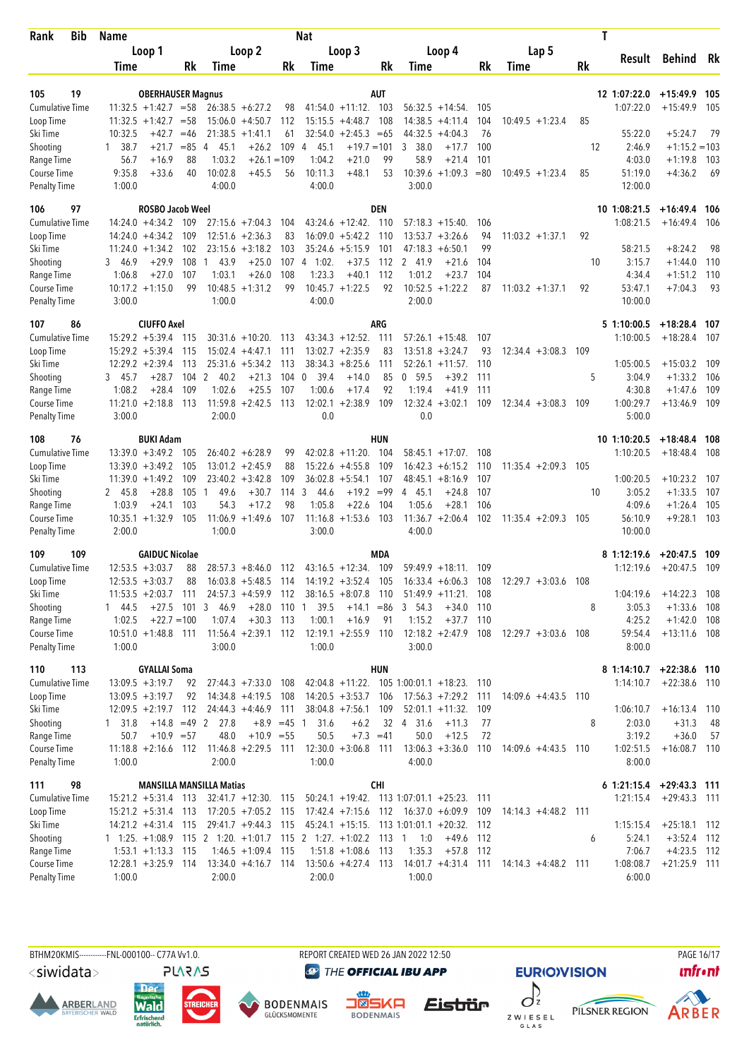| Rank | Bib | Name | | | | | | Nat | | | | | | | | | T | Result | Behind | Rk |
|---|---|---|---|---|---|---|---|---|---|---|---|---|---|---|---|---|---|---|---|---|
| | | Loop 1 | | | Loop 2 | | | Loop 3 | | | Loop 4 | | | Lap 5 | | | | | | |
| | | Time | | Rk | Time | | Rk | Time | | Rk | Time | | Rk | Time | | Rk | | | | |
| 105 | 19 | OBERHAUSER Magnus | | | | | | AUT | | | | | | | | | 12 | 1:07:22.0 | +15:49.9 | 105 |
| Cumulative Time | | 11:32.5 | +1:42.7 | =58 | 26:38.5 | +6:27.2 | 98 | 41:54.0 | +11:12. | 103 | 56:32.5 | +14:54. | 105 | | | | | 1:07:22.0 | +15:49.9 | 105 |
| Loop Time | | 11:32.5 | +1:42.7 | =58 | 15:06.0 | +4:50.7 | 112 | 15:15.5 | +4:48.7 | 108 | 14:38.5 | +4:11.4 | 104 | 10:49.5 | +1:23.4 | 85 | | | | |
| Ski Time | | 10:32.5 | +42.7 | =46 | 21:38.5 | +1:41.1 | 61 | 32:54.0 | +2:45.3 | =65 | 44:32.5 | +4:04.3 | 76 | | | | | 55:22.0 | +5:24.7 | 79 |
| Shooting | | 1 38.7 | +21.7 | =85 | 4 45.1 | +26.2 | 109 | 4 45.1 | +19.7 | =101 | 3 38.0 | +17.7 | 100 | | | | 12 | 2:46.9 | +1:15.2 | =103 |
| Range Time | | 56.7 | +16.9 | 88 | 1:03.2 | +26.1 | =109 | 1:04.2 | +21.0 | 99 | 58.9 | +21.4 | 101 | | | | | 4:03.0 | +1:19.8 | 103 |
| Course Time | | 9:35.8 | +33.6 | 40 | 10:02.8 | +45.5 | 56 | 10:11.3 | +48.1 | 53 | 10:39.6 | +1:09.3 | =80 | 10:49.5 | +1:23.4 | 85 | | 51:19.0 | +4:36.2 | 69 |
| Penalty Time | | 1:00.0 | | | 4:00.0 | | | 4:00.0 | | | 3:00.0 | | | | | | | 12:00.0 | | |
| 106 | 97 | ROSBO Jacob Weel | | | | | | DEN | | | | | | | | | 10 | 1:08:21.5 | +16:49.4 | 106 |
| Cumulative Time | | 14:24.0 | +4:34.2 | 109 | 27:15.6 | +7:04.3 | 104 | 43:24.6 | +12:42. | 110 | 57:18.3 | +15:40. | 106 | | | | | 1:08:21.5 | +16:49.4 | 106 |
| Loop Time | | 14:24.0 | +4:34.2 | 109 | 12:51.6 | +2:36.3 | 83 | 16:09.0 | +5:42.2 | 110 | 13:53.7 | +3:26.6 | 94 | 11:03.2 | +1:37.1 | 92 | | | | |
| Ski Time | | 11:24.0 | +1:34.2 | 102 | 23:15.6 | +3:18.2 | 103 | 35:24.6 | +5:15.9 | 101 | 47:18.3 | +6:50.1 | 99 | | | | | 58:21.5 | +8:24.2 | 98 |
| Shooting | | 3 46.9 | +29.9 | 108 | 1 43.9 | +25.0 | 107 | 4 1:02. | +37.5 | 112 | 2 41.9 | +21.6 | 104 | | | | 10 | 3:15.7 | +1:44.0 | 110 |
| Range Time | | 1:06.8 | +27.0 | 107 | 1:03.1 | +26.0 | 108 | 1:23.3 | +40.1 | 112 | 1:01.2 | +23.7 | 104 | | | | | 4:34.4 | +1:51.2 | 110 |
| Course Time | | 10:17.2 | +1:15.0 | 99 | 10:48.5 | +1:31.2 | 99 | 10:45.7 | +1:22.5 | 92 | 10:52.5 | +1:22.2 | 87 | 11:03.2 | +1:37.1 | 92 | | 53:47.1 | +7:04.3 | 93 |
| Penalty Time | | 3:00.0 | | | 1:00.0 | | | 4:00.0 | | | 2:00.0 | | | | | | | 10:00.0 | | |
| 107 | 86 | CIUFFO Axel | | | | | | ARG | | | | | | | | | 5 | 1:10:00.5 | +18:28.4 | 107 |
| Cumulative Time | | 15:29.2 | +5:39.4 | 115 | 30:31.6 | +10:20. | 113 | 43:34.3 | +12:52. | 111 | 57:26.1 | +15:48. | 107 | | | | | 1:10:00.5 | +18:28.4 | 107 |
| Loop Time | | 15:29.2 | +5:39.4 | 115 | 15:02.4 | +4:47.1 | 111 | 13:02.7 | +2:35.9 | 83 | 13:51.8 | +3:24.7 | 93 | 12:34.4 | +3:08.3 | 109 | | | | |
| Ski Time | | 12:29.2 | +2:39.4 | 113 | 25:31.6 | +5:34.2 | 113 | 38:34.3 | +8:25.6 | 111 | 52:26.1 | +11:57. | 110 | | | | | 1:05:00.5 | +15:03.2 | 109 |
| Shooting | | 3 45.7 | +28.7 | 104 | 2 40.2 | +21.3 | 104 | 0 39.4 | +14.0 | 85 | 0 59.5 | +39.2 | 111 | | | | 5 | 3:04.9 | +1:33.2 | 106 |
| Range Time | | 1:08.2 | +28.4 | 109 | 1:02.6 | +25.5 | 107 | 1:00.6 | +17.4 | 92 | 1:19.4 | +41.9 | 111 | | | | | 4:30.8 | +1:47.6 | 109 |
| Course Time | | 11:21.0 | +2:18.8 | 113 | 11:59.8 | +2:42.5 | 113 | 12:02.1 | +2:38.9 | 109 | 12:32.4 | +3:02.1 | 109 | 12:34.4 | +3:08.3 | 109 | | 1:00:29.7 | +13:46.9 | 109 |
| Penalty Time | | 3:00.0 | | | 2:00.0 | | | 0.0 | | | 0.0 | | | | | | | 5:00.0 | | |
| 108 | 76 | BUKI Adam | | | | | | HUN | | | | | | | | | 10 | 1:10:20.5 | +18:48.4 | 108 |
| Cumulative Time | | 13:39.0 | +3:49.2 | 105 | 26:40.2 | +6:28.9 | 99 | 42:02.8 | +11:20. | 104 | 58:45.1 | +17:07. | 108 | | | | | 1:10:20.5 | +18:48.4 | 108 |
| Loop Time | | 13:39.0 | +3:49.2 | 105 | 13:01.2 | +2:45.9 | 88 | 15:22.6 | +4:55.8 | 109 | 16:42.3 | +6:15.2 | 110 | 11:35.4 | +2:09.3 | 105 | | | | |
| Ski Time | | 11:39.0 | +1:49.2 | 109 | 23:40.2 | +3:42.8 | 109 | 36:02.8 | +5:54.1 | 107 | 48:45.1 | +8:16.9 | 107 | | | | | 1:00:20.5 | +10:23.2 | 107 |
| Shooting | | 2 45.8 | +28.8 | 105 | 1 49.6 | +30.7 | 114 | 3 44.6 | +19.2 | =99 | 4 45.1 | +24.8 | 107 | | | | 10 | 3:05.2 | +1:33.5 | 107 |
| Range Time | | 1:03.9 | +24.1 | 103 | 54.3 | +17.2 | 98 | 1:05.8 | +22.6 | 104 | 1:05.6 | +28.1 | 106 | | | | | 4:09.6 | +1:26.4 | 105 |
| Course Time | | 10:35.1 | +1:32.9 | 105 | 11:06.9 | +1:49.6 | 107 | 11:16.8 | +1:53.6 | 103 | 11:36.7 | +2:06.4 | 102 | 11:35.4 | +2:09.3 | 105 | | 56:10.9 | +9:28.1 | 103 |
| Penalty Time | | 2:00.0 | | | 1:00.0 | | | 3:00.0 | | | 4:00.0 | | | | | | | 10:00.0 | | |
| 109 | 109 | GAIDUC Nicolae | | | | | | MDA | | | | | | | | | 8 | 1:12:19.6 | +20:47.5 | 109 |
| Cumulative Time | | 12:53.5 | +3:03.7 | 88 | 28:57.3 | +8:46.0 | 112 | 43:16.5 | +12:34. | 109 | 59:49.9 | +18:11. | 109 | | | | | 1:12:19.6 | +20:47.5 | 109 |
| Loop Time | | 12:53.5 | +3:03.7 | 88 | 16:03.8 | +5:48.5 | 114 | 14:19.2 | +3:52.4 | 105 | 16:33.4 | +6:06.3 | 108 | 12:29.7 | +3:03.6 | 108 | | | | |
| Ski Time | | 11:53.5 | +2:03.7 | 111 | 24:57.3 | +4:59.9 | 112 | 38:16.5 | +8:07.8 | 110 | 51:49.9 | +11:21. | 108 | | | | | 1:04:19.6 | +14:22.3 | 108 |
| Shooting | | 1 44.5 | +27.5 | 101 | 3 46.9 | +28.0 | 110 | 1 39.5 | +14.1 | =86 | 3 54.3 | +34.0 | 110 | | | | 8 | 3:05.3 | +1:33.6 | 108 |
| Range Time | | 1:02.5 | +22.7 | =100 | 1:07.4 | +30.3 | 113 | 1:00.1 | +16.9 | 91 | 1:15.2 | +37.7 | 110 | | | | | 4:25.2 | +1:42.0 | 108 |
| Course Time | | 10:51.0 | +1:48.8 | 111 | 11:56.4 | +2:39.1 | 112 | 12:19.1 | +2:55.9 | 110 | 12:18.2 | +2:47.9 | 108 | 12:29.7 | +3:03.6 | 108 | | 59:54.4 | +13:11.6 | 108 |
| Penalty Time | | 1:00.0 | | | 3:00.0 | | | 1:00.0 | | | 3:00.0 | | | | | | | 8:00.0 | | |
| 110 | 113 | GYALLAI Soma | | | | | | HUN | | | | | | | | | 8 | 1:14:10.7 | +22:38.6 | 110 |
| Cumulative Time | | 13:09.5 | +3:19.7 | 92 | 27:44.3 | +7:33.0 | 108 | 42:04.8 | +11:22. | 105 | 1:00:01.1 | +18:23. | 110 | | | | | 1:14:10.7 | +22:38.6 | 110 |
| Loop Time | | 13:09.5 | +3:19.7 | 92 | 14:34.8 | +4:19.5 | 108 | 14:20.5 | +3:53.7 | 106 | 17:56.3 | +7:29.2 | 111 | 14:09.6 | +4:43.5 | 110 | | | | |
| Ski Time | | 12:09.5 | +2:19.7 | 112 | 24:44.3 | +4:46.9 | 111 | 38:04.8 | +7:56.1 | 109 | 52:01.1 | +11:32. | 109 | | | | | 1:06:10.7 | +16:13.4 | 110 |
| Shooting | | 1 31.8 | +14.8 | =49 | 2 27.8 | +8.9 | =45 | 1 31.6 | +6.2 | 32 | 4 31.6 | +11.3 | 77 | | | | 8 | 2:03.0 | +31.3 | 48 |
| Range Time | | 50.7 | +10.9 | =57 | 48.0 | +10.9 | =55 | 50.5 | +7.3 | =41 | 50.0 | +12.5 | 72 | | | | | 3:19.2 | +36.0 | 57 |
| Course Time | | 11:18.8 | +2:16.6 | 112 | 11:46.8 | +2:29.5 | 111 | 12:30.0 | +3:06.8 | 111 | 13:06.3 | +3:36.0 | 110 | 14:09.6 | +4:43.5 | 110 | | 1:02:51.5 | +16:08.7 | 110 |
| Penalty Time | | 1:00.0 | | | 2:00.0 | | | 1:00.0 | | | 4:00.0 | | | | | | | 8:00.0 | | |
| 111 | 98 | MANSILLA MANSILLA Matias | | | | | | CHI | | | | | | | | | 6 | 1:21:15.4 | +29:43.3 | 111 |
| Cumulative Time | | 15:21.2 | +5:31.4 | 113 | 32:41.7 | +12:30. | 115 | 50:24.1 | +19:42. | 113 | 1:07:01.1 | +25:23. | 111 | | | | | 1:21:15.4 | +29:43.3 | 111 |
| Loop Time | | 15:21.2 | +5:31.4 | 113 | 17:20.5 | +7:05.2 | 115 | 17:42.4 | +7:15.6 | 112 | 16:37.0 | +6:09.9 | 109 | 14:14.3 | +4:48.2 | 111 | | | | |
| Ski Time | | 14:21.2 | +4:31.4 | 115 | 29:41.7 | +9:44.3 | 115 | 45:24.1 | +15:15. | 113 | 1:01:01.1 | +20:32. | 112 | | | | | 1:15:15.4 | +25:18.1 | 112 |
| Shooting | | 1 1:25. | +1:08.9 | 115 | 2 1:20. | +1:01.7 | 115 | 2 1:27. | +1:02.2 | 113 | 1 1:0 | +49.6 | 112 | | | | 6 | 5:24.1 | +3:52.4 | 112 |
| Range Time | | 1:53.1 | +1:13.3 | 115 | 1:46.5 | +1:09.4 | 115 | 1:51.8 | +1:08.6 | 113 | 1:35.3 | +57.8 | 112 | | | | | 7:06.7 | +4:23.5 | 112 |
| Course Time | | 12:28.1 | +3:25.9 | 114 | 13:34.0 | +4:16.7 | 114 | 13:50.6 | +4:27.4 | 113 | 14:01.7 | +4:31.4 | 111 | 14:14.3 | +4:48.2 | 111 | | 1:08:08.7 | +21:25.9 | 111 |
| Penalty Time | | 1:00.0 | | | 2:00.0 | | | 2:00.0 | | | 1:00.0 | | | | | | | 6:00.0 | | |

BTHM20KMIS-----------FNL-000100-- C77A Vv1.0. REPORT CREATED WED 26 JAN 2022 12:50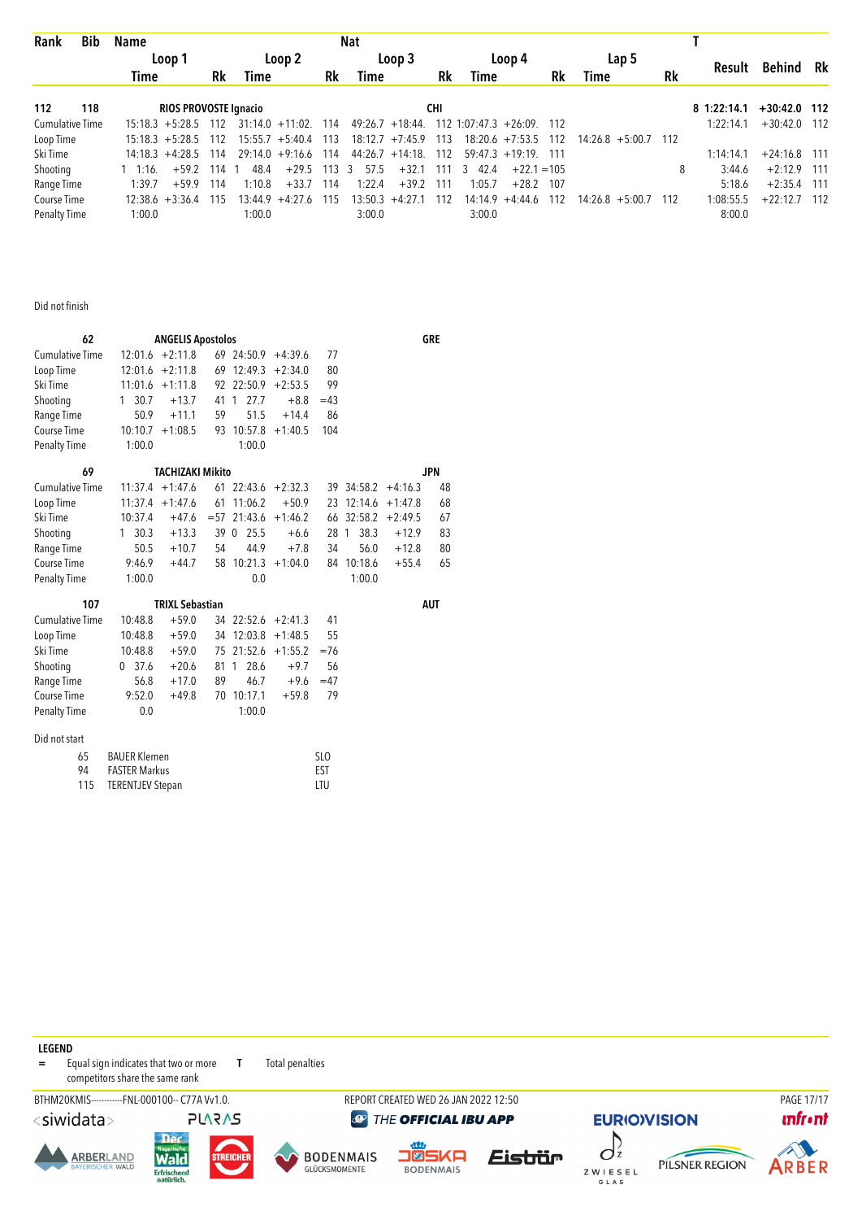| Rank | Bib | Name | | | | | | Nat | | | | | | | | | T | Result | Behind | Rk |
|---|---|---|---|---|---|---|---|---|---|---|---|---|---|---|---|---|---|---|---|---|
| | | Loop 1 | | | Loop 2 | | | Loop 3 | | | Loop 4 | | | Lap 5 | | | | | | |
| | | Time | | Rk | Time | | Rk | Time | | Rk | Time | | Rk | Time | | Rk | | | | |
| 112 | 118 | RIOS PROVOSTE Ignacio | | | | | | CHI | | | | | | | | | 8 | 1:22:14.1 | +30:42.0 | 112 |
| Cumulative Time | | 15:18.3 | +5:28.5 | 112 | 31:14.0 | +11:02. | 114 | 49:26.7 | +18:44. | 112 | 1:07:47.3 | +26:09. | 112 | | | | | 1:22:14.1 | +30:42.0 | 112 |
| Loop Time | | 15:18.3 | +5:28.5 | 112 | 15:55.7 | +5:40.4 | 113 | 18:12.7 | +7:45.9 | 113 | 18:20.6 | +7:53.5 | 112 | 14:26.8 | +5:00.7 | 112 | | | | |
| Ski Time | | 14:18.3 | +4:28.5 | 114 | 29:14.0 | +9:16.6 | 114 | 44:26.7 | +14:18. | 112 | 59:47.3 | +19:19. | 111 | | | | | 1:14:14.1 | +24:16.8 | 111 |
| Shooting | | 1 1:16. | +59.2 | 114 | 1 48.4 | +29.5 | 113 | 3 57.5 | +32.1 | 111 | 3 42.4 | +22.1 | =105 | | | | 8 | 3:44.6 | +2:12.9 | 111 |
| Range Time | | 1:39.7 | +59.9 | 114 | 1:10.8 | +33.7 | 114 | 1:22.4 | +39.2 | 111 | 1:05.7 | +28.2 | 107 | | | | | 5:18.6 | +2:35.4 | 111 |
| Course Time | | 12:38.6 | +3:36.4 | 115 | 13:44.9 | +4:27.6 | 115 | 13:50.3 | +4:27.1 | 112 | 14:14.9 | +4:44.6 | 112 | 14:26.8 | +5:00.7 | 112 | | 1:08:55.5 | +22:12.7 | 112 |
| Penalty Time | | 1:00.0 | | | 1:00.0 | | | 3:00.0 | | | 3:00.0 | | | | | | | 8:00.0 | | |

Did not finish

| | | | | | | | | | |
|---|---|---|---|---|---|---|---|---|---|
| **62** | **ANGELIS Apostolos** | | | | | | | | **GRE** |
| Cumulative Time | 12:01.6 | +2:11.8 | 69 | 24:50.9 | +4:39.6 | 77 | | | |
| Loop Time | 12:01.6 | +2:11.8 | 69 | 12:49.3 | +2:34.0 | 80 | | | |
| Ski Time | 11:01.6 | +1:11.8 | 92 | 22:50.9 | +2:53.5 | 99 | | | |
| Shooting | 1 30.7 | +13.7 | 41 | 1 27.7 | +8.8 | =43 | | | |
| Range Time | 50.9 | +11.1 | 59 | 51.5 | +14.4 | 86 | | | |
| Course Time | 10:10.7 | +1:08.5 | 93 | 10:57.8 | +1:40.5 | 104 | | | |
| Penalty Time | 1:00.0 | | | 1:00.0 | | | | | |
| **69** | **TACHIZAKI Mikito** | | | | | | | | **JPN** |
| Cumulative Time | 11:37.4 | +1:47.6 | 61 | 22:43.6 | +2:32.3 | 39 | 34:58.2 | +4:16.3 | 48 |
| Loop Time | 11:37.4 | +1:47.6 | 61 | 11:06.2 | +50.9 | 23 | 12:14.6 | +1:47.8 | 68 |
| Ski Time | 10:37.4 | +47.6 | =57 | 21:43.6 | +1:46.2 | 66 | 32:58.2 | +2:49.5 | 67 |
| Shooting | 1 30.3 | +13.3 | 39 | 0 25.5 | +6.6 | 28 | 1 38.3 | +12.9 | 83 |
| Range Time | 50.5 | +10.7 | 54 | 44.9 | +7.8 | 34 | 56.0 | +12.8 | 80 |
| Course Time | 9:46.9 | +44.7 | 58 | 10:21.3 | +1:04.0 | 84 | 10:18.6 | +55.4 | 65 |
| Penalty Time | 1:00.0 | | | 0.0 | | | 1:00.0 | | |
| **107** | **TRIXL Sebastian** | | | | | | | | **AUT** |
| Cumulative Time | 10:48.8 | +59.0 | 34 | 22:52.6 | +2:41.3 | 41 | | | |
| Loop Time | 10:48.8 | +59.0 | 34 | 12:03.8 | +1:48.5 | 55 | | | |
| Ski Time | 10:48.8 | +59.0 | 75 | 21:52.6 | +1:55.2 | =76 | | | |
| Shooting | 0 37.6 | +20.6 | 81 | 1 28.6 | +9.7 | 56 | | | |
| Range Time | 56.8 | +17.0 | 89 | 46.7 | +9.6 | =47 | | | |
| Course Time | 9:52.0 | +49.8 | 70 | 10:17.1 | +59.8 | 79 | | | |
| Penalty Time | 0.0 | | | 1:00.0 | | | | | |

Did not start

| | | |
|---|---|---|
| 65 | BAUER Klemen | SLO |
| 94 | FASTER Markus | EST |
| 115 | TERENTJEV Stepan | LTU |

**LEGEND**

= Equal sign indicates that two or more competitors share the same rank

T Total penalties

BTHM20KMIS-----------FNL-000100-- C77A Vv1.0. REPORT CREATED WED 26 JAN 2022 12:50